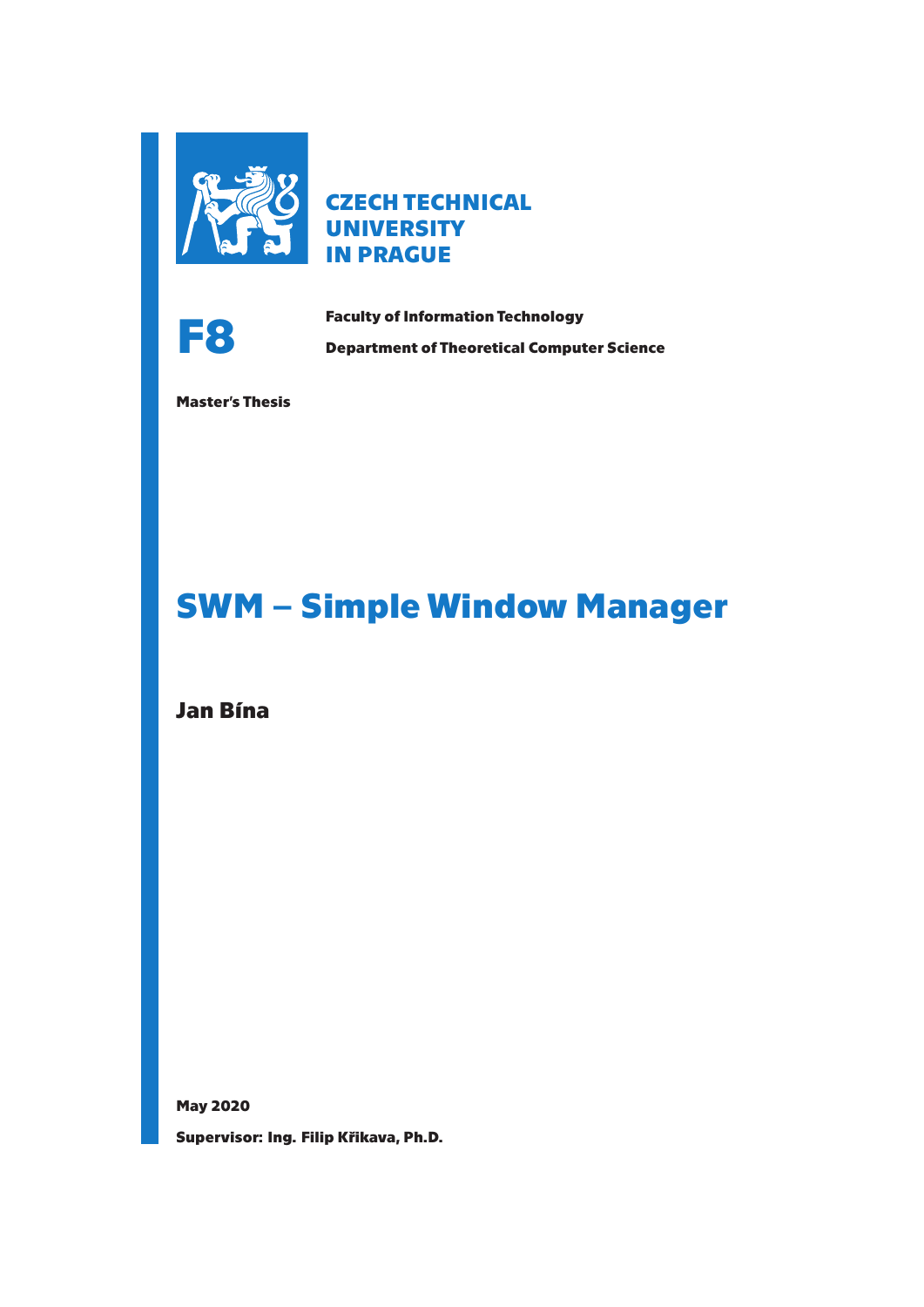CZECH TECHNICAL UNIVERSITY IN PRAGUE

**F8**

**Faculty of Information Technology**

**Department of Theoretical Computer Science**

**Master's Thesis**

# SWM – Simple Window Manager

## Jan Bína

**May 2020**

**Supervisor: Ing. Filip Křikava, Ph.D.**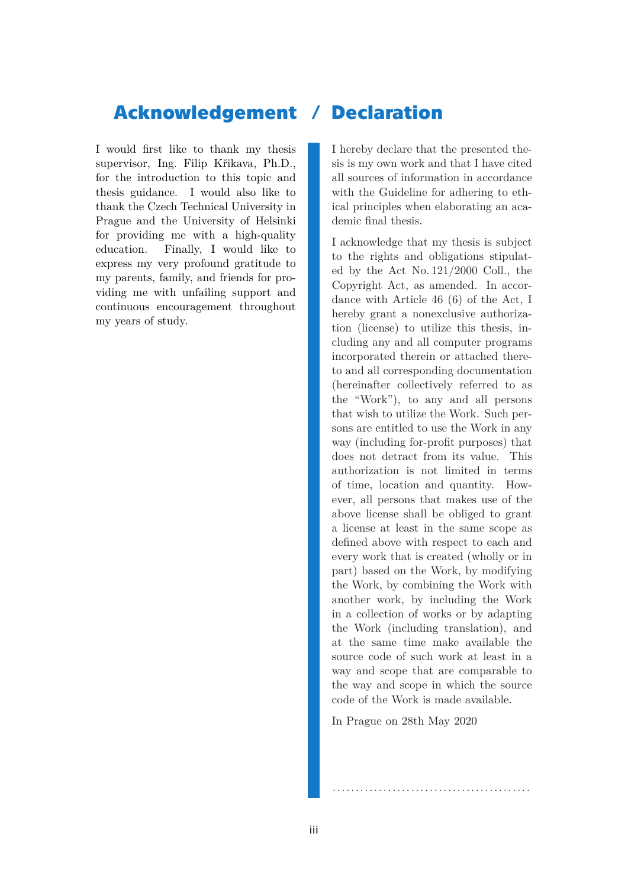# Acknowledgement

I would first like to thank my thesis supervisor, Ing. Filip Křikava, Ph.D., for the introduction to this topic and thesis guidance. I would also like to thank the Czech Technical University in Prague and the University of Helsinki for providing me with a high-quality education. Finally, I would like to express my very profound gratitude to my parents, family, and friends for providing me with unfailing support and continuous encouragement throughout my years of study.

# Declaration

I hereby declare that the presented thesis is my own work and that I have cited all sources of information in accordance with the Guideline for adhering to ethical principles when elaborating an academic final thesis.

I acknowledge that my thesis is subject to the rights and obligations stipulated by the Act No. 121/2000 Coll., the Copyright Act, as amended. In accordance with Article 46 (6) of the Act, I hereby grant a nonexclusive authorization (license) to utilize this thesis, including any and all computer programs incorporated therein or attached thereto and all corresponding documentation (hereinafter collectively referred to as the "Work"), to any and all persons that wish to utilize the Work. Such persons are entitled to use the Work in any way (including for-profit purposes) that does not detract from its value. This authorization is not limited in terms of time, location and quantity. However, all persons that makes use of the above license shall be obliged to grant a license at least in the same scope as defined above with respect to each and every work that is created (wholly or in part) based on the Work, by modifying the Work, by combining the Work with another work, by including the Work in a collection of works or by adapting the Work (including translation), and at the same time make available the source code of such work at least in a way and scope that are comparable to the way and scope in which the source code of the Work is made available.

In Prague on 28th May 2020

. . . . . . . . . . . . . . . . . . . . . . . . . . . . . . . . . . . . . . . .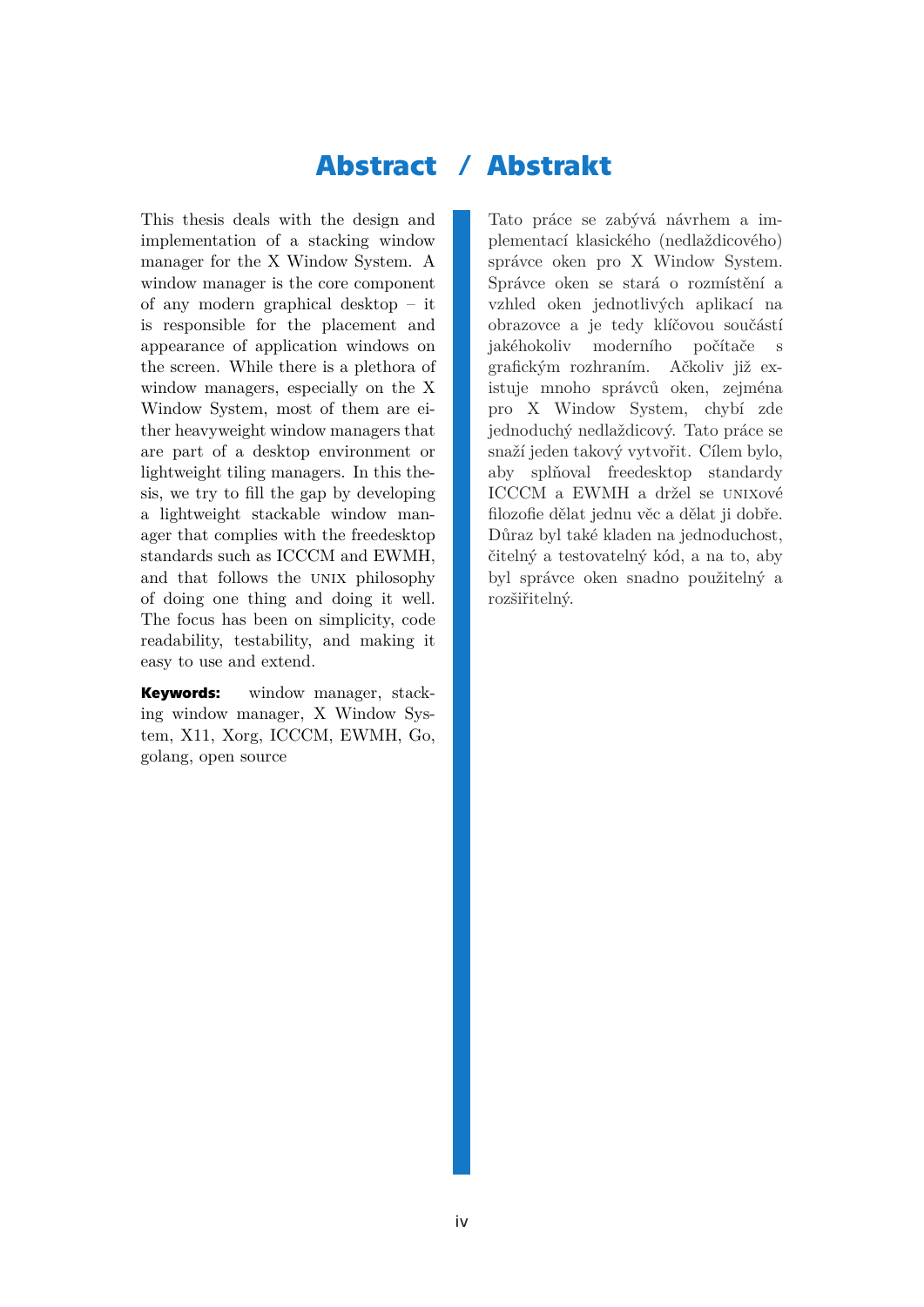# Abstract / Abstrakt

This thesis deals with the design and implementation of a stacking window manager for the X Window System. A window manager is the core component of any modern graphical desktop – it is responsible for the placement and appearance of application windows on the screen. While there is a plethora of window managers, especially on the X Window System, most of them are either heavyweight window managers that are part of a desktop environment or lightweight tiling managers. In this thesis, we try to fill the gap by developing a lightweight stackable window manager that complies with the freedesktop standards such as ICCCM and EWMH, and that follows the UNIX philosophy of doing one thing and doing it well. The focus has been on simplicity, code readability, testability, and making it easy to use and extend.

**Keywords:** window manager, stacking window manager, X Window System, X11, Xorg, ICCCM, EWMH, Go, golang, open source

Tato práce se zabývá návrhem a implementací klasického (nedlaždicového) správce oken pro X Window System. Správce oken se stará o rozmístění a vzhled oken jednotlivých aplikací na obrazovce a je tedy klíčovou součástí jakéhokoliv moderního počítače s grafickým rozhraním. Ačkoliv již existuje mnoho správců oken, zejména pro X Window System, chybí zde jednoduchý nedlaždicový. Tato práce se snaží jeden takový vytvořit. Cílem bylo, aby splňoval freedesktop standardy ICCCM a EWMH a držel se UNIXové filozofie dělat jednu věc a dělat ji dobře. Důraz byl také kladen na jednoduchost, čitelný a testovatelný kód, a na to, aby byl správce oken snadno použitelný a rozšiřitelný.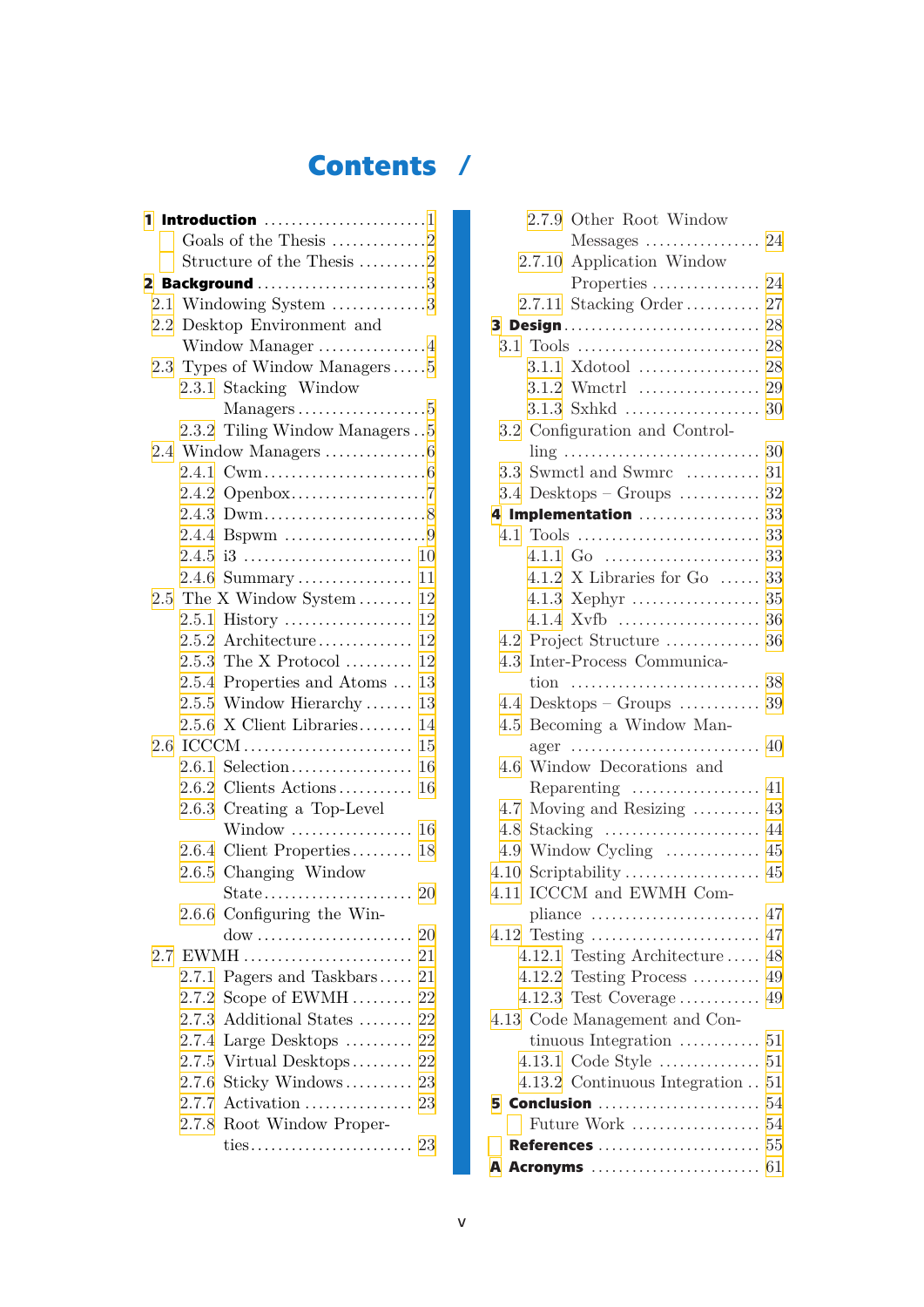# Contents

- **1 Introduction** 1
  - Goals of the Thesis 2
  - Structure of the Thesis 2
- **2 Background** 3
  - 2.1 Windowing System 3
  - 2.2 Desktop Environment and Window Manager 4
  - 2.3 Types of Window Managers 5
    - 2.3.1 Stacking Window Managers 5
    - 2.3.2 Tiling Window Managers 5
  - 2.4 Window Managers 6
    - 2.4.1 Cwm 6
    - 2.4.2 Openbox 7
    - 2.4.3 Dwm 8
    - 2.4.4 Bspwm 9
    - 2.4.5 i3 10
    - 2.4.6 Summary 11
  - 2.5 The X Window System 12
    - 2.5.1 History 12
    - 2.5.2 Architecture 12
    - 2.5.3 The X Protocol 12
    - 2.5.4 Properties and Atoms 13
    - 2.5.5 Window Hierarchy 13
    - 2.5.6 X Client Libraries 14
  - 2.6 ICCCM 15
    - 2.6.1 Selection 16
    - 2.6.2 Clients Actions 16
    - 2.6.3 Creating a Top-Level Window 16
    - 2.6.4 Client Properties 18
    - 2.6.5 Changing Window State 20
    - 2.6.6 Configuring the Window 20
  - 2.7 EWMH 21
    - 2.7.1 Pagers and Taskbars 21
    - 2.7.2 Scope of EWMH 22
    - 2.7.3 Additional States 22
    - 2.7.4 Large Desktops 22
    - 2.7.5 Virtual Desktops 22
    - 2.7.6 Sticky Windows 23
    - 2.7.7 Activation 23
    - 2.7.8 Root Window Properties 23
    - 2.7.9 Other Root Window Messages 24
    - 2.7.10 Application Window Properties 24
    - 2.7.11 Stacking Order 27
- **3 Design** 28
  - 3.1 Tools 28
    - 3.1.1 Xdotool 28
    - 3.1.2 Wmctrl 29
    - 3.1.3 Sxhkd 30
  - 3.2 Configuration and Controlling 30
  - 3.3 Swmctl and Swmrc 31
  - 3.4 Desktops – Groups 32
- **4 Implementation** 33
  - 4.1 Tools 33
    - 4.1.1 Go 33
    - 4.1.2 X Libraries for Go 33
    - 4.1.3 Xephyr 35
    - 4.1.4 Xvfb 36
  - 4.2 Project Structure 36
  - 4.3 Inter-Process Communication 38
  - 4.4 Desktops – Groups 39
  - 4.5 Becoming a Window Manager 40
  - 4.6 Window Decorations and Reparenting 41
  - 4.7 Moving and Resizing 43
  - 4.8 Stacking 44
  - 4.9 Window Cycling 45
  - 4.10 Scriptability 45
  - 4.11 ICCCM and EWMH Compliance 47
  - 4.12 Testing 47
    - 4.12.1 Testing Architecture 48
    - 4.12.2 Testing Process 49
    - 4.12.3 Test Coverage 49
  - 4.13 Code Management and Continuous Integration 51
    - 4.13.1 Code Style 51
    - 4.13.2 Continuous Integration 51
- **5 Conclusion** 54
  - Future Work 54
- **References** 55
- **A Acronyms** 61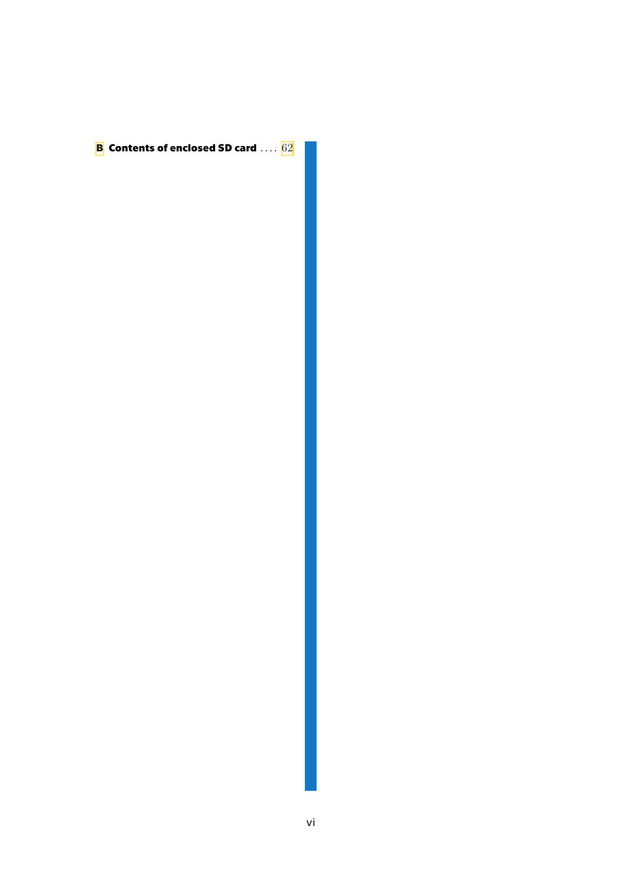**B Contents of enclosed SD card** .... 62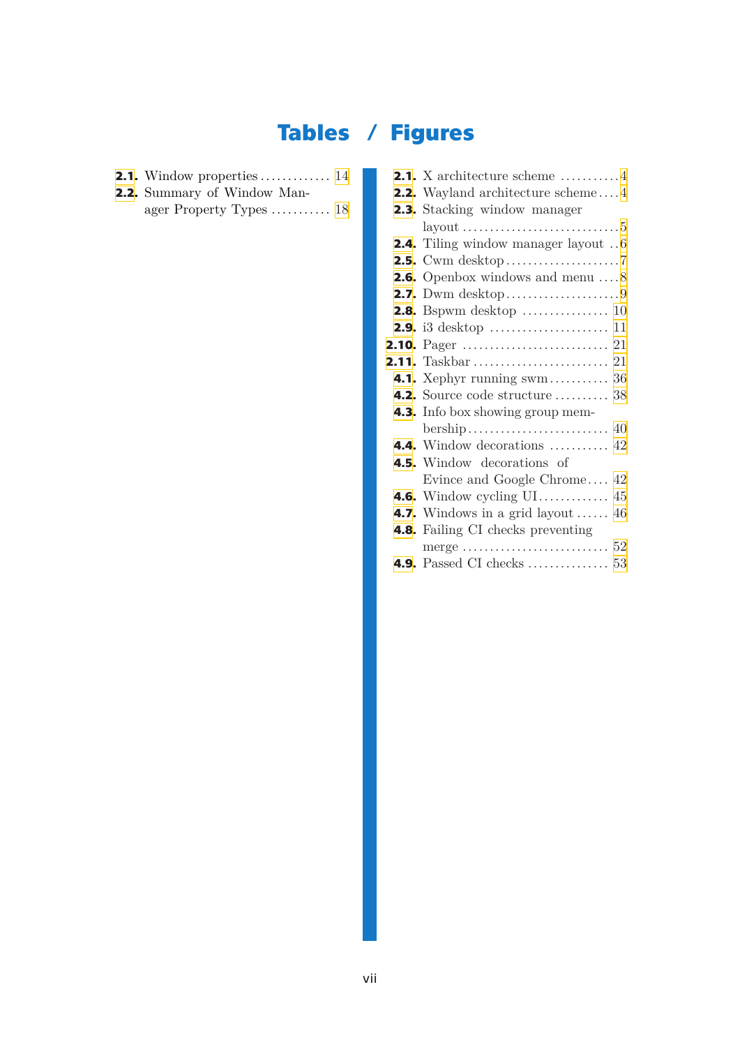# Tables / Figures

## Tables

- **2.1.** Window properties ............. 14
- **2.2.** Summary of Window Manager Property Types ........... 18

## Figures

- **2.1.** X architecture scheme ........... 4
- **2.2.** Wayland architecture scheme .... 4
- **2.3.** Stacking window manager layout ............................ 5
- **2.4.** Tiling window manager layout .. 6
- **2.5.** Cwm desktop ..................... 7
- **2.6.** Openbox windows and menu .... 8
- **2.7.** Dwm desktop ..................... 9
- **2.8.** Bspwm desktop ................ 10
- **2.9.** i3 desktop ...................... 11
- **2.10.** Pager ........................... 21
- **2.11.** Taskbar ......................... 21
- **4.1.** Xephyr running swm ........... 36
- **4.2.** Source code structure .......... 38
- **4.3.** Info box showing group membership .......................... 40
- **4.4.** Window decorations ........... 42
- **4.5.** Window decorations of Evince and Google Chrome .... 42
- **4.6.** Window cycling UI ............. 45
- **4.7.** Windows in a grid layout ...... 46
- **4.8.** Failing CI checks preventing merge ........................... 52
- **4.9.** Passed CI checks ............... 53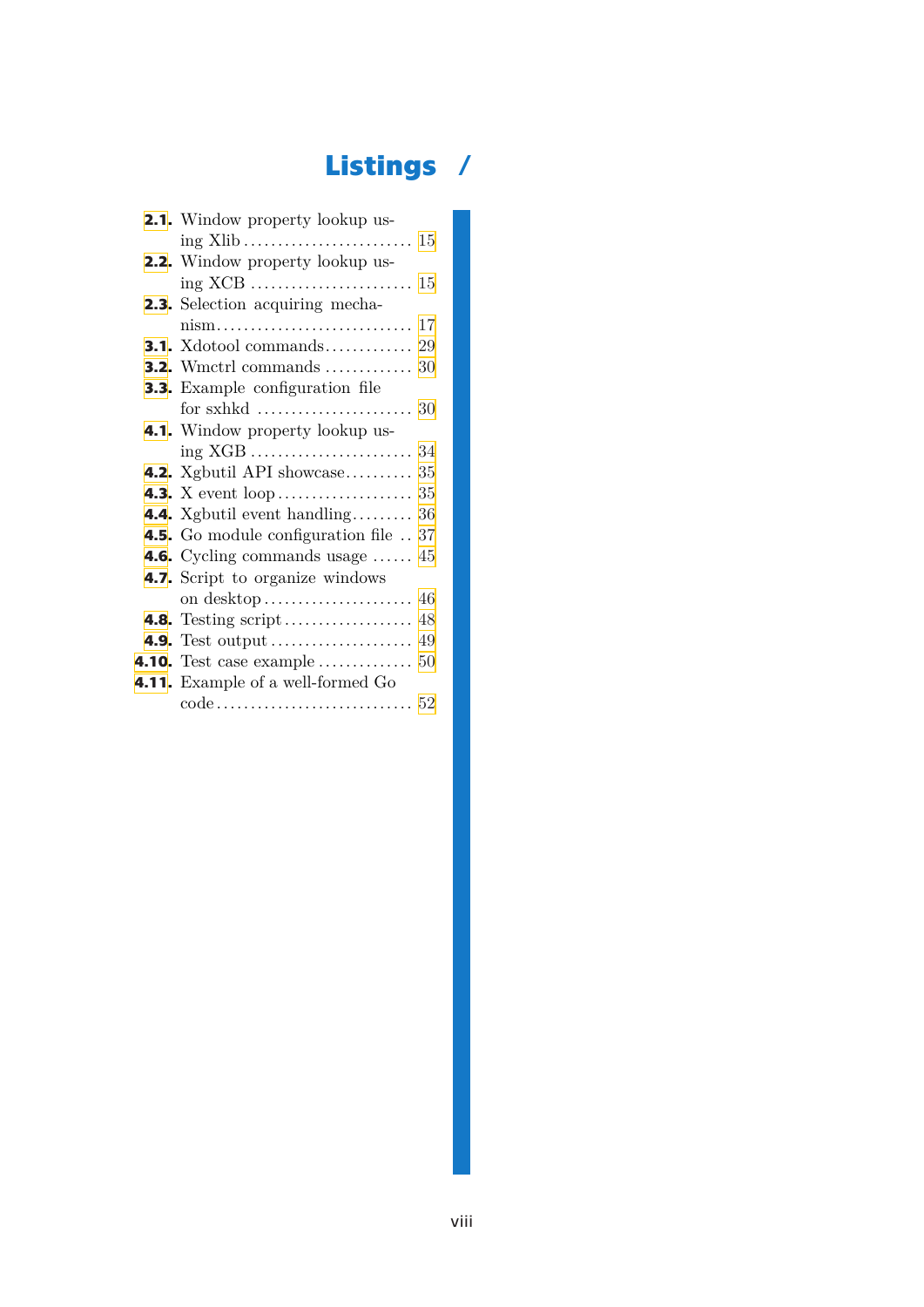# Listings

2.1. Window property lookup using Xlib ........ 15
2.2. Window property lookup using XCB ........ 15
2.3. Selection acquiring mechanism ........ 17
3.1. Xdotool commands ........ 29
3.2. Wmctrl commands ........ 30
3.3. Example configuration file for sxhkd ........ 30
4.1. Window property lookup using XGB ........ 34
4.2. Xgbutil API showcase ........ 35
4.3. X event loop ........ 35
4.4. Xgbutil event handling ........ 36
4.5. Go module configuration file ........ 37
4.6. Cycling commands usage ........ 45
4.7. Script to organize windows on desktop ........ 46
4.8. Testing script ........ 48
4.9. Test output ........ 49
4.10. Test case example ........ 50
4.11. Example of a well-formed Go code ........ 52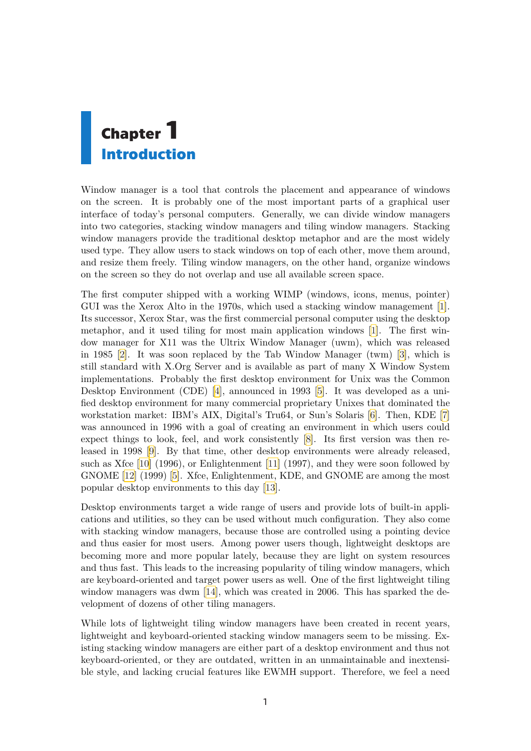# Chapter 1 Introduction

Window manager is a tool that controls the placement and appearance of windows on the screen. It is probably one of the most important parts of a graphical user interface of today's personal computers. Generally, we can divide window managers into two categories, stacking window managers and tiling window managers. Stacking window managers provide the traditional desktop metaphor and are the most widely used type. They allow users to stack windows on top of each other, move them around, and resize them freely. Tiling window managers, on the other hand, organize windows on the screen so they do not overlap and use all available screen space.

The first computer shipped with a working WIMP (windows, icons, menus, pointer) GUI was the Xerox Alto in the 1970s, which used a stacking window management [1]. Its successor, Xerox Star, was the first commercial personal computer using the desktop metaphor, and it used tiling for most main application windows [1]. The first window manager for X11 was the Ultrix Window Manager (uwm), which was released in 1985 [2]. It was soon replaced by the Tab Window Manager (twm) [3], which is still standard with X.Org Server and is available as part of many X Window System implementations. Probably the first desktop environment for Unix was the Common Desktop Environment (CDE) [4], announced in 1993 [5]. It was developed as a unified desktop environment for many commercial proprietary Unixes that dominated the workstation market: IBM's AIX, Digital's Tru64, or Sun's Solaris [6]. Then, KDE [7] was announced in 1996 with a goal of creating an environment in which users could expect things to look, feel, and work consistently [8]. Its first version was then released in 1998 [9]. By that time, other desktop environments were already released, such as Xfce [10] (1996), or Enlightenment [11] (1997), and they were soon followed by GNOME [12] (1999) [5]. Xfce, Enlightenment, KDE, and GNOME are among the most popular desktop environments to this day [13].

Desktop environments target a wide range of users and provide lots of built-in applications and utilities, so they can be used without much configuration. They also come with stacking window managers, because those are controlled using a pointing device and thus easier for most users. Among power users though, lightweight desktops are becoming more and more popular lately, because they are light on system resources and thus fast. This leads to the increasing popularity of tiling window managers, which are keyboard-oriented and target power users as well. One of the first lightweight tiling window managers was dwm [14], which was created in 2006. This has sparked the development of dozens of other tiling managers.

While lots of lightweight tiling window managers have been created in recent years, lightweight and keyboard-oriented stacking window managers seem to be missing. Existing stacking window managers are either part of a desktop environment and thus not keyboard-oriented, or they are outdated, written in an unmaintainable and inextensible style, and lacking crucial features like EWMH support. Therefore, we feel a need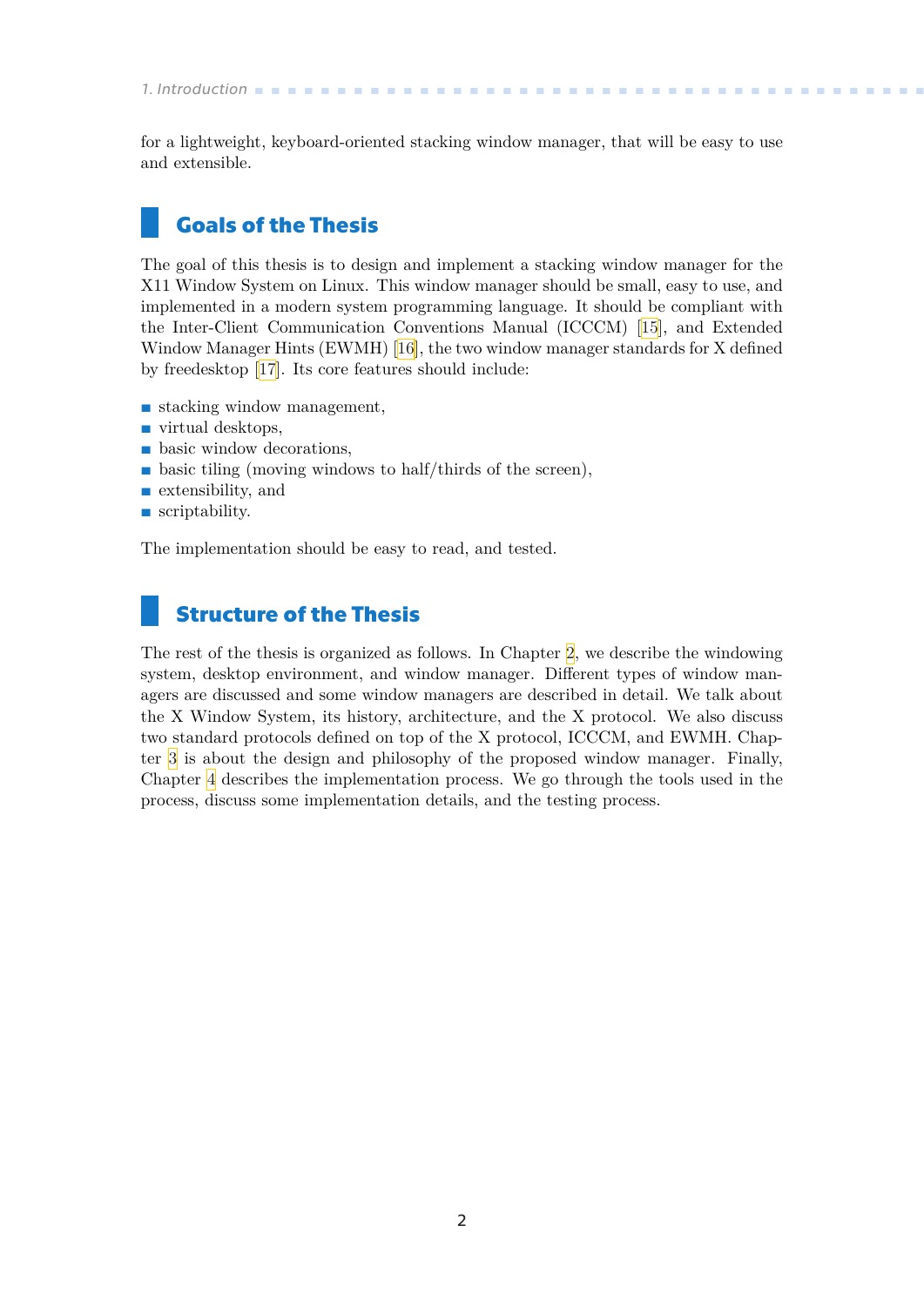for a lightweight, keyboard-oriented stacking window manager, that will be easy to use and extensible.

## Goals of the Thesis

The goal of this thesis is to design and implement a stacking window manager for the X11 Window System on Linux. This window manager should be small, easy to use, and implemented in a modern system programming language. It should be compliant with the Inter-Client Communication Conventions Manual (ICCCM) [15], and Extended Window Manager Hints (EWMH) [16], the two window manager standards for X defined by freedesktop [17]. Its core features should include:

- stacking window management,
- virtual desktops,
- basic window decorations,
- basic tiling (moving windows to half/thirds of the screen),
- extensibility, and
- scriptability.

The implementation should be easy to read, and tested.

## Structure of the Thesis

The rest of the thesis is organized as follows. In Chapter 2, we describe the windowing system, desktop environment, and window manager. Different types of window managers are discussed and some window managers are described in detail. We talk about the X Window System, its history, architecture, and the X protocol. We also discuss two standard protocols defined on top of the X protocol, ICCCM, and EWMH. Chapter 3 is about the design and philosophy of the proposed window manager. Finally, Chapter 4 describes the implementation process. We go through the tools used in the process, discuss some implementation details, and the testing process.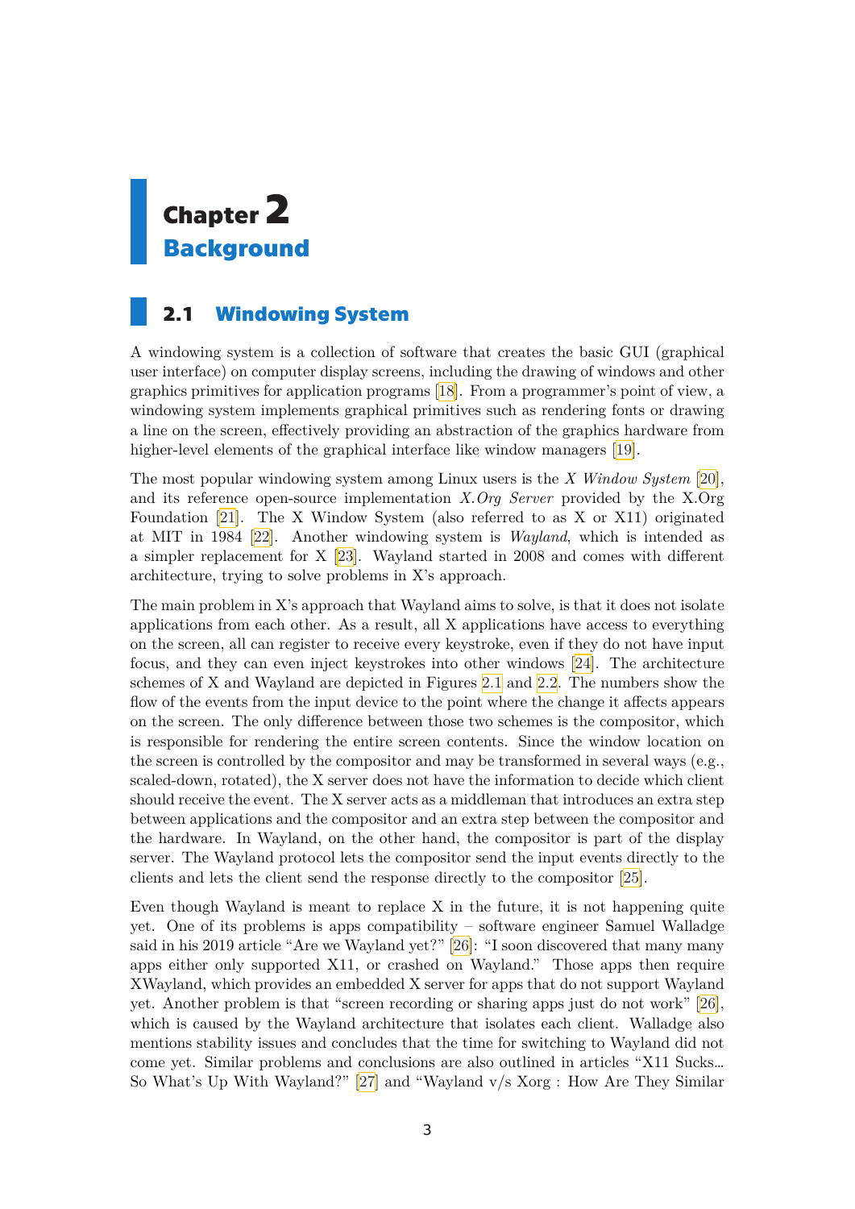# Chapter 2
# Background

## 2.1 Windowing System

A windowing system is a collection of software that creates the basic GUI (graphical user interface) on computer display screens, including the drawing of windows and other graphics primitives for application programs [18]. From a programmer's point of view, a windowing system implements graphical primitives such as rendering fonts or drawing a line on the screen, effectively providing an abstraction of the graphics hardware from higher-level elements of the graphical interface like window managers [19].

The most popular windowing system among Linux users is the *X Window System* [20], and its reference open-source implementation *X.Org Server* provided by the X.Org Foundation [21]. The X Window System (also referred to as X or X11) originated at MIT in 1984 [22]. Another windowing system is *Wayland*, which is intended as a simpler replacement for X [23]. Wayland started in 2008 and comes with different architecture, trying to solve problems in X's approach.

The main problem in X's approach that Wayland aims to solve, is that it does not isolate applications from each other. As a result, all X applications have access to everything on the screen, all can register to receive every keystroke, even if they do not have input focus, and they can even inject keystrokes into other windows [24]. The architecture schemes of X and Wayland are depicted in Figures 2.1 and 2.2. The numbers show the flow of the events from the input device to the point where the change it affects appears on the screen. The only difference between those two schemes is the compositor, which is responsible for rendering the entire screen contents. Since the window location on the screen is controlled by the compositor and may be transformed in several ways (e.g., scaled-down, rotated), the X server does not have the information to decide which client should receive the event. The X server acts as a middleman that introduces an extra step between applications and the compositor and an extra step between the compositor and the hardware. In Wayland, on the other hand, the compositor is part of the display server. The Wayland protocol lets the compositor send the input events directly to the clients and lets the client send the response directly to the compositor [25].

Even though Wayland is meant to replace X in the future, it is not happening quite yet. One of its problems is apps compatibility – software engineer Samuel Walladge said in his 2019 article "Are we Wayland yet?" [26]: "I soon discovered that many many apps either only supported X11, or crashed on Wayland." Those apps then require XWayland, which provides an embedded X server for apps that do not support Wayland yet. Another problem is that "screen recording or sharing apps just do not work" [26], which is caused by the Wayland architecture that isolates each client. Walladge also mentions stability issues and concludes that the time for switching to Wayland did not come yet. Similar problems and conclusions are also outlined in articles "X11 Sucks… So What's Up With Wayland?" [27] and "Wayland v/s Xorg : How Are They Similar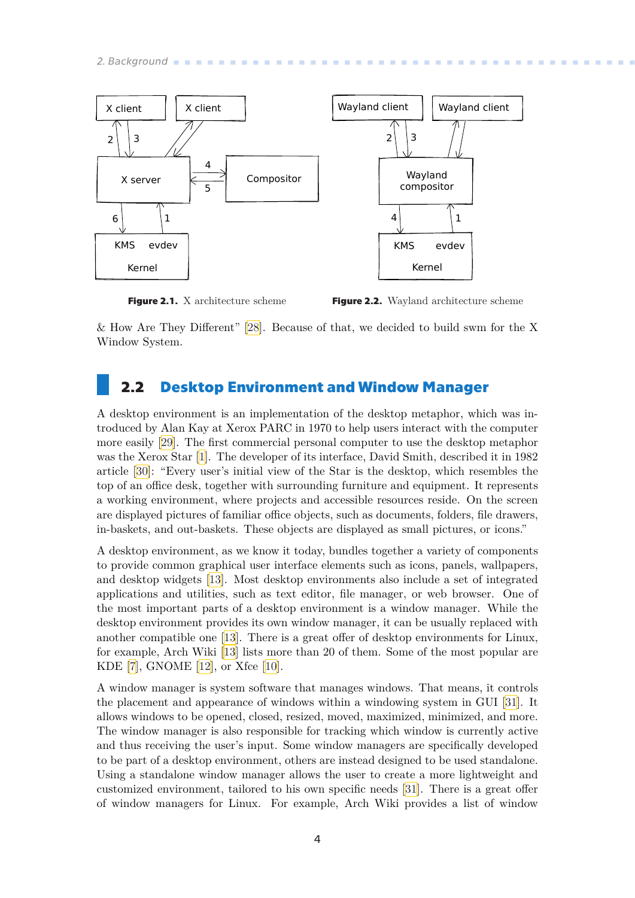Figure 2.1. X architecture scheme

Figure 2.2. Wayland architecture scheme

& How Are They Different" [28]. Because of that, we decided to build swm for the X Window System.

## 2.2 Desktop Environment and Window Manager

A desktop environment is an implementation of the desktop metaphor, which was introduced by Alan Kay at Xerox PARC in 1970 to help users interact with the computer more easily [29]. The first commercial personal computer to use the desktop metaphor was the Xerox Star [1]. The developer of its interface, David Smith, described it in 1982 article [30]: "Every user's initial view of the Star is the desktop, which resembles the top of an office desk, together with surrounding furniture and equipment. It represents a working environment, where projects and accessible resources reside. On the screen are displayed pictures of familiar office objects, such as documents, folders, file drawers, in-baskets, and out-baskets. These objects are displayed as small pictures, or icons."

A desktop environment, as we know it today, bundles together a variety of components to provide common graphical user interface elements such as icons, panels, wallpapers, and desktop widgets [13]. Most desktop environments also include a set of integrated applications and utilities, such as text editor, file manager, or web browser. One of the most important parts of a desktop environment is a window manager. While the desktop environment provides its own window manager, it can be usually replaced with another compatible one [13]. There is a great offer of desktop environments for Linux, for example, Arch Wiki [13] lists more than 20 of them. Some of the most popular are KDE [7], GNOME [12], or Xfce [10].

A window manager is system software that manages windows. That means, it controls the placement and appearance of windows within a windowing system in GUI [31]. It allows windows to be opened, closed, resized, moved, maximized, minimized, and more. The window manager is also responsible for tracking which window is currently active and thus receiving the user's input. Some window managers are specifically developed to be part of a desktop environment, others are instead designed to be used standalone. Using a standalone window manager allows the user to create a more lightweight and customized environment, tailored to his own specific needs [31]. There is a great offer of window managers for Linux. For example, Arch Wiki provides a list of window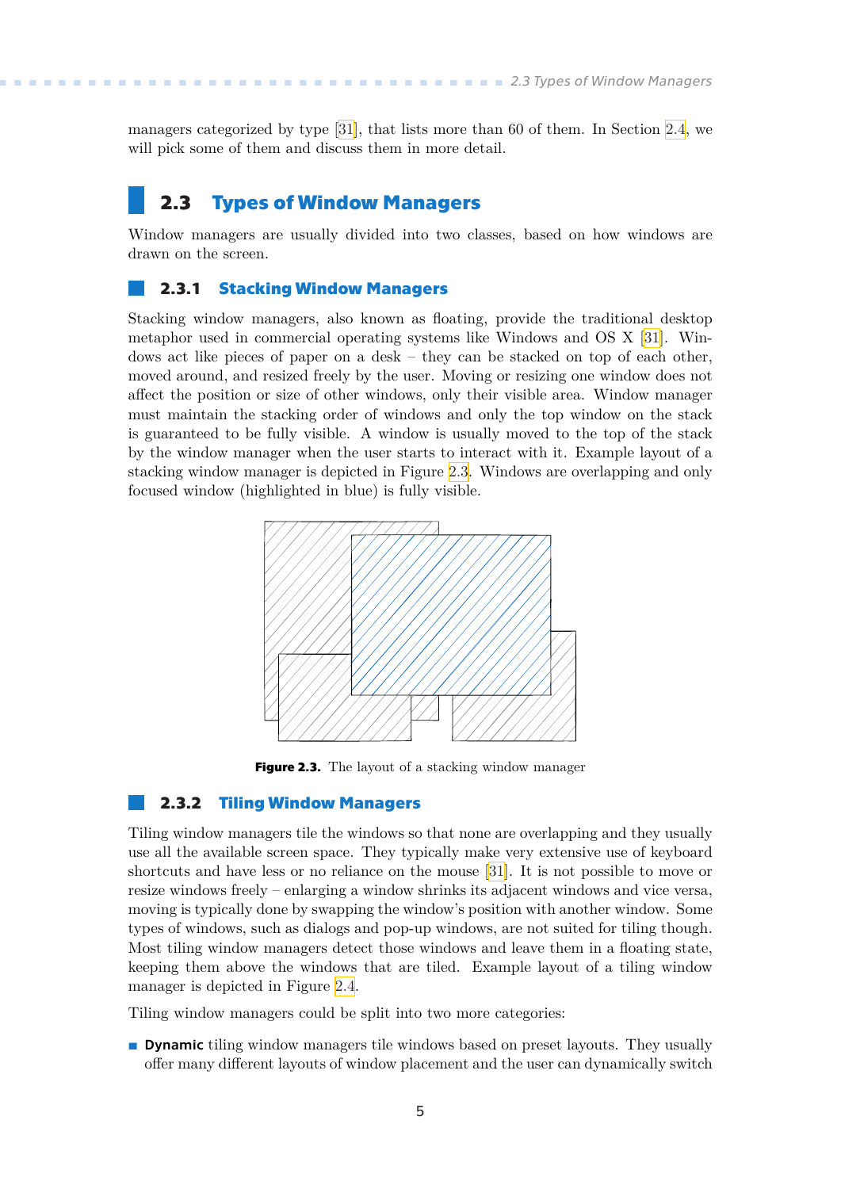managers categorized by type [31], that lists more than 60 of them. In Section 2.4, we will pick some of them and discuss them in more detail.

## 2.3 Types of Window Managers

Window managers are usually divided into two classes, based on how windows are drawn on the screen.

### 2.3.1 Stacking Window Managers

Stacking window managers, also known as floating, provide the traditional desktop metaphor used in commercial operating systems like Windows and OS X [31]. Windows act like pieces of paper on a desk – they can be stacked on top of each other, moved around, and resized freely by the user. Moving or resizing one window does not affect the position or size of other windows, only their visible area. Window manager must maintain the stacking order of windows and only the top window on the stack is guaranteed to be fully visible. A window is usually moved to the top of the stack by the window manager when the user starts to interact with it. Example layout of a stacking window manager is depicted in Figure 2.3. Windows are overlapping and only focused window (highlighted in blue) is fully visible.

**Figure 2.3.** The layout of a stacking window manager

### 2.3.2 Tiling Window Managers

Tiling window managers tile the windows so that none are overlapping and they usually use all the available screen space. They typically make very extensive use of keyboard shortcuts and have less or no reliance on the mouse [31]. It is not possible to move or resize windows freely – enlarging a window shrinks its adjacent windows and vice versa, moving is typically done by swapping the window's position with another window. Some types of windows, such as dialogs and pop-up windows, are not suited for tiling though. Most tiling window managers detect those windows and leave them in a floating state, keeping them above the windows that are tiled. Example layout of a tiling window manager is depicted in Figure 2.4.

Tiling window managers could be split into two more categories:

- **Dynamic** tiling window managers tile windows based on preset layouts. They usually offer many different layouts of window placement and the user can dynamically switch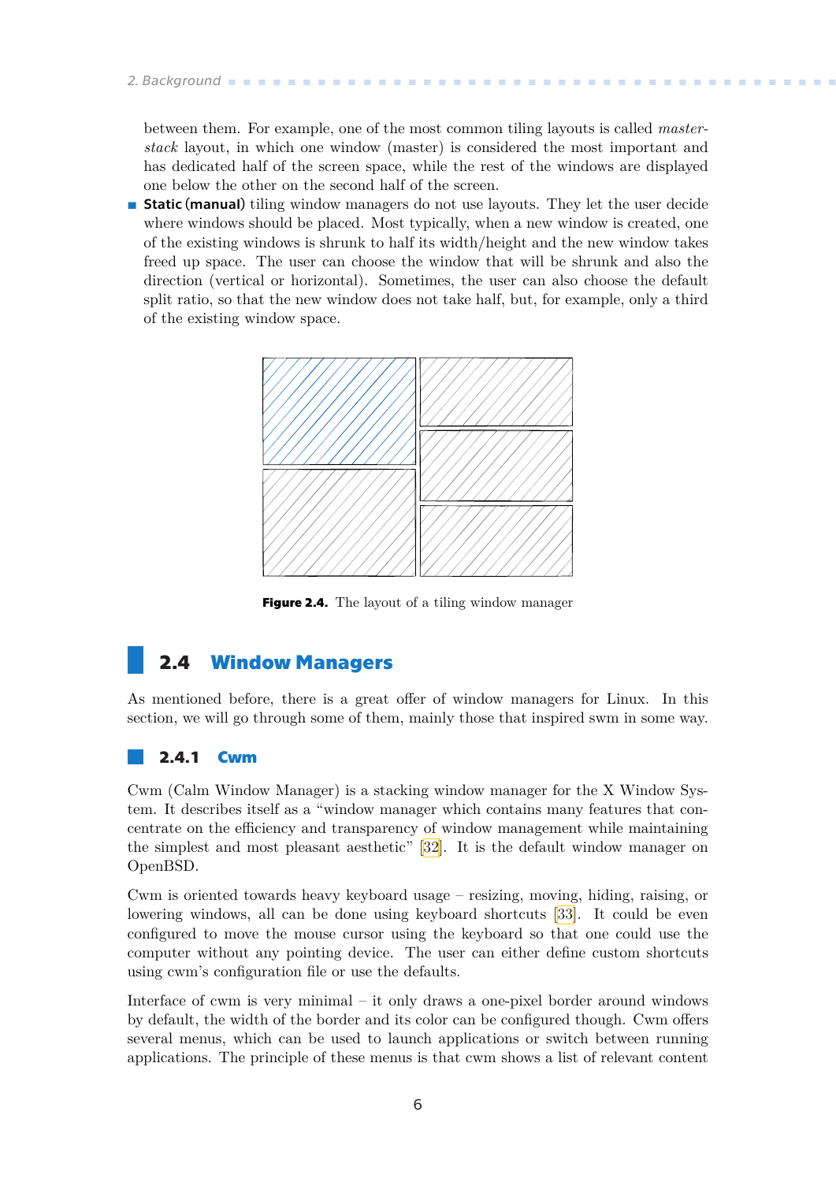between them. For example, one of the most common tiling layouts is called *master-stack* layout, in which one window (master) is considered the most important and has dedicated half of the screen space, while the rest of the windows are displayed one below the other on the second half of the screen.

- **Static (manual)** tiling window managers do not use layouts. They let the user decide where windows should be placed. Most typically, when a new window is created, one of the existing windows is shrunk to half its width/height and the new window takes freed up space. The user can choose the window that will be shrunk and also the direction (vertical or horizontal). Sometimes, the user can also choose the default split ratio, so that the new window does not take half, but, for example, only a third of the existing window space.

**Figure 2.4.** The layout of a tiling window manager

## 2.4 Window Managers

As mentioned before, there is a great offer of window managers for Linux. In this section, we will go through some of them, mainly those that inspired swm in some way.

### 2.4.1 Cwm

Cwm (Calm Window Manager) is a stacking window manager for the X Window System. It describes itself as a "window manager which contains many features that concentrate on the efficiency and transparency of window management while maintaining the simplest and most pleasant aesthetic" [32]. It is the default window manager on OpenBSD.

Cwm is oriented towards heavy keyboard usage – resizing, moving, hiding, raising, or lowering windows, all can be done using keyboard shortcuts [33]. It could be even configured to move the mouse cursor using the keyboard so that one could use the computer without any pointing device. The user can either define custom shortcuts using cwm's configuration file or use the defaults.

Interface of cwm is very minimal – it only draws a one-pixel border around windows by default, the width of the border and its color can be configured though. Cwm offers several menus, which can be used to launch applications or switch between running applications. The principle of these menus is that cwm shows a list of relevant content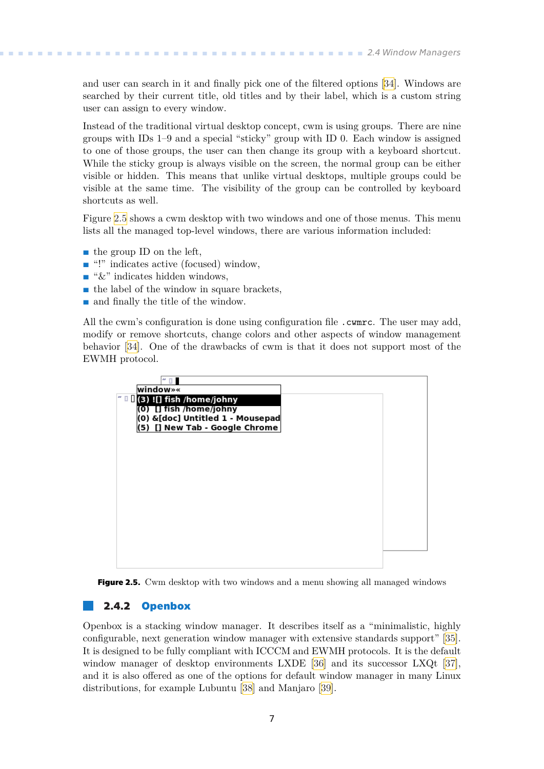and user can search in it and finally pick one of the filtered options [34]. Windows are searched by their current title, old titles and by their label, which is a custom string user can assign to every window.

Instead of the traditional virtual desktop concept, cwm is using groups. There are nine groups with IDs 1–9 and a special “sticky” group with ID 0. Each window is assigned to one of those groups, the user can then change its group with a keyboard shortcut. While the sticky group is always visible on the screen, the normal group can be either visible or hidden. This means that unlike virtual desktops, multiple groups could be visible at the same time. The visibility of the group can be controlled by keyboard shortcuts as well.

Figure 2.5 shows a cwm desktop with two windows and one of those menus. This menu lists all the managed top-level windows, there are various information included:

- the group ID on the left,
- “!” indicates active (focused) window,
- “&” indicates hidden windows,
- the label of the window in square brackets,
- and finally the title of the window.

All the cwm’s configuration is done using configuration file `.cwmrc`. The user may add, modify or remove shortcuts, change colors and other aspects of window management behavior [34]. One of the drawbacks of cwm is that it does not support most of the EWMH protocol.

```
window»«
(3) ![] fish /home/johny
(0)  [] fish /home/johny
(0) &[doc] Untitled 1 - Mousepad
(5)  [] New Tab - Google Chrome
```

**Figure 2.5.** Cwm desktop with two windows and a menu showing all managed windows

### 2.4.2 Openbox

Openbox is a stacking window manager. It describes itself as a “minimalistic, highly configurable, next generation window manager with extensive standards support” [35]. It is designed to be fully compliant with ICCCM and EWMH protocols. It is the default window manager of desktop environments LXDE [36] and its successor LXQt [37], and it is also offered as one of the options for default window manager in many Linux distributions, for example Lubuntu [38] and Manjaro [39].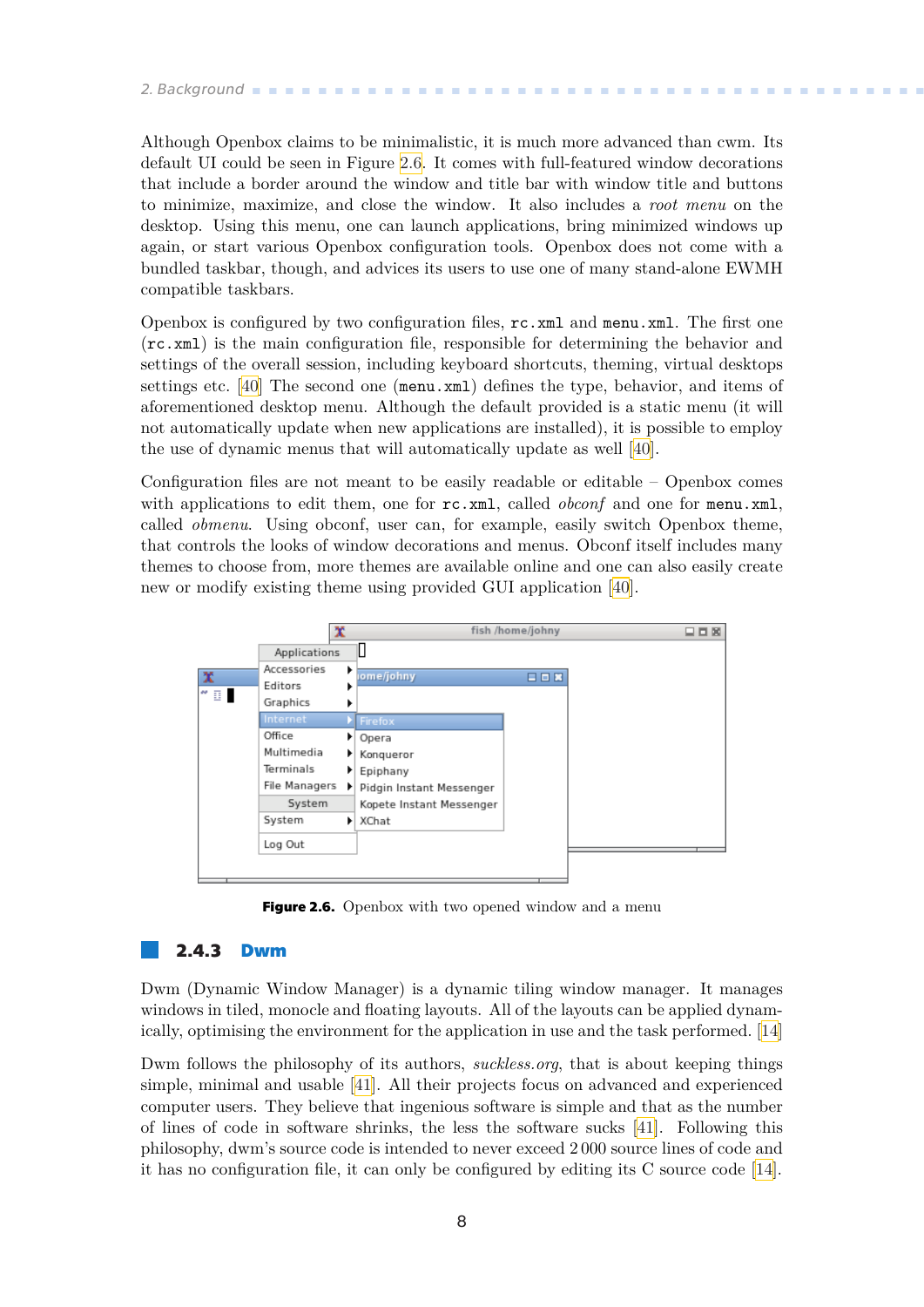Although Openbox claims to be minimalistic, it is much more advanced than cwm. Its default UI could be seen in Figure 2.6. It comes with full-featured window decorations that include a border around the window and title bar with window title and buttons to minimize, maximize, and close the window. It also includes a *root menu* on the desktop. Using this menu, one can launch applications, bring minimized windows up again, or start various Openbox configuration tools. Openbox does not come with a bundled taskbar, though, and advices its users to use one of many stand-alone EWMH compatible taskbars.

Openbox is configured by two configuration files, `rc.xml` and `menu.xml`. The first one (`rc.xml`) is the main configuration file, responsible for determining the behavior and settings of the overall session, including keyboard shortcuts, theming, virtual desktops settings etc. [40] The second one (`menu.xml`) defines the type, behavior, and items of aforementioned desktop menu. Although the default provided is a static menu (it will not automatically update when new applications are installed), it is possible to employ the use of dynamic menus that will automatically update as well [40].

Configuration files are not meant to be easily readable or editable – Openbox comes with applications to edit them, one for `rc.xml`, called *obconf* and one for `menu.xml`, called *obmenu*. Using obconf, user can, for example, easily switch Openbox theme, that controls the looks of window decorations and menus. Obconf itself includes many themes to choose from, more themes are available online and one can also easily create new or modify existing theme using provided GUI application [40].

**Figure 2.6.** Openbox with two opened window and a menu

### 2.4.3 Dwm

Dwm (Dynamic Window Manager) is a dynamic tiling window manager. It manages windows in tiled, monocle and floating layouts. All of the layouts can be applied dynamically, optimising the environment for the application in use and the task performed. [14]

Dwm follows the philosophy of its authors, *suckless.org*, that is about keeping things simple, minimal and usable [41]. All their projects focus on advanced and experienced computer users. They believe that ingenious software is simple and that as the number of lines of code in software shrinks, the less the software sucks [41]. Following this philosophy, dwm's source code is intended to never exceed 2 000 source lines of code and it has no configuration file, it can only be configured by editing its C source code [14].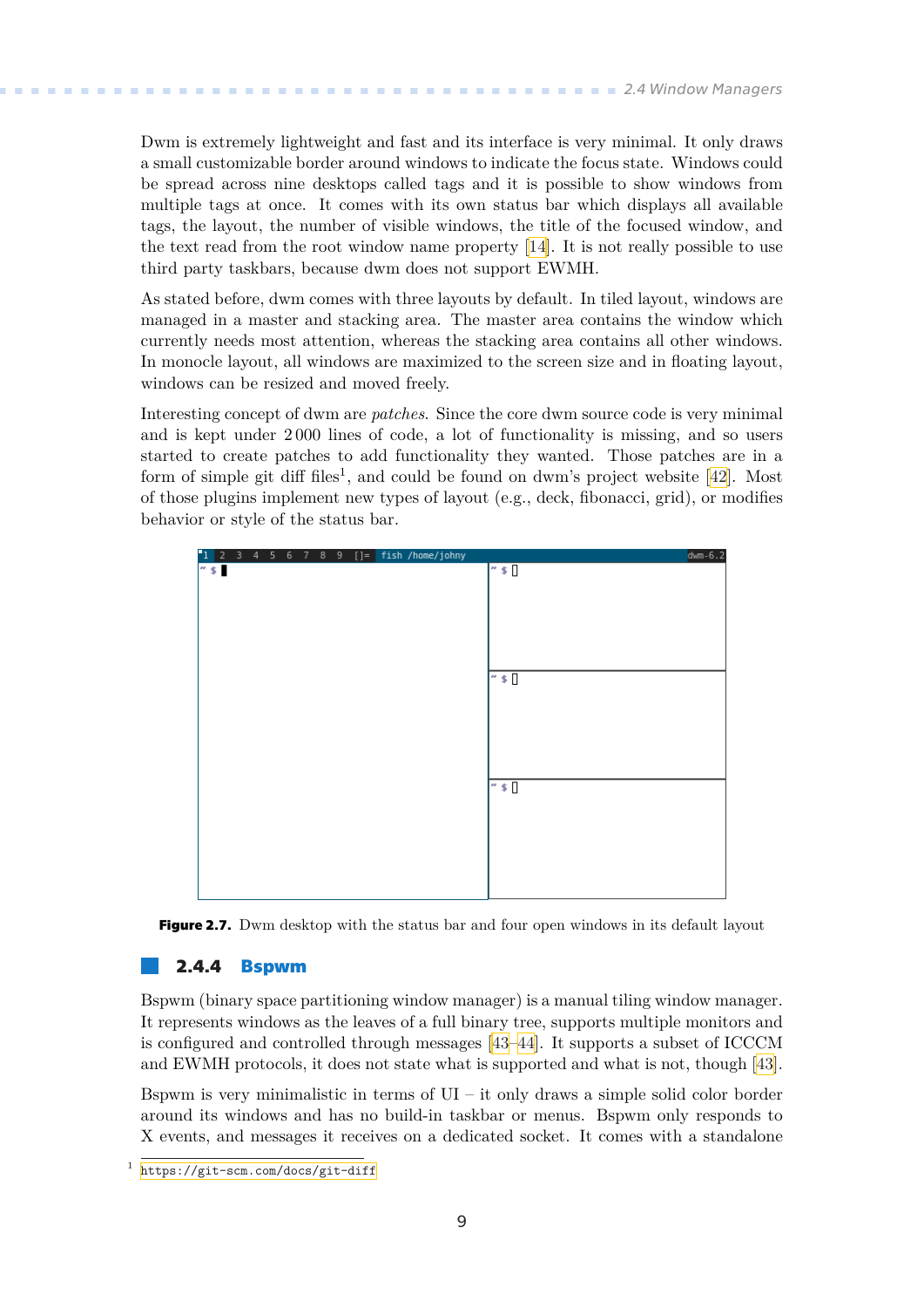Dwm is extremely lightweight and fast and its interface is very minimal. It only draws a small customizable border around windows to indicate the focus state. Windows could be spread across nine desktops called tags and it is possible to show windows from multiple tags at once. It comes with its own status bar which displays all available tags, the layout, the number of visible windows, the title of the focused window, and the text read from the root window name property [14]. It is not really possible to use third party taskbars, because dwm does not support EWMH.

As stated before, dwm comes with three layouts by default. In tiled layout, windows are managed in a master and stacking area. The master area contains the window which currently needs most attention, whereas the stacking area contains all other windows. In monocle layout, all windows are maximized to the screen size and in floating layout, windows can be resized and moved freely.

Interesting concept of dwm are *patches*. Since the core dwm source code is very minimal and is kept under 2 000 lines of code, a lot of functionality is missing, and so users started to create patches to add functionality they wanted. Those patches are in a form of simple git diff files[1], and could be found on dwm's project website [42]. Most of those plugins implement new types of layout (e.g., deck, fibonacci, grid), or modifies behavior or style of the status bar.

**Figure 2.7.** Dwm desktop with the status bar and four open windows in its default layout

### 2.4.4 Bspwm

Bspwm (binary space partitioning window manager) is a manual tiling window manager. It represents windows as the leaves of a full binary tree, supports multiple monitors and is configured and controlled through messages [43–44]. It supports a subset of ICCCM and EWMH protocols, it does not state what is supported and what is not, though [43].

Bspwm is very minimalistic in terms of UI – it only draws a simple solid color border around its windows and has no build-in taskbar or menus. Bspwm only responds to X events, and messages it receives on a dedicated socket. It comes with a standalone

[1] https://git-scm.com/docs/git-diff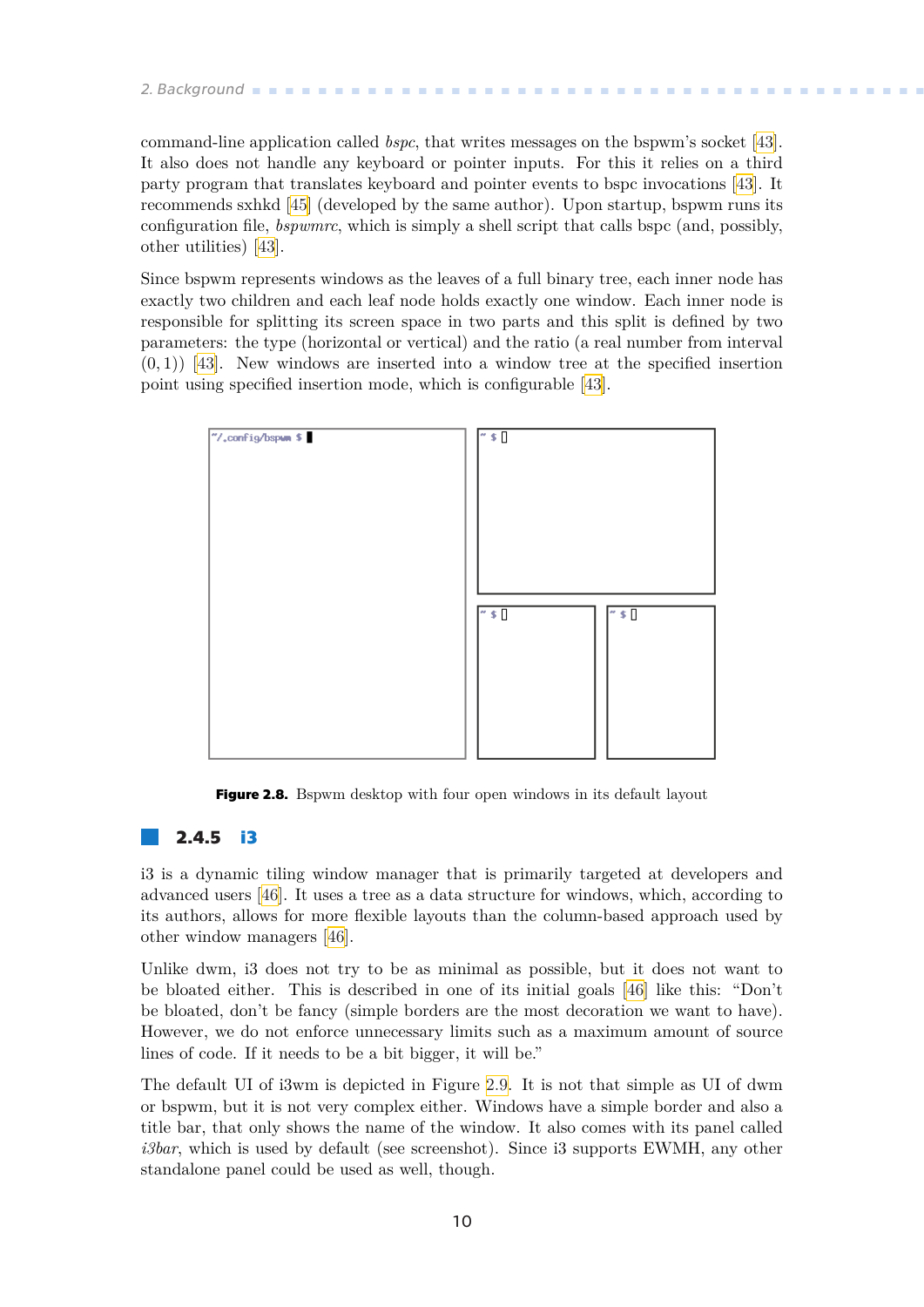command-line application called *bspc*, that writes messages on the bspwm's socket [43]. It also does not handle any keyboard or pointer inputs. For this it relies on a third party program that translates keyboard and pointer events to bspc invocations [43]. It recommends sxhkd [45] (developed by the same author). Upon startup, bspwm runs its configuration file, *bspwmrc*, which is simply a shell script that calls bspc (and, possibly, other utilities) [43].

Since bspwm represents windows as the leaves of a full binary tree, each inner node has exactly two children and each leaf node holds exactly one window. Each inner node is responsible for splitting its screen space in two parts and this split is defined by two parameters: the type (horizontal or vertical) and the ratio (a real number from interval $(0, 1)$) [43]. New windows are inserted into a window tree at the specified insertion point using specified insertion mode, which is configurable [43].

**Figure 2.8.** Bspwm desktop with four open windows in its default layout

### 2.4.5 i3

i3 is a dynamic tiling window manager that is primarily targeted at developers and advanced users [46]. It uses a tree as a data structure for windows, which, according to its authors, allows for more flexible layouts than the column-based approach used by other window managers [46].

Unlike dwm, i3 does not try to be as minimal as possible, but it does not want to be bloated either. This is described in one of its initial goals [46] like this: "Don't be bloated, don't be fancy (simple borders are the most decoration we want to have). However, we do not enforce unnecessary limits such as a maximum amount of source lines of code. If it needs to be a bit bigger, it will be."

The default UI of i3wm is depicted in Figure 2.9. It is not that simple as UI of dwm or bspwm, but it is not very complex either. Windows have a simple border and also a title bar, that only shows the name of the window. It also comes with its panel called *i3bar*, which is used by default (see screenshot). Since i3 supports EWMH, any other standalone panel could be used as well, though.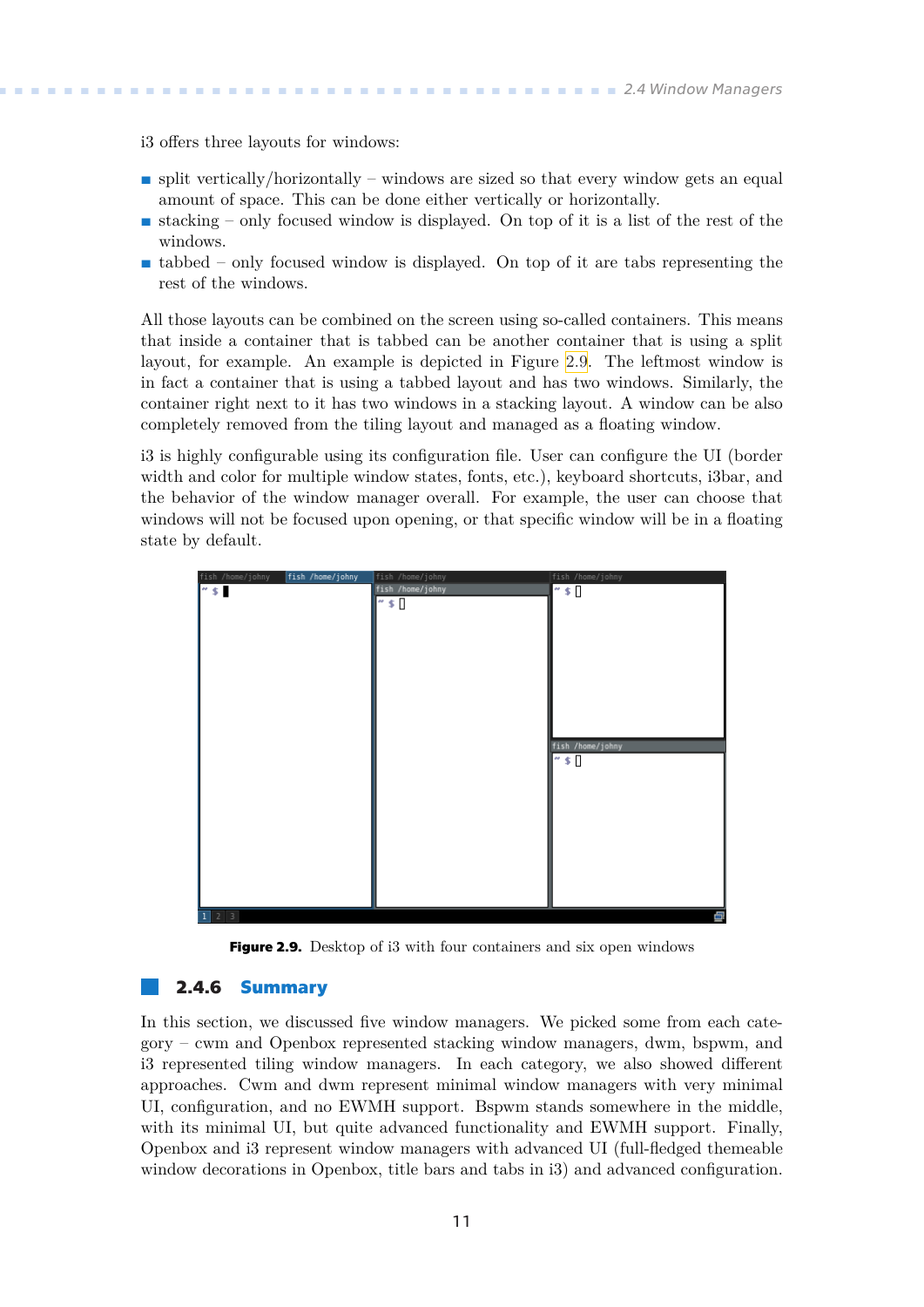i3 offers three layouts for windows:

- split vertically/horizontally – windows are sized so that every window gets an equal amount of space. This can be done either vertically or horizontally.
- stacking – only focused window is displayed. On top of it is a list of the rest of the windows.
- tabbed – only focused window is displayed. On top of it are tabs representing the rest of the windows.

All those layouts can be combined on the screen using so-called containers. This means that inside a container that is tabbed can be another container that is using a split layout, for example. An example is depicted in Figure 2.9. The leftmost window is in fact a container that is using a tabbed layout and has two windows. Similarly, the container right next to it has two windows in a stacking layout. A window can be also completely removed from the tiling layout and managed as a floating window.

i3 is highly configurable using its configuration file. User can configure the UI (border width and color for multiple window states, fonts, etc.), keyboard shortcuts, i3bar, and the behavior of the window manager overall. For example, the user can choose that windows will not be focused upon opening, or that specific window will be in a floating state by default.

**Figure 2.9.** Desktop of i3 with four containers and six open windows

## 2.4.6 Summary

In this section, we discussed five window managers. We picked some from each category – cwm and Openbox represented stacking window managers, dwm, bspwm, and i3 represented tiling window managers. In each category, we also showed different approaches. Cwm and dwm represent minimal window managers with very minimal UI, configuration, and no EWMH support. Bspwm stands somewhere in the middle, with its minimal UI, but quite advanced functionality and EWMH support. Finally, Openbox and i3 represent window managers with advanced UI (full-fledged themeable window decorations in Openbox, title bars and tabs in i3) and advanced configuration.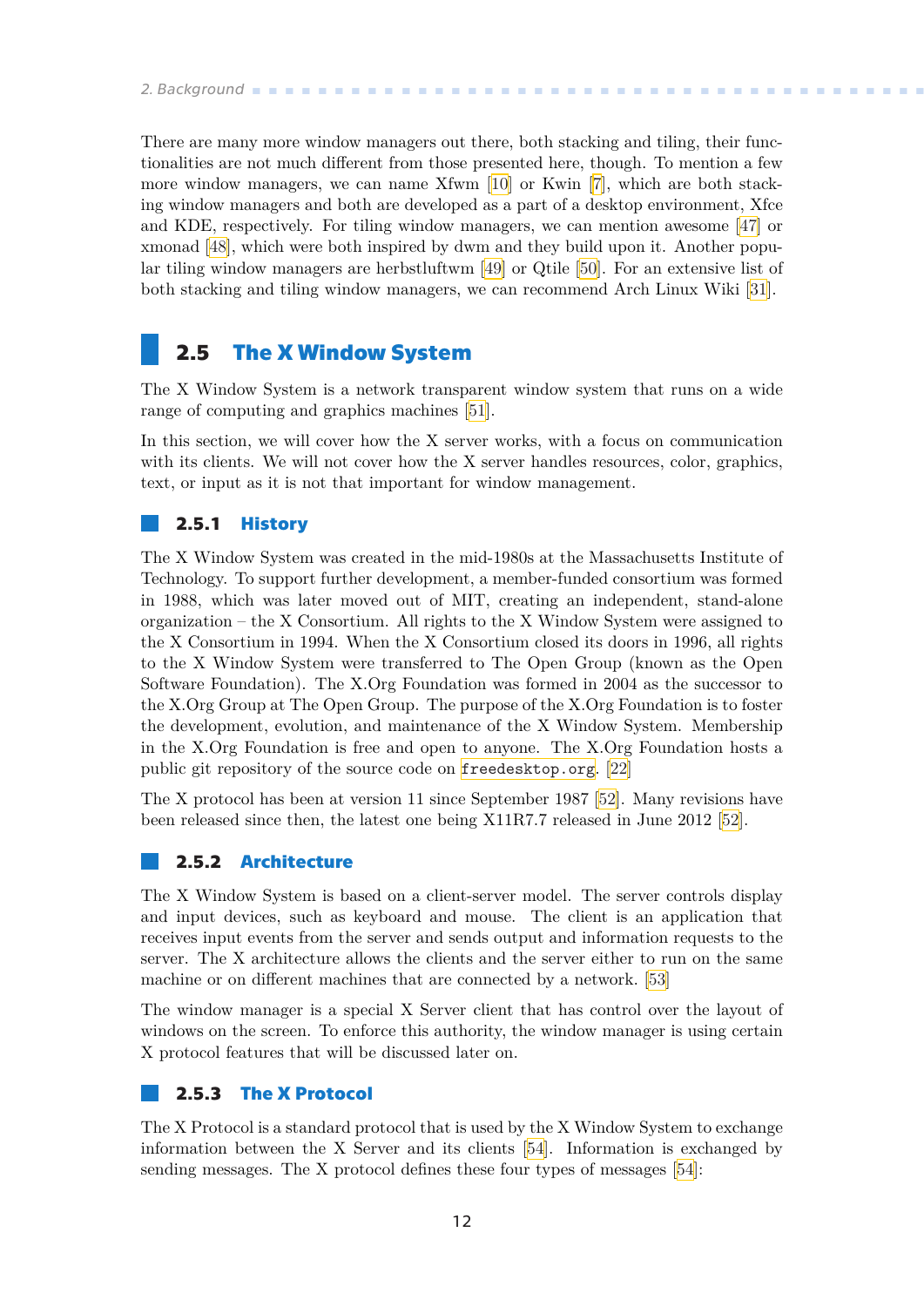There are many more window managers out there, both stacking and tiling, their functionalities are not much different from those presented here, though. To mention a few more window managers, we can name Xfwm [10] or Kwin [7], which are both stacking window managers and both are developed as a part of a desktop environment, Xfce and KDE, respectively. For tiling window managers, we can mention awesome [47] or xmonad [48], which were both inspired by dwm and they build upon it. Another popular tiling window managers are herbstluftwm [49] or Qtile [50]. For an extensive list of both stacking and tiling window managers, we can recommend Arch Linux Wiki [31].

## 2.5 The X Window System

The X Window System is a network transparent window system that runs on a wide range of computing and graphics machines [51].

In this section, we will cover how the X server works, with a focus on communication with its clients. We will not cover how the X server handles resources, color, graphics, text, or input as it is not that important for window management.

### 2.5.1 History

The X Window System was created in the mid-1980s at the Massachusetts Institute of Technology. To support further development, a member-funded consortium was formed in 1988, which was later moved out of MIT, creating an independent, stand-alone organization – the X Consortium. All rights to the X Window System were assigned to the X Consortium in 1994. When the X Consortium closed its doors in 1996, all rights to the X Window System were transferred to The Open Group (known as the Open Software Foundation). The X.Org Foundation was formed in 2004 as the successor to the X.Org Group at The Open Group. The purpose of the X.Org Foundation is to foster the development, evolution, and maintenance of the X Window System. Membership in the X.Org Foundation is free and open to anyone. The X.Org Foundation hosts a public git repository of the source code on `freedesktop.org`. [22]

The X protocol has been at version 11 since September 1987 [52]. Many revisions have been released since then, the latest one being X11R7.7 released in June 2012 [52].

### 2.5.2 Architecture

The X Window System is based on a client-server model. The server controls display and input devices, such as keyboard and mouse. The client is an application that receives input events from the server and sends output and information requests to the server. The X architecture allows the clients and the server either to run on the same machine or on different machines that are connected by a network. [53]

The window manager is a special X Server client that has control over the layout of windows on the screen. To enforce this authority, the window manager is using certain X protocol features that will be discussed later on.

### 2.5.3 The X Protocol

The X Protocol is a standard protocol that is used by the X Window System to exchange information between the X Server and its clients [54]. Information is exchanged by sending messages. The X protocol defines these four types of messages [54]: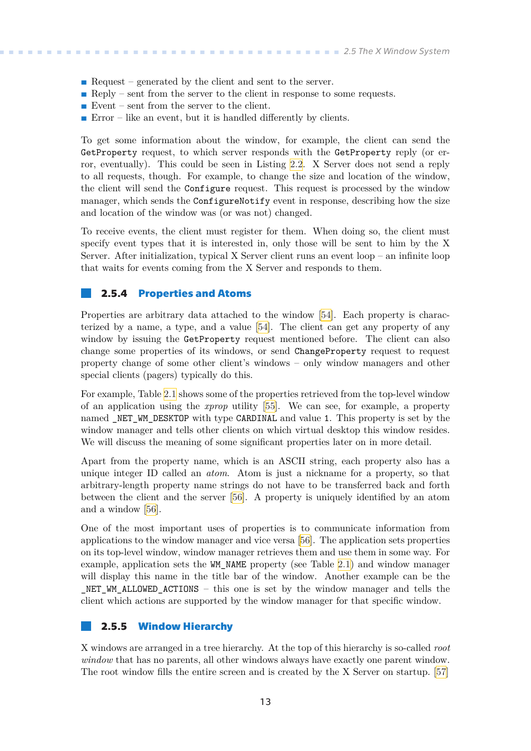- Request – generated by the client and sent to the server.
- Reply – sent from the server to the client in response to some requests.
- Event – sent from the server to the client.
- Error – like an event, but it is handled differently by clients.

To get some information about the window, for example, the client can send the `GetProperty` request, to which server responds with the `GetProperty` reply (or error, eventually). This could be seen in Listing 2.2. X Server does not send a reply to all requests, though. For example, to change the size and location of the window, the client will send the `Configure` request. This request is processed by the window manager, which sends the `ConfigureNotify` event in response, describing how the size and location of the window was (or was not) changed.

To receive events, the client must register for them. When doing so, the client must specify event types that it is interested in, only those will be sent to him by the X Server. After initialization, typical X Server client runs an event loop – an infinite loop that waits for events coming from the X Server and responds to them.

### 2.5.4 Properties and Atoms

Properties are arbitrary data attached to the window [54]. Each property is characterized by a name, a type, and a value [54]. The client can get any property of any window by issuing the `GetProperty` request mentioned before. The client can also change some properties of its windows, or send `ChangeProperty` request to request property change of some other client's windows – only window managers and other special clients (pagers) typically do this.

For example, Table 2.1 shows some of the properties retrieved from the top-level window of an application using the *xprop* utility [55]. We can see, for example, a property named `_NET_WM_DESKTOP` with type `CARDINAL` and value `1`. This property is set by the window manager and tells other clients on which virtual desktop this window resides. We will discuss the meaning of some significant properties later on in more detail.

Apart from the property name, which is an ASCII string, each property also has a unique integer ID called an *atom*. Atom is just a nickname for a property, so that arbitrary-length property name strings do not have to be transferred back and forth between the client and the server [56]. A property is uniquely identified by an atom and a window [56].

One of the most important uses of properties is to communicate information from applications to the window manager and vice versa [56]. The application sets properties on its top-level window, window manager retrieves them and use them in some way. For example, application sets the `WM_NAME` property (see Table 2.1) and window manager will display this name in the title bar of the window. Another example can be the `_NET_WM_ALLOWED_ACTIONS` – this one is set by the window manager and tells the client which actions are supported by the window manager for that specific window.

### 2.5.5 Window Hierarchy

X windows are arranged in a tree hierarchy. At the top of this hierarchy is so-called *root window* that has no parents, all other windows always have exactly one parent window. The root window fills the entire screen and is created by the X Server on startup. [57]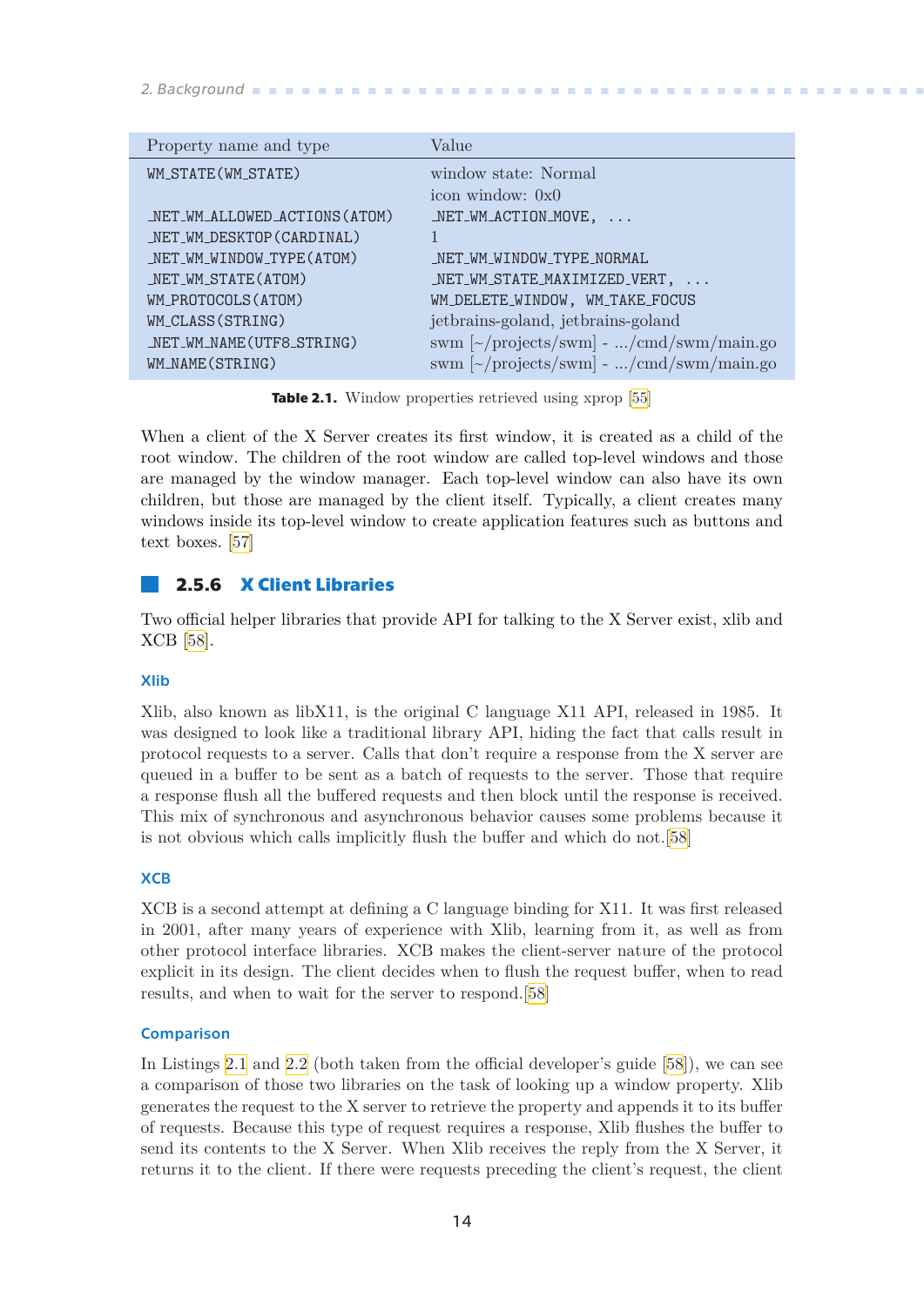| Property name and type | Value |
|---|---|
| WM_STATE(WM_STATE) | window state: Normal<br>icon window: 0x0 |
| _NET_WM_ALLOWED_ACTIONS(ATOM) | _NET_WM_ACTION_MOVE, ... |
| _NET_WM_DESKTOP(CARDINAL) | 1 |
| _NET_WM_WINDOW_TYPE(ATOM) | _NET_WM_WINDOW_TYPE_NORMAL |
| _NET_WM_STATE(ATOM) | _NET_WM_STATE_MAXIMIZED_VERT, ... |
| WM_PROTOCOLS(ATOM) | WM_DELETE_WINDOW, WM_TAKE_FOCUS |
| WM_CLASS(STRING) | jetbrains-goland, jetbrains-goland |
| _NET_WM_NAME(UTF8_STRING) | swm [~/projects/swm] - .../cmd/swm/main.go |
| WM_NAME(STRING) | swm [~/projects/swm] - .../cmd/swm/main.go |

**Table 2.1.** Window properties retrieved using xprop [55]

When a client of the X Server creates its first window, it is created as a child of the root window. The children of the root window are called top-level windows and those are managed by the window manager. Each top-level window can also have its own children, but those are managed by the client itself. Typically, a client creates many windows inside its top-level window to create application features such as buttons and text boxes. [57]

### 2.5.6 X Client Libraries

Two official helper libraries that provide API for talking to the X Server exist, xlib and XCB [58].

#### Xlib

Xlib, also known as libX11, is the original C language X11 API, released in 1985. It was designed to look like a traditional library API, hiding the fact that calls result in protocol requests to a server. Calls that don't require a response from the X server are queued in a buffer to be sent as a batch of requests to the server. Those that require a response flush all the buffered requests and then block until the response is received. This mix of synchronous and asynchronous behavior causes some problems because it is not obvious which calls implicitly flush the buffer and which do not.[58]

#### XCB

XCB is a second attempt at defining a C language binding for X11. It was first released in 2001, after many years of experience with Xlib, learning from it, as well as from other protocol interface libraries. XCB makes the client-server nature of the protocol explicit in its design. The client decides when to flush the request buffer, when to read results, and when to wait for the server to respond.[58]

#### Comparison

In Listings 2.1 and 2.2 (both taken from the official developer's guide [58]), we can see a comparison of those two libraries on the task of looking up a window property. Xlib generates the request to the X server to retrieve the property and appends it to its buffer of requests. Because this type of request requires a response, Xlib flushes the buffer to send its contents to the X Server. When Xlib receives the reply from the X Server, it returns it to the client. If there were requests preceding the client's request, the client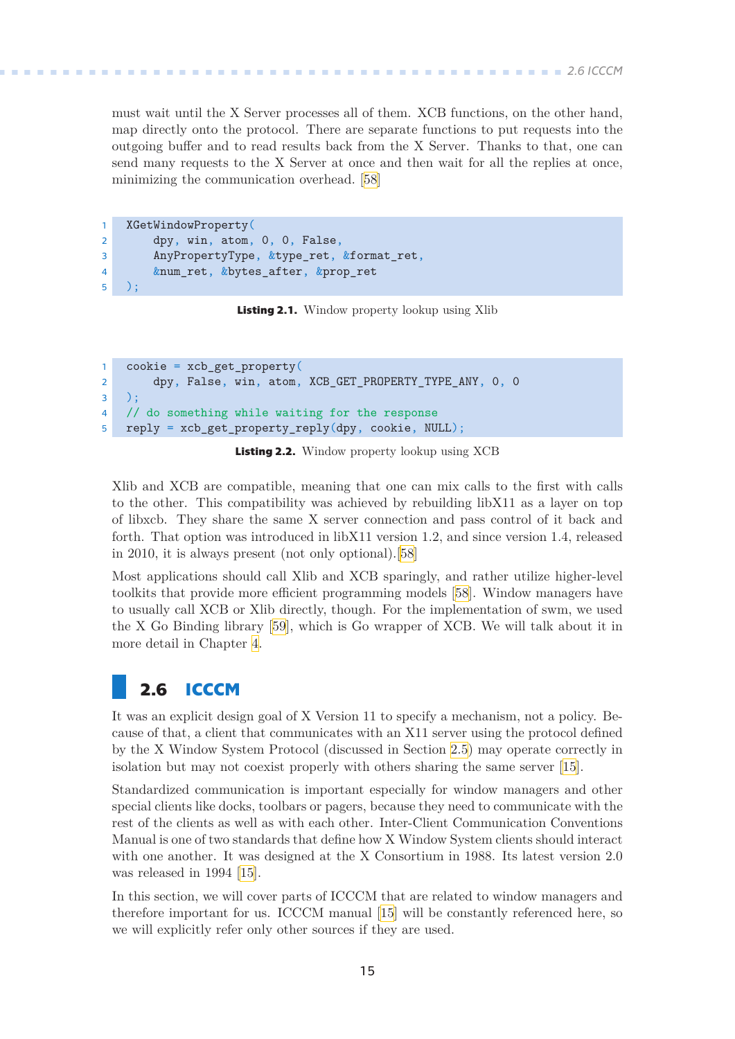must wait until the X Server processes all of them. XCB functions, on the other hand, map directly onto the protocol. There are separate functions to put requests into the outgoing buffer and to read results back from the X Server. Thanks to that, one can send many requests to the X Server at once and then wait for all the replies at once, minimizing the communication overhead. [58]

```
XGetWindowProperty(
    dpy, win, atom, 0, 0, False,
    AnyPropertyType, &type_ret, &format_ret,
    &num_ret, &bytes_after, &prop_ret
);
```

**Listing 2.1.** Window property lookup using Xlib

```
cookie = xcb_get_property(
    dpy, False, win, atom, XCB_GET_PROPERTY_TYPE_ANY, 0, 0
);
// do something while waiting for the response
reply = xcb_get_property_reply(dpy, cookie, NULL);
```

**Listing 2.2.** Window property lookup using XCB

Xlib and XCB are compatible, meaning that one can mix calls to the first with calls to the other. This compatibility was achieved by rebuilding libX11 as a layer on top of libxcb. They share the same X server connection and pass control of it back and forth. That option was introduced in libX11 version 1.2, and since version 1.4, released in 2010, it is always present (not only optional).[58]

Most applications should call Xlib and XCB sparingly, and rather utilize higher-level toolkits that provide more efficient programming models [58]. Window managers have to usually call XCB or Xlib directly, though. For the implementation of swm, we used the X Go Binding library [59], which is Go wrapper of XCB. We will talk about it in more detail in Chapter 4.

## 2.6 ICCCM

It was an explicit design goal of X Version 11 to specify a mechanism, not a policy. Because of that, a client that communicates with an X11 server using the protocol defined by the X Window System Protocol (discussed in Section 2.5) may operate correctly in isolation but may not coexist properly with others sharing the same server [15].

Standardized communication is important especially for window managers and other special clients like docks, toolbars or pagers, because they need to communicate with the rest of the clients as well as with each other. Inter-Client Communication Conventions Manual is one of two standards that define how X Window System clients should interact with one another. It was designed at the X Consortium in 1988. Its latest version 2.0 was released in 1994 [15].

In this section, we will cover parts of ICCCM that are related to window managers and therefore important for us. ICCCM manual [15] will be constantly referenced here, so we will explicitly refer only other sources if they are used.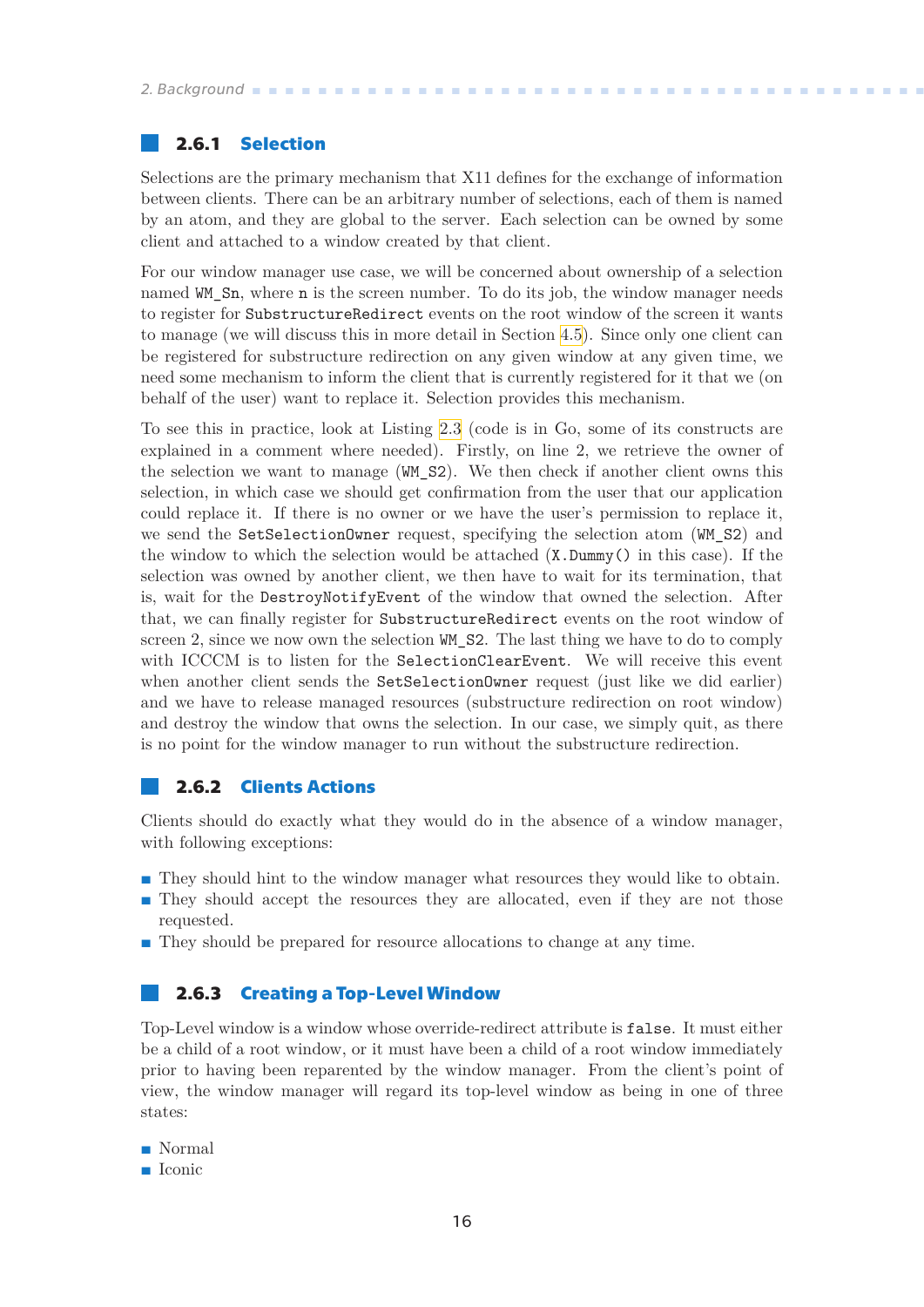### 2.6.1 Selection

Selections are the primary mechanism that X11 defines for the exchange of information between clients. There can be an arbitrary number of selections, each of them is named by an atom, and they are global to the server. Each selection can be owned by some client and attached to a window created by that client.

For our window manager use case, we will be concerned about ownership of a selection named `WM_Sn`, where `n` is the screen number. To do its job, the window manager needs to register for `SubstructureRedirect` events on the root window of the screen it wants to manage (we will discuss this in more detail in Section 4.5). Since only one client can be registered for substructure redirection on any given window at any given time, we need some mechanism to inform the client that is currently registered for it that we (on behalf of the user) want to replace it. Selection provides this mechanism.

To see this in practice, look at Listing 2.3 (code is in Go, some of its constructs are explained in a comment where needed). Firstly, on line 2, we retrieve the owner of the selection we want to manage (`WM_S2`). We then check if another client owns this selection, in which case we should get confirmation from the user that our application could replace it. If there is no owner or we have the user's permission to replace it, we send the `SetSelectionOwner` request, specifying the selection atom (`WM_S2`) and the window to which the selection would be attached (`X.Dummy()` in this case). If the selection was owned by another client, we then have to wait for its termination, that is, wait for the `DestroyNotifyEvent` of the window that owned the selection. After that, we can finally register for `SubstructureRedirect` events on the root window of screen 2, since we now own the selection `WM_S2`. The last thing we have to do to comply with ICCCM is to listen for the `SelectionClearEvent`. We will receive this event when another client sends the `SetSelectionOwner` request (just like we did earlier) and we have to release managed resources (substructure redirection on root window) and destroy the window that owns the selection. In our case, we simply quit, as there is no point for the window manager to run without the substructure redirection.

### 2.6.2 Clients Actions

Clients should do exactly what they would do in the absence of a window manager, with following exceptions:

- They should hint to the window manager what resources they would like to obtain.
- They should accept the resources they are allocated, even if they are not those requested.
- They should be prepared for resource allocations to change at any time.

### 2.6.3 Creating a Top-Level Window

Top-Level window is a window whose override-redirect attribute is `false`. It must either be a child of a root window, or it must have been a child of a root window immediately prior to having been reparented by the window manager. From the client's point of view, the window manager will regard its top-level window as being in one of three states:

- Normal
- Iconic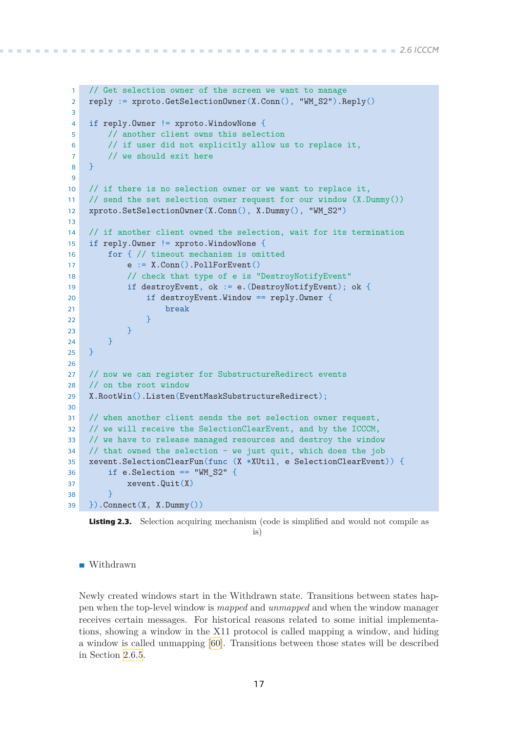```go
// Get selection owner of the screen we want to manage
reply := xproto.GetSelectionOwner(X.Conn(), "WM_S2").Reply()

if reply.Owner != xproto.WindowNone {
    // another client owns this selection
    // if user did not explicitly allow us to replace it,
    // we should exit here
}

// if there is no selection owner or we want to replace it,
// send the set selection owner request for our window (X.Dummy())
xproto.SetSelectionOwner(X.Conn(), X.Dummy(), "WM_S2")

// if another client owned the selection, wait for its termination
if reply.Owner != xproto.WindowNone {
    for { // timeout mechanism is omitted
        e := X.Conn().PollForEvent()
        // check that type of e is "DestroyNotifyEvent"
        if destroyEvent, ok := e.(DestroyNotifyEvent); ok {
            if destroyEvent.Window == reply.Owner {
                break
            }
        }
    }
}

// now we can register for SubstructureRedirect events
// on the root window
X.RootWin().Listen(EventMaskSubstructureRedirect);

// when another client sends the set selection owner request,
// we will receive the SelectionClearEvent, and by the ICCCM,
// we have to release managed resources and destroy the window
// that owned the selection - we just quit, which does the job
xevent.SelectionClearFun(func (X *XUtil, e SelectionClearEvent)) {
    if e.Selection == "WM_S2" {
        xevent.Quit(X)
    }
}).Connect(X, X.Dummy())
```

**Listing 2.3.** Selection acquiring mechanism (code is simplified and would not compile as is)

- Withdrawn

Newly created windows start in the Withdrawn state. Transitions between states happen when the top-level window is *mapped* and *unmapped* and when the window manager receives certain messages. For historical reasons related to some initial implementations, showing a window in the X11 protocol is called mapping a window, and hiding a window is called unmapping [60]. Transitions between those states will be described in Section 2.6.5.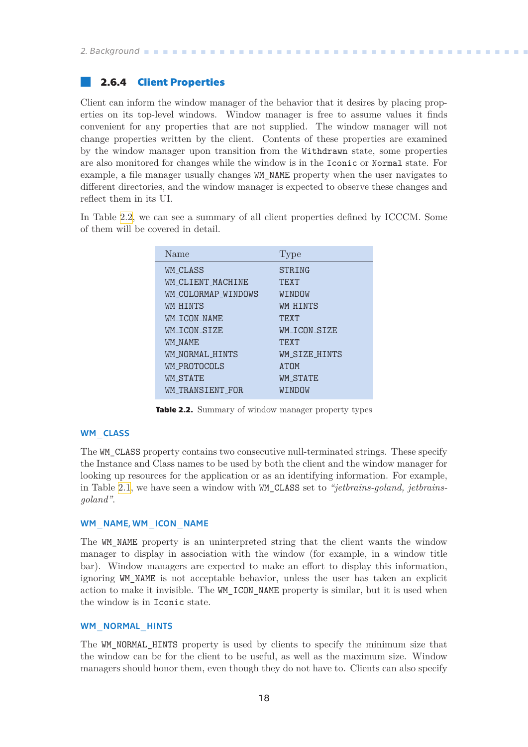### 2.6.4 Client Properties

Client can inform the window manager of the behavior that it desires by placing properties on its top-level windows. Window manager is free to assume values it finds convenient for any properties that are not supplied. The window manager will not change properties written by the client. Contents of these properties are examined by the window manager upon transition from the `Withdrawn` state, some properties are also monitored for changes while the window is in the `Iconic` or `Normal` state. For example, a file manager usually changes `WM_NAME` property when the user navigates to different directories, and the window manager is expected to observe these changes and reflect them in its UI.

In Table 2.2, we can see a summary of all client properties defined by ICCCM. Some of them will be covered in detail.

| Name | Type |
|---|---|
| WM_CLASS | STRING |
| WM_CLIENT_MACHINE | TEXT |
| WM_COLORMAP_WINDOWS | WINDOW |
| WM_HINTS | WM_HINTS |
| WM_ICON_NAME | TEXT |
| WM_ICON_SIZE | WM_ICON_SIZE |
| WM_NAME | TEXT |
| WM_NORMAL_HINTS | WM_SIZE_HINTS |
| WM_PROTOCOLS | ATOM |
| WM_STATE | WM_STATE |
| WM_TRANSIENT_FOR | WINDOW |

**Table 2.2.** Summary of window manager property types

#### WM_CLASS

The `WM_CLASS` property contains two consecutive null-terminated strings. These specify the Instance and Class names to be used by both the client and the window manager for looking up resources for the application or as an identifying information. For example, in Table 2.1, we have seen a window with `WM_CLASS` set to *"jetbrains-goland, jetbrains-goland"*.

#### WM_NAME, WM_ICON_NAME

The `WM_NAME` property is an uninterpreted string that the client wants the window manager to display in association with the window (for example, in a window title bar). Window managers are expected to make an effort to display this information, ignoring `WM_NAME` is not acceptable behavior, unless the user has taken an explicit action to make it invisible. The `WM_ICON_NAME` property is similar, but it is used when the window is in `Iconic` state.

#### WM_NORMAL_HINTS

The `WM_NORMAL_HINTS` property is used by clients to specify the minimum size that the window can be for the client to be useful, as well as the maximum size. Window managers should honor them, even though they do not have to. Clients can also specify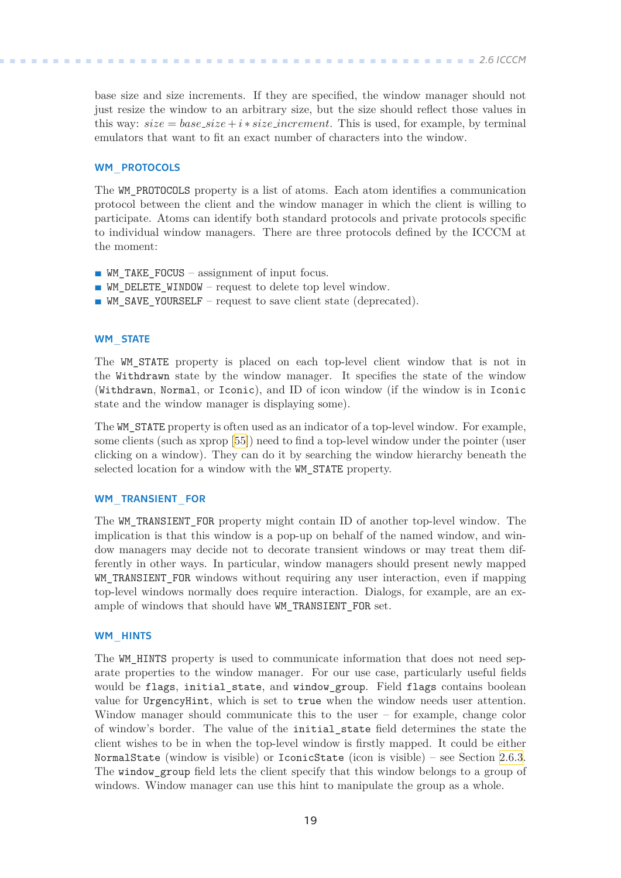base size and size increments. If they are specified, the window manager should not just resize the window to an arbitrary size, but the size should reflect those values in this way: $size = base\_size + i * size\_increment$. This is used, for example, by terminal emulators that want to fit an exact number of characters into the window.

#### WM_PROTOCOLS

The `WM_PROTOCOLS` property is a list of atoms. Each atom identifies a communication protocol between the client and the window manager in which the client is willing to participate. Atoms can identify both standard protocols and private protocols specific to individual window managers. There are three protocols defined by the ICCCM at the moment:

- `WM_TAKE_FOCUS` – assignment of input focus.
- `WM_DELETE_WINDOW` – request to delete top level window.
- `WM_SAVE_YOURSELF` – request to save client state (deprecated).

#### WM_STATE

The `WM_STATE` property is placed on each top-level client window that is not in the `Withdrawn` state by the window manager. It specifies the state of the window (`Withdrawn`, `Normal`, or `Iconic`), and ID of icon window (if the window is in `Iconic` state and the window manager is displaying some).

The `WM_STATE` property is often used as an indicator of a top-level window. For example, some clients (such as xprop [55]) need to find a top-level window under the pointer (user clicking on a window). They can do it by searching the window hierarchy beneath the selected location for a window with the `WM_STATE` property.

#### WM_TRANSIENT_FOR

The `WM_TRANSIENT_FOR` property might contain ID of another top-level window. The implication is that this window is a pop-up on behalf of the named window, and window managers may decide not to decorate transient windows or may treat them differently in other ways. In particular, window managers should present newly mapped `WM_TRANSIENT_FOR` windows without requiring any user interaction, even if mapping top-level windows normally does require interaction. Dialogs, for example, are an example of windows that should have `WM_TRANSIENT_FOR` set.

#### WM_HINTS

The `WM_HINTS` property is used to communicate information that does not need separate properties to the window manager. For our use case, particularly useful fields would be `flags`, `initial_state`, and `window_group`. Field `flags` contains boolean value for `UrgencyHint`, which is set to `true` when the window needs user attention. Window manager should communicate this to the user – for example, change color of window's border. The value of the `initial_state` field determines the state the client wishes to be in when the top-level window is firstly mapped. It could be either `NormalState` (window is visible) or `IconicState` (icon is visible) – see Section 2.6.3. The `window_group` field lets the client specify that this window belongs to a group of windows. Window manager can use this hint to manipulate the group as a whole.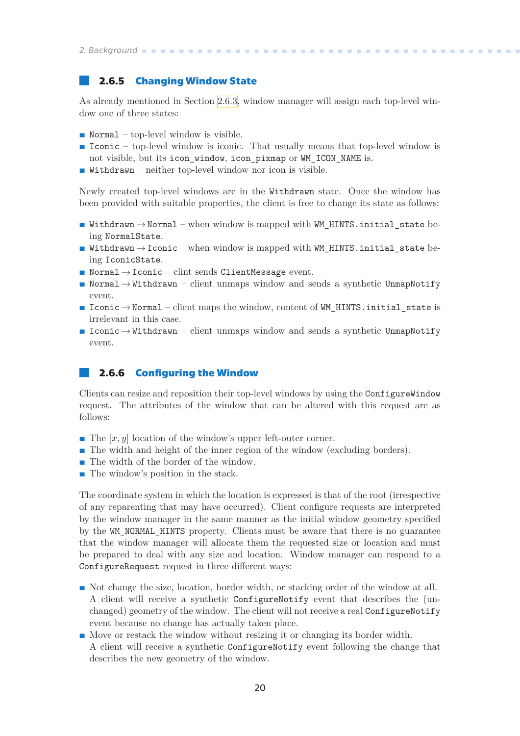### 2.6.5 Changing Window State

As already mentioned in Section 2.6.3, window manager will assign each top-level window one of three states:

- `Normal` – top-level window is visible.
- `Iconic` – top-level window is iconic. That usually means that top-level window is not visible, but its `icon_window`, `icon_pixmap` or `WM_ICON_NAME` is.
- `Withdrawn` – neither top-level window nor icon is visible.

Newly created top-level windows are in the `Withdrawn` state. Once the window has been provided with suitable properties, the client is free to change its state as follows:

- `Withdrawn` → `Normal` – when window is mapped with `WM_HINTS.initial_state` being `NormalState`.
- `Withdrawn` → `Iconic` – when window is mapped with `WM_HINTS.initial_state` being `IconicState`.
- `Normal` → `Iconic` – clint sends `ClientMessage` event.
- `Normal` → `Withdrawn` – client unmaps window and sends a synthetic `UnmapNotify` event.
- `Iconic` → `Normal` – client maps the window, content of `WM_HINTS.initial_state` is irrelevant in this case.
- `Iconic` → `Withdrawn` – client unmaps window and sends a synthetic `UnmapNotify` event.

### 2.6.6 Configuring the Window

Clients can resize and reposition their top-level windows by using the `ConfigureWindow` request. The attributes of the window that can be altered with this request are as follows:

- The $[x, y]$ location of the window's upper left-outer corner.
- The width and height of the inner region of the window (excluding borders).
- The width of the border of the window.
- The window's position in the stack.

The coordinate system in which the location is expressed is that of the root (irrespective of any reparenting that may have occurred). Client configure requests are interpreted by the window manager in the same manner as the initial window geometry specified by the `WM_NORMAL_HINTS` property. Clients must be aware that there is no guarantee that the window manager will allocate them the requested size or location and must be prepared to deal with any size and location. Window manager can respond to a `ConfigureRequest` request in three different ways:

- Not change the size, location, border width, or stacking order of the window at all. A client will receive a synthetic `ConfigureNotify` event that describes the (unchanged) geometry of the window. The client will not receive a real `ConfigureNotify` event because no change has actually taken place.
- Move or restack the window without resizing it or changing its border width. A client will receive a synthetic `ConfigureNotify` event following the change that describes the new geometry of the window.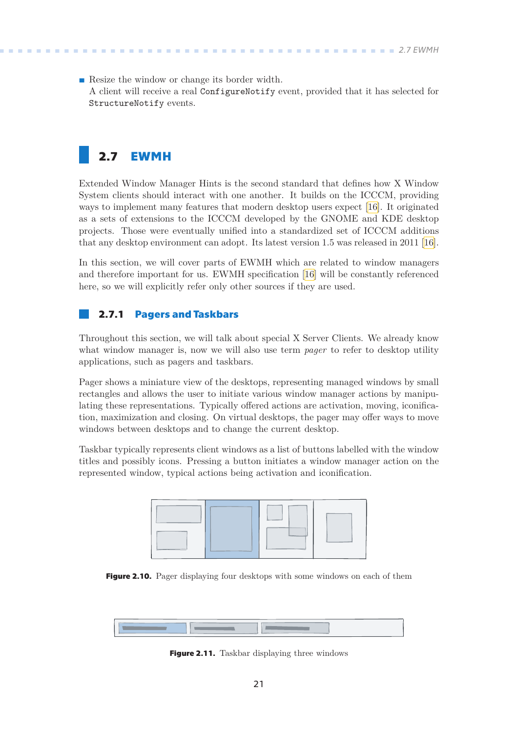- Resize the window or change its border width.
  A client will receive a real `ConfigureNotify` event, provided that it has selected for `StructureNotify` events.

## 2.7 EWMH

Extended Window Manager Hints is the second standard that defines how X Window System clients should interact with one another. It builds on the ICCCM, providing ways to implement many features that modern desktop users expect [16]. It originated as a sets of extensions to the ICCCM developed by the GNOME and KDE desktop projects. Those were eventually unified into a standardized set of ICCCM additions that any desktop environment can adopt. Its latest version 1.5 was released in 2011 [16].

In this section, we will cover parts of EWMH which are related to window managers and therefore important for us. EWMH specification [16] will be constantly referenced here, so we will explicitly refer only other sources if they are used.

### 2.7.1 Pagers and Taskbars

Throughout this section, we will talk about special X Server Clients. We already know what window manager is, now we will also use term *pager* to refer to desktop utility applications, such as pagers and taskbars.

Pager shows a miniature view of the desktops, representing managed windows by small rectangles and allows the user to initiate various window manager actions by manipulating these representations. Typically offered actions are activation, moving, iconification, maximization and closing. On virtual desktops, the pager may offer ways to move windows between desktops and to change the current desktop.

Taskbar typically represents client windows as a list of buttons labelled with the window titles and possibly icons. Pressing a button initiates a window manager action on the represented window, typical actions being activation and iconification.

**Figure 2.10.** Pager displaying four desktops with some windows on each of them

**Figure 2.11.** Taskbar displaying three windows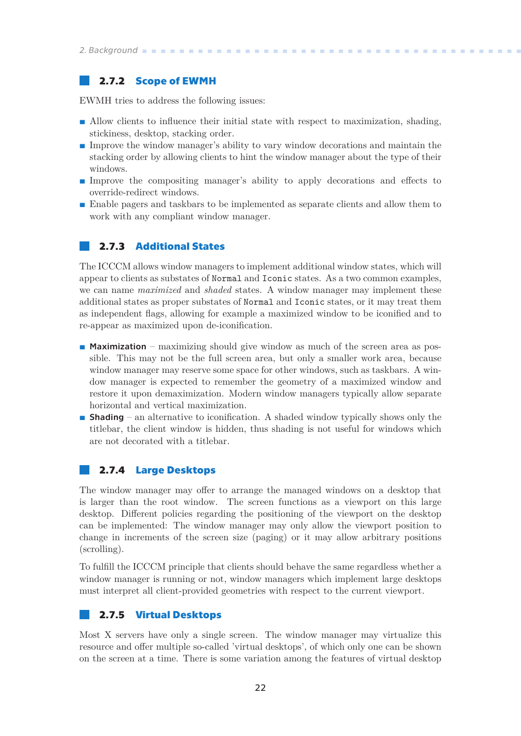### 2.7.2 Scope of EWMH

EWMH tries to address the following issues:

- Allow clients to influence their initial state with respect to maximization, shading, stickiness, desktop, stacking order.
- Improve the window manager's ability to vary window decorations and maintain the stacking order by allowing clients to hint the window manager about the type of their windows.
- Improve the compositing manager's ability to apply decorations and effects to override-redirect windows.
- Enable pagers and taskbars to be implemented as separate clients and allow them to work with any compliant window manager.

### 2.7.3 Additional States

The ICCCM allows window managers to implement additional window states, which will appear to clients as substates of `Normal` and `Iconic` states. As a two common examples, we can name *maximized* and *shaded* states. A window manager may implement these additional states as proper substates of `Normal` and `Iconic` states, or it may treat them as independent flags, allowing for example a maximized window to be iconified and to re-appear as maximized upon de-iconification.

- **Maximization** – maximizing should give window as much of the screen area as possible. This may not be the full screen area, but only a smaller work area, because window manager may reserve some space for other windows, such as taskbars. A window manager is expected to remember the geometry of a maximized window and restore it upon demaximization. Modern window managers typically allow separate horizontal and vertical maximization.
- **Shading** – an alternative to iconification. A shaded window typically shows only the titlebar, the client window is hidden, thus shading is not useful for windows which are not decorated with a titlebar.

### 2.7.4 Large Desktops

The window manager may offer to arrange the managed windows on a desktop that is larger than the root window. The screen functions as a viewport on this large desktop. Different policies regarding the positioning of the viewport on the desktop can be implemented: The window manager may only allow the viewport position to change in increments of the screen size (paging) or it may allow arbitrary positions (scrolling).

To fulfill the ICCCM principle that clients should behave the same regardless whether a window manager is running or not, window managers which implement large desktops must interpret all client-provided geometries with respect to the current viewport.

### 2.7.5 Virtual Desktops

Most X servers have only a single screen. The window manager may virtualize this resource and offer multiple so-called 'virtual desktops', of which only one can be shown on the screen at a time. There is some variation among the features of virtual desktop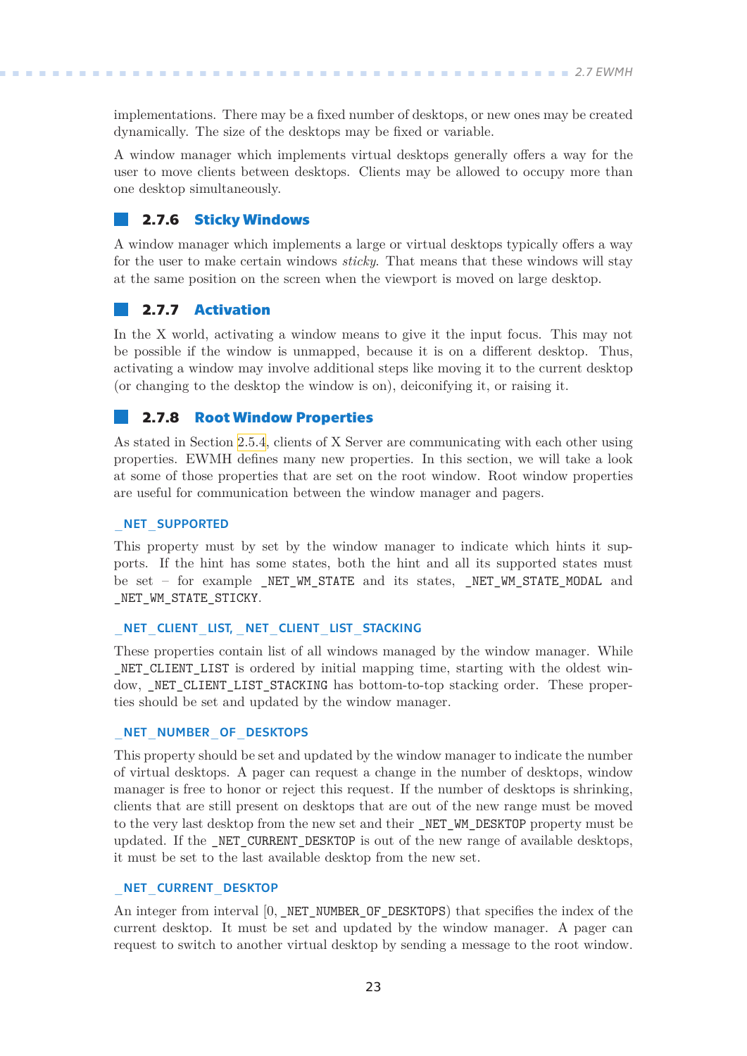implementations. There may be a fixed number of desktops, or new ones may be created dynamically. The size of the desktops may be fixed or variable.

A window manager which implements virtual desktops generally offers a way for the user to move clients between desktops. Clients may be allowed to occupy more than one desktop simultaneously.

### 2.7.6 Sticky Windows

A window manager which implements a large or virtual desktops typically offers a way for the user to make certain windows *sticky*. That means that these windows will stay at the same position on the screen when the viewport is moved on large desktop.

### 2.7.7 Activation

In the X world, activating a window means to give it the input focus. This may not be possible if the window is unmapped, because it is on a different desktop. Thus, activating a window may involve additional steps like moving it to the current desktop (or changing to the desktop the window is on), deiconifying it, or raising it.

### 2.7.8 Root Window Properties

As stated in Section 2.5.4, clients of X Server are communicating with each other using properties. EWMH defines many new properties. In this section, we will take a look at some of those properties that are set on the root window. Root window properties are useful for communication between the window manager and pagers.

#### _NET_SUPPORTED

This property must by set by the window manager to indicate which hints it supports. If the hint has some states, both the hint and all its supported states must be set – for example `_NET_WM_STATE` and its states, `_NET_WM_STATE_MODAL` and `_NET_WM_STATE_STICKY`.

#### _NET_CLIENT_LIST, _NET_CLIENT_LIST_STACKING

These properties contain list of all windows managed by the window manager. While `_NET_CLIENT_LIST` is ordered by initial mapping time, starting with the oldest window, `_NET_CLIENT_LIST_STACKING` has bottom-to-top stacking order. These properties should be set and updated by the window manager.

#### _NET_NUMBER_OF_DESKTOPS

This property should be set and updated by the window manager to indicate the number of virtual desktops. A pager can request a change in the number of desktops, window manager is free to honor or reject this request. If the number of desktops is shrinking, clients that are still present on desktops that are out of the new range must be moved to the very last desktop from the new set and their `_NET_WM_DESKTOP` property must be updated. If the `_NET_CURRENT_DESKTOP` is out of the new range of available desktops, it must be set to the last available desktop from the new set.

#### _NET_CURRENT_DESKTOP

An integer from interval [0, `_NET_NUMBER_OF_DESKTOPS`) that specifies the index of the current desktop. It must be set and updated by the window manager. A pager can request to switch to another virtual desktop by sending a message to the root window.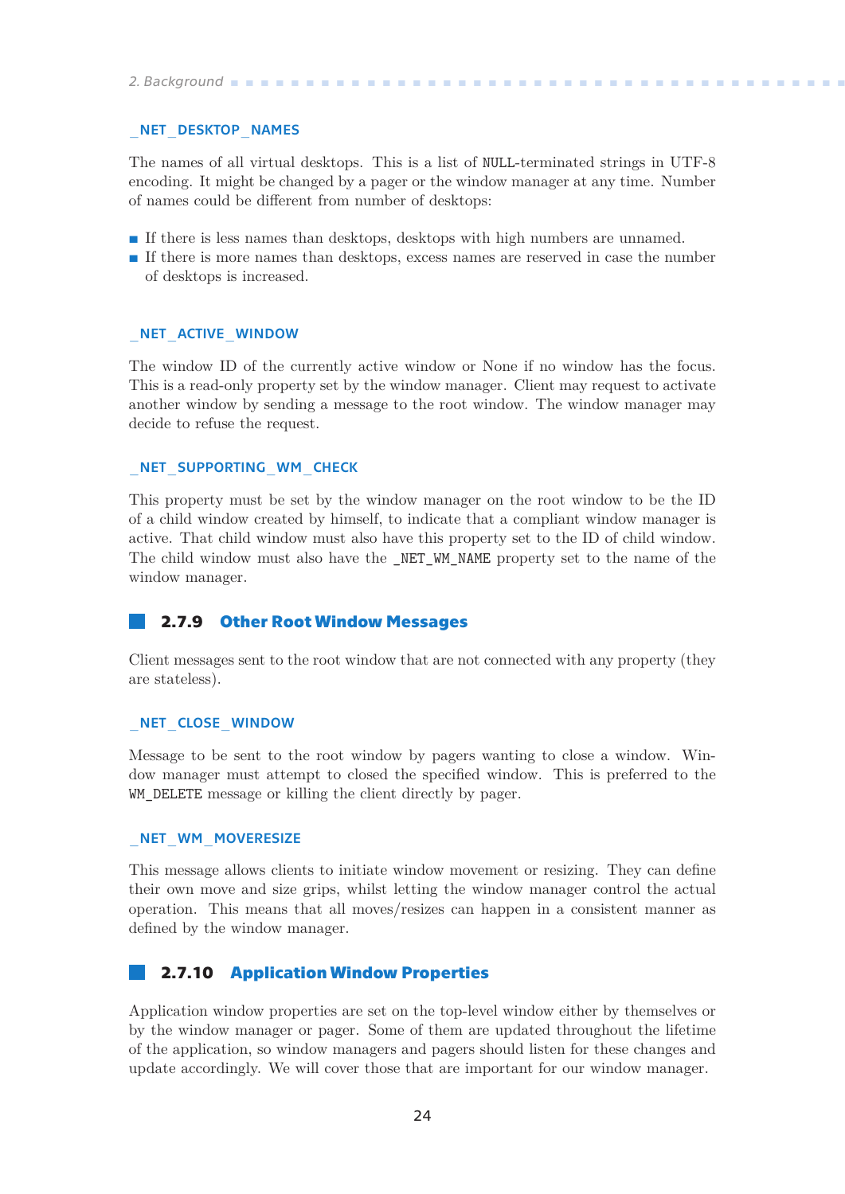#### _NET_DESKTOP_NAMES

The names of all virtual desktops. This is a list of `NULL`-terminated strings in UTF-8 encoding. It might be changed by a pager or the window manager at any time. Number of names could be different from number of desktops:

- If there is less names than desktops, desktops with high numbers are unnamed.
- If there is more names than desktops, excess names are reserved in case the number of desktops is increased.

#### _NET_ACTIVE_WINDOW

The window ID of the currently active window or None if no window has the focus. This is a read-only property set by the window manager. Client may request to activate another window by sending a message to the root window. The window manager may decide to refuse the request.

#### _NET_SUPPORTING_WM_CHECK

This property must be set by the window manager on the root window to be the ID of a child window created by himself, to indicate that a compliant window manager is active. That child window must also have this property set to the ID of child window. The child window must also have the `_NET_WM_NAME` property set to the name of the window manager.

### 2.7.9 Other Root Window Messages

Client messages sent to the root window that are not connected with any property (they are stateless).

#### _NET_CLOSE_WINDOW

Message to be sent to the root window by pagers wanting to close a window. Window manager must attempt to closed the specified window. This is preferred to the `WM_DELETE` message or killing the client directly by pager.

#### _NET_WM_MOVERESIZE

This message allows clients to initiate window movement or resizing. They can define their own move and size grips, whilst letting the window manager control the actual operation. This means that all moves/resizes can happen in a consistent manner as defined by the window manager.

### 2.7.10 Application Window Properties

Application window properties are set on the top-level window either by themselves or by the window manager or pager. Some of them are updated throughout the lifetime of the application, so window managers and pagers should listen for these changes and update accordingly. We will cover those that are important for our window manager.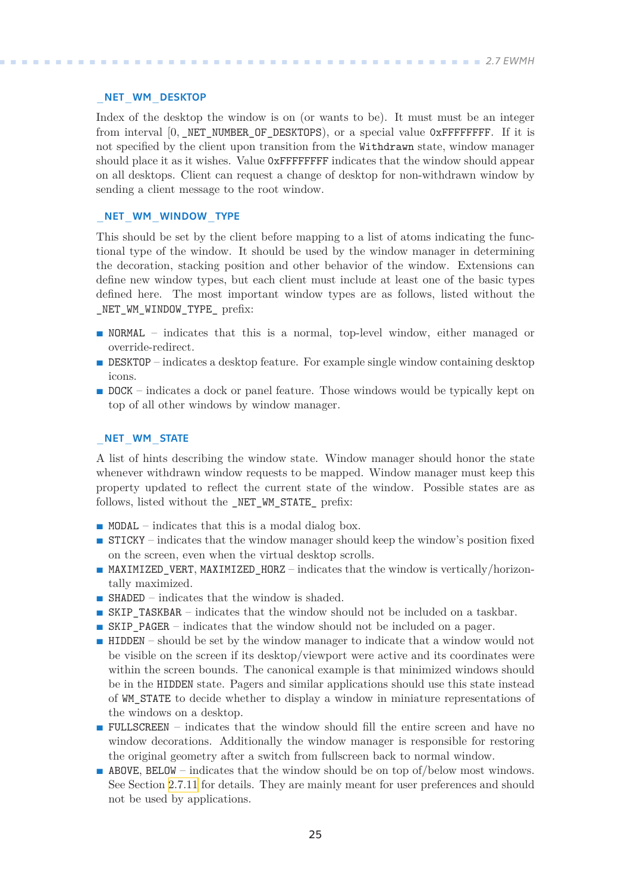#### _NET_WM_DESKTOP

Index of the desktop the window is on (or wants to be). It must must be an integer from interval [0, _NET_NUMBER_OF_DESKTOPS), or a special value 0xFFFFFFFF. If it is not specified by the client upon transition from the Withdrawn state, window manager should place it as it wishes. Value 0xFFFFFFFF indicates that the window should appear on all desktops. Client can request a change of desktop for non-withdrawn window by sending a client message to the root window.

#### _NET_WM_WINDOW_TYPE

This should be set by the client before mapping to a list of atoms indicating the functional type of the window. It should be used by the window manager in determining the decoration, stacking position and other behavior of the window. Extensions can define new window types, but each client must include at least one of the basic types defined here. The most important window types are as follows, listed without the _NET_WM_WINDOW_TYPE_ prefix:

- NORMAL – indicates that this is a normal, top-level window, either managed or override-redirect.
- DESKTOP – indicates a desktop feature. For example single window containing desktop icons.
- DOCK – indicates a dock or panel feature. Those windows would be typically kept on top of all other windows by window manager.

#### _NET_WM_STATE

A list of hints describing the window state. Window manager should honor the state whenever withdrawn window requests to be mapped. Window manager must keep this property updated to reflect the current state of the window. Possible states are as follows, listed without the _NET_WM_STATE_ prefix:

- MODAL – indicates that this is a modal dialog box.
- STICKY – indicates that the window manager should keep the window's position fixed on the screen, even when the virtual desktop scrolls.
- MAXIMIZED_VERT, MAXIMIZED_HORZ – indicates that the window is vertically/horizontally maximized.
- SHADED – indicates that the window is shaded.
- SKIP_TASKBAR – indicates that the window should not be included on a taskbar.
- SKIP_PAGER – indicates that the window should not be included on a pager.
- HIDDEN – should be set by the window manager to indicate that a window would not be visible on the screen if its desktop/viewport were active and its coordinates were within the screen bounds. The canonical example is that minimized windows should be in the HIDDEN state. Pagers and similar applications should use this state instead of WM_STATE to decide whether to display a window in miniature representations of the windows on a desktop.
- FULLSCREEN – indicates that the window should fill the entire screen and have no window decorations. Additionally the window manager is responsible for restoring the original geometry after a switch from fullscreen back to normal window.
- ABOVE, BELOW – indicates that the window should be on top of/below most windows. See Section 2.7.11 for details. They are mainly meant for user preferences and should not be used by applications.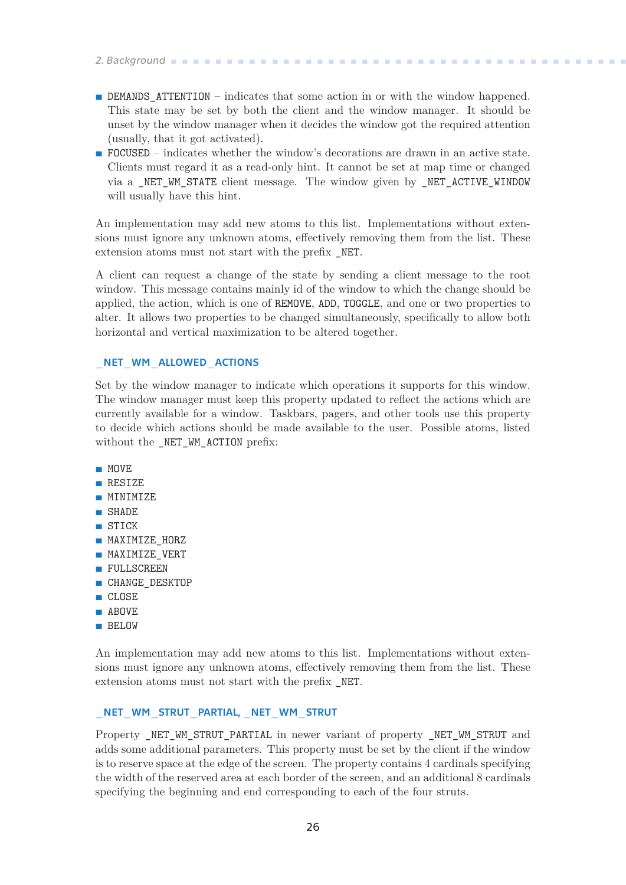- `DEMANDS_ATTENTION` – indicates that some action in or with the window happened. This state may be set by both the client and the window manager. It should be unset by the window manager when it decides the window got the required attention (usually, that it got activated).
- `FOCUSED` – indicates whether the window's decorations are drawn in an active state. Clients must regard it as a read-only hint. It cannot be set at map time or changed via a `_NET_WM_STATE` client message. The window given by `_NET_ACTIVE_WINDOW` will usually have this hint.

An implementation may add new atoms to this list. Implementations without extensions must ignore any unknown atoms, effectively removing them from the list. These extension atoms must not start with the prefix `_NET`.

A client can request a change of the state by sending a client message to the root window. This message contains mainly id of the window to which the change should be applied, the action, which is one of `REMOVE`, `ADD`, `TOGGLE`, and one or two properties to alter. It allows two properties to be changed simultaneously, specifically to allow both horizontal and vertical maximization to be altered together.

#### _NET_WM_ALLOWED_ACTIONS

Set by the window manager to indicate which operations it supports for this window. The window manager must keep this property updated to reflect the actions which are currently available for a window. Taskbars, pagers, and other tools use this property to decide which actions should be made available to the user. Possible atoms, listed without the `_NET_WM_ACTION` prefix:

- `MOVE`
- `RESIZE`
- `MINIMIZE`
- `SHADE`
- `STICK`
- `MAXIMIZE_HORZ`
- `MAXIMIZE_VERT`
- `FULLSCREEN`
- `CHANGE_DESKTOP`
- `CLOSE`
- `ABOVE`
- `BELOW`

An implementation may add new atoms to this list. Implementations without extensions must ignore any unknown atoms, effectively removing them from the list. These extension atoms must not start with the prefix `_NET`.

#### _NET_WM_STRUT_PARTIAL, _NET_WM_STRUT

Property `_NET_WM_STRUT_PARTIAL` in newer variant of property `_NET_WM_STRUT` and adds some additional parameters. This property must be set by the client if the window is to reserve space at the edge of the screen. The property contains 4 cardinals specifying the width of the reserved area at each border of the screen, and an additional 8 cardinals specifying the beginning and end corresponding to each of the four struts.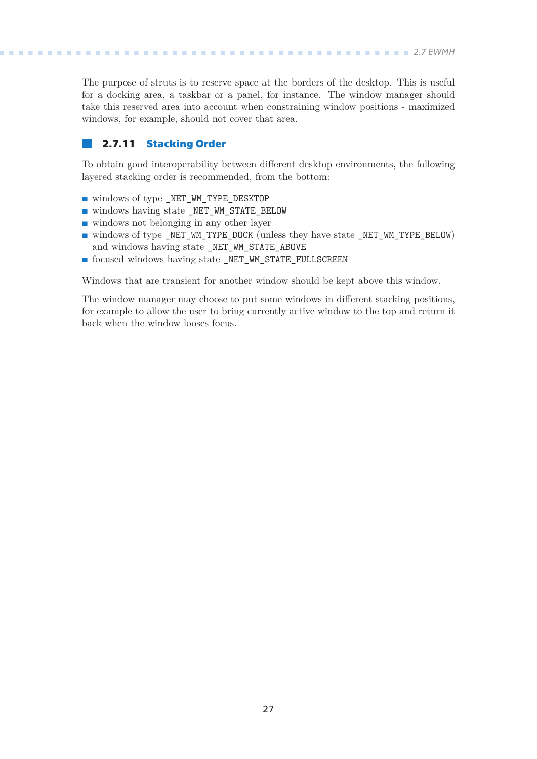The purpose of struts is to reserve space at the borders of the desktop. This is useful for a docking area, a taskbar or a panel, for instance. The window manager should take this reserved area into account when constraining window positions - maximized windows, for example, should not cover that area.

### 2.7.11 Stacking Order

To obtain good interoperability between different desktop environments, the following layered stacking order is recommended, from the bottom:

- windows of type `_NET_WM_TYPE_DESKTOP`
- windows having state `_NET_WM_STATE_BELOW`
- windows not belonging in any other layer
- windows of type `_NET_WM_TYPE_DOCK` (unless they have state `_NET_WM_TYPE_BELOW`) and windows having state `_NET_WM_STATE_ABOVE`
- focused windows having state `_NET_WM_STATE_FULLSCREEN`

Windows that are transient for another window should be kept above this window.

The window manager may choose to put some windows in different stacking positions, for example to allow the user to bring currently active window to the top and return it back when the window looses focus.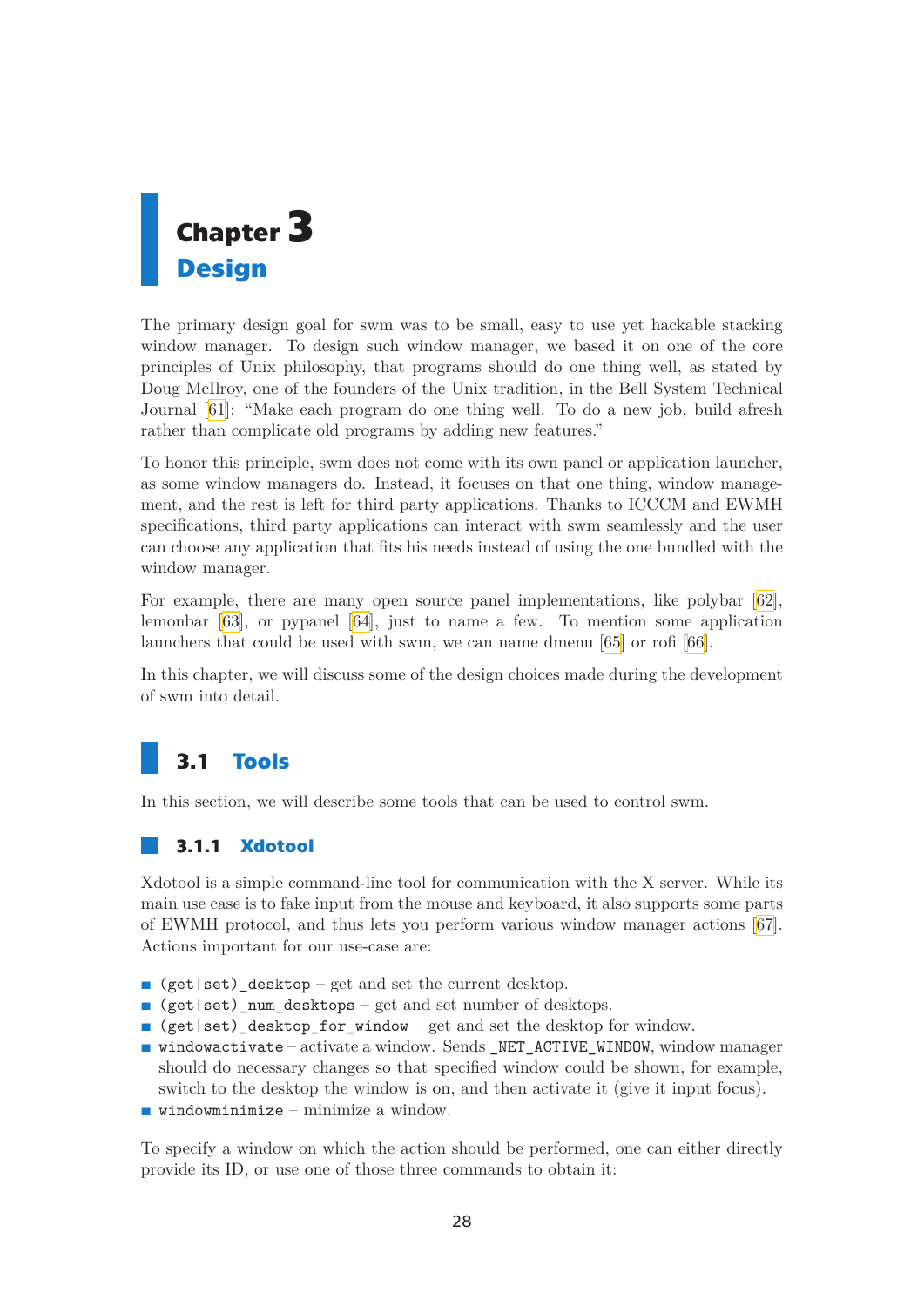# Chapter 3 Design

The primary design goal for swm was to be small, easy to use yet hackable stacking window manager. To design such window manager, we based it on one of the core principles of Unix philosophy, that programs should do one thing well, as stated by Doug McIlroy, one of the founders of the Unix tradition, in the Bell System Technical Journal [61]: "Make each program do one thing well. To do a new job, build afresh rather than complicate old programs by adding new features."

To honor this principle, swm does not come with its own panel or application launcher, as some window managers do. Instead, it focuses on that one thing, window management, and the rest is left for third party applications. Thanks to ICCCM and EWMH specifications, third party applications can interact with swm seamlessly and the user can choose any application that fits his needs instead of using the one bundled with the window manager.

For example, there are many open source panel implementations, like polybar [62], lemonbar [63], or pypanel [64], just to name a few. To mention some application launchers that could be used with swm, we can name dmenu [65] or rofi [66].

In this chapter, we will discuss some of the design choices made during the development of swm into detail.

## 3.1 Tools

In this section, we will describe some tools that can be used to control swm.

### 3.1.1 Xdotool

Xdotool is a simple command-line tool for communication with the X server. While its main use case is to fake input from the mouse and keyboard, it also supports some parts of EWMH protocol, and thus lets you perform various window manager actions [67]. Actions important for our use-case are:

- `(get|set)_desktop` – get and set the current desktop.
- `(get|set)_num_desktops` – get and set number of desktops.
- `(get|set)_desktop_for_window` – get and set the desktop for window.
- `windowactivate` – activate a window. Sends `_NET_ACTIVE_WINDOW`, window manager should do necessary changes so that specified window could be shown, for example, switch to the desktop the window is on, and then activate it (give it input focus).
- `windowminimize` – minimize a window.

To specify a window on which the action should be performed, one can either directly provide its ID, or use one of those three commands to obtain it: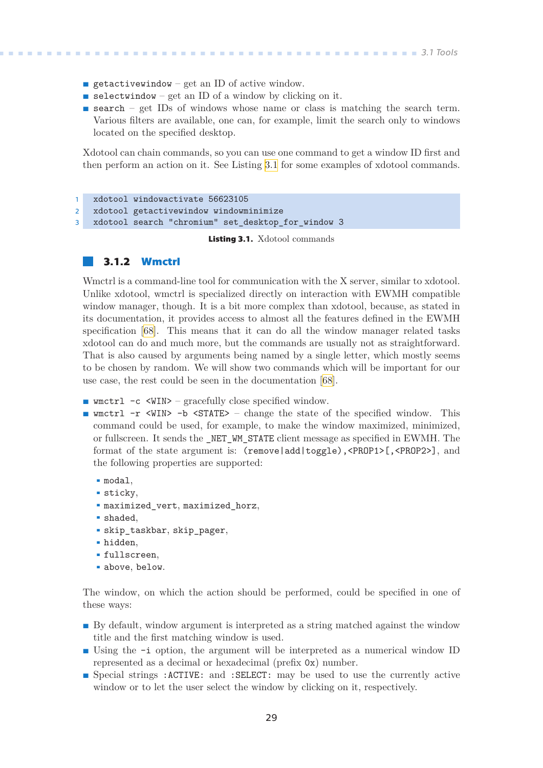- `getactivewindow` – get an ID of active window.
- `selectwindow` – get an ID of a window by clicking on it.
- `search` – get IDs of windows whose name or class is matching the search term. Various filters are available, one can, for example, limit the search only to windows located on the specified desktop.

Xdotool can chain commands, so you can use one command to get a window ID first and then perform an action on it. See Listing 3.1 for some examples of xdotool commands.

```
xdotool windowactivate 56623105
xdotool getactivewindow windowminimize
xdotool search "chromium" set_desktop_for_window 3
```

**Listing 3.1.** Xdotool commands

### 3.1.2 Wmctrl

Wmctrl is a command-line tool for communication with the X server, similar to xdotool. Unlike xdotool, wmctrl is specialized directly on interaction with EWMH compatible window manager, though. It is a bit more complex than xdotool, because, as stated in its documentation, it provides access to almost all the features defined in the EWMH specification [68]. This means that it can do all the window manager related tasks xdotool can do and much more, but the commands are usually not as straightforward. That is also caused by arguments being named by a single letter, which mostly seems to be chosen by random. We will show two commands which will be important for our use case, the rest could be seen in the documentation [68].

- `wmctrl -c <WIN>` – gracefully close specified window.
- `wmctrl -r <WIN> -b <STATE>` – change the state of the specified window. This command could be used, for example, to make the window maximized, minimized, or fullscreen. It sends the `_NET_WM_STATE` client message as specified in EWMH. The format of the state argument is: `(remove|add|toggle),<PROP1>[,<PROP2>]`, and the following properties are supported:
  - `modal`,
  - `sticky`,
  - `maximized_vert`, `maximized_horz`,
  - `shaded`,
  - `skip_taskbar`, `skip_pager`,
  - `hidden`,
  - `fullscreen`,
  - `above`, `below`.

The window, on which the action should be performed, could be specified in one of these ways:

- By default, window argument is interpreted as a string matched against the window title and the first matching window is used.
- Using the `-i` option, the argument will be interpreted as a numerical window ID represented as a decimal or hexadecimal (prefix `0x`) number.
- Special strings `:ACTIVE:` and `:SELECT:` may be used to use the currently active window or to let the user select the window by clicking on it, respectively.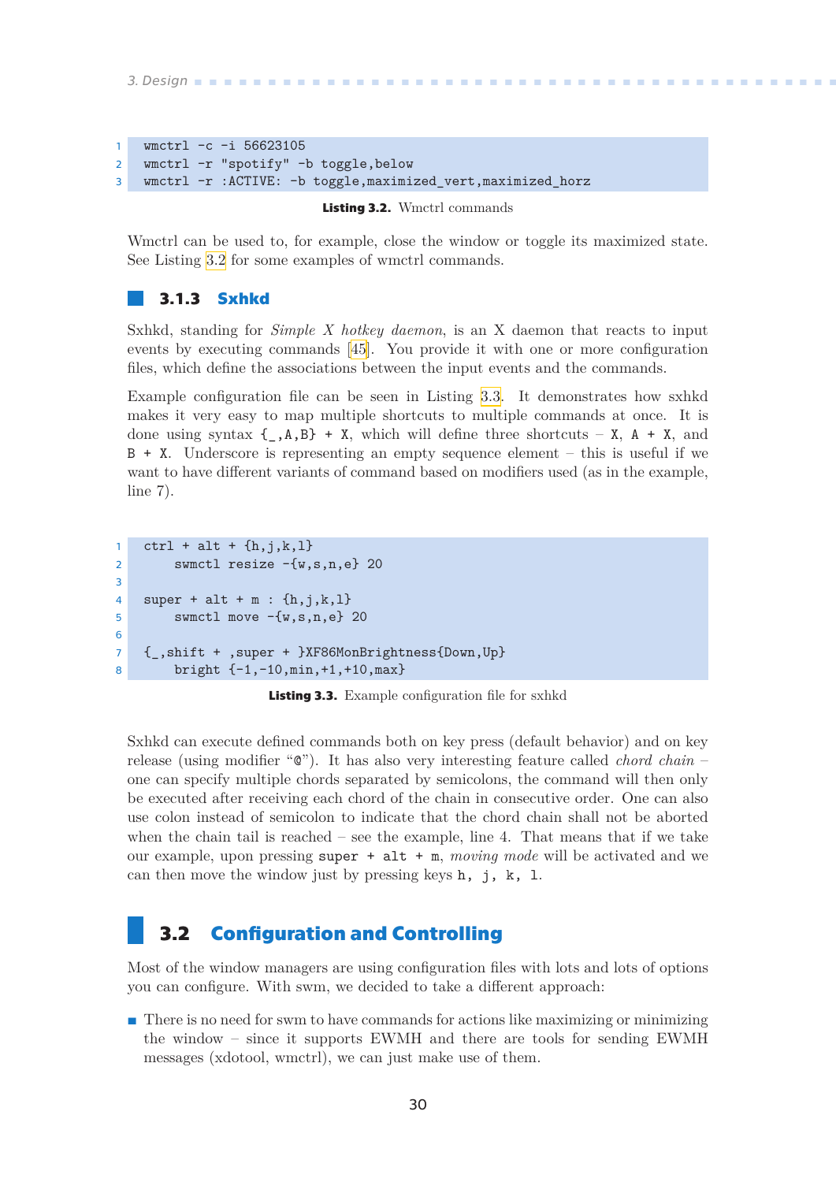```
wmctrl -c -i 56623105
wmctrl -r "spotify" -b toggle,below
wmctrl -r :ACTIVE: -b toggle,maximized_vert,maximized_horz
```

**Listing 3.2.** Wmctrl commands

Wmctrl can be used to, for example, close the window or toggle its maximized state. See Listing 3.2 for some examples of wmctrl commands.

### 3.1.3 Sxhkd

Sxhkd, standing for *Simple X hotkey daemon*, is an X daemon that reacts to input events by executing commands [45]. You provide it with one or more configuration files, which define the associations between the input events and the commands.

Example configuration file can be seen in Listing 3.3. It demonstrates how sxhkd makes it very easy to map multiple shortcuts to multiple commands at once. It is done using syntax `{_,A,B} + X`, which will define three shortcuts – `X`, `A + X`, and `B + X`. Underscore is representing an empty sequence element – this is useful if we want to have different variants of command based on modifiers used (as in the example, line 7).

```
ctrl + alt + {h,j,k,l}
    swmctl resize -{w,s,n,e} 20

super + alt + m : {h,j,k,l}
    swmctl move -{w,s,n,e} 20

{_,shift + ,super + }XF86MonBrightness{Down,Up}
    bright {-1,-10,min,+1,+10,max}
```

**Listing 3.3.** Example configuration file for sxhkd

Sxhkd can execute defined commands both on key press (default behavior) and on key release (using modifier "@"). It has also very interesting feature called *chord chain* – one can specify multiple chords separated by semicolons, the command will then only be executed after receiving each chord of the chain in consecutive order. One can also use colon instead of semicolon to indicate that the chord chain shall not be aborted when the chain tail is reached – see the example, line 4. That means that if we take our example, upon pressing `super + alt + m`, *moving mode* will be activated and we can then move the window just by pressing keys `h, j, k, l`.

## 3.2 Configuration and Controlling

Most of the window managers are using configuration files with lots and lots of options you can configure. With swm, we decided to take a different approach:

- There is no need for swm to have commands for actions like maximizing or minimizing the window – since it supports EWMH and there are tools for sending EWMH messages (xdotool, wmctrl), we can just make use of them.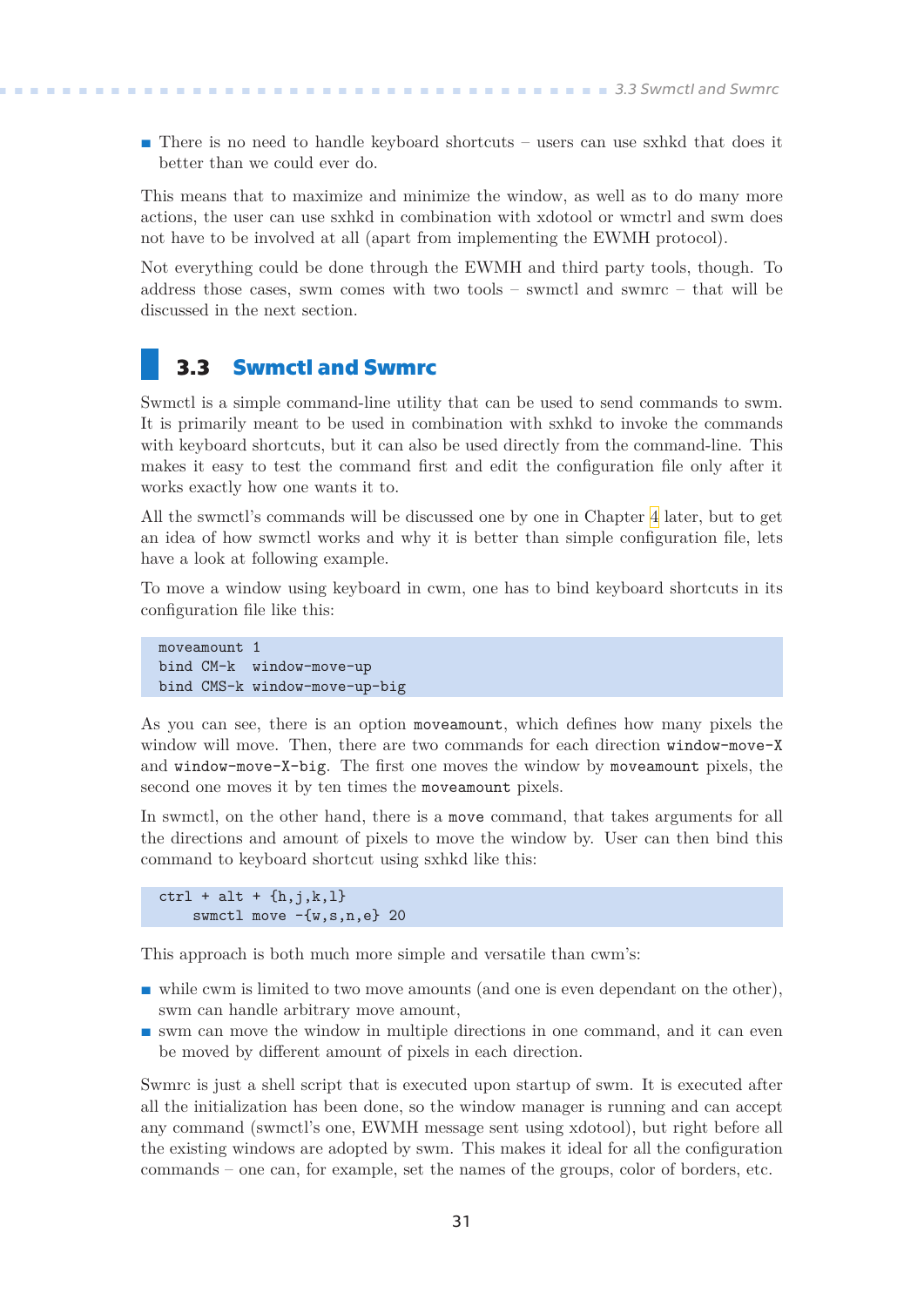- There is no need to handle keyboard shortcuts – users can use sxhkd that does it better than we could ever do.

This means that to maximize and minimize the window, as well as to do many more actions, the user can use sxhkd in combination with xdotool or wmctrl and swm does not have to be involved at all (apart from implementing the EWMH protocol).

Not everything could be done through the EWMH and third party tools, though. To address those cases, swm comes with two tools – swmctl and swmrc – that will be discussed in the next section.

## 3.3 Swmctl and Swmrc

Swmctl is a simple command-line utility that can be used to send commands to swm. It is primarily meant to be used in combination with sxhkd to invoke the commands with keyboard shortcuts, but it can also be used directly from the command-line. This makes it easy to test the command first and edit the configuration file only after it works exactly how one wants it to.

All the swmctl's commands will be discussed one by one in Chapter 4 later, but to get an idea of how swmctl works and why it is better than simple configuration file, lets have a look at following example.

To move a window using keyboard in cwm, one has to bind keyboard shortcuts in its configuration file like this:

```
moveamount 1
bind CM-k  window-move-up
bind CMS-k window-move-up-big
```

As you can see, there is an option `moveamount`, which defines how many pixels the window will move. Then, there are two commands for each direction `window-move-X` and `window-move-X-big`. The first one moves the window by `moveamount` pixels, the second one moves it by ten times the `moveamount` pixels.

In swmctl, on the other hand, there is a `move` command, that takes arguments for all the directions and amount of pixels to move the window by. User can then bind this command to keyboard shortcut using sxhkd like this:

```
ctrl + alt + {h,j,k,l}
    swmctl move -{w,s,n,e} 20
```

This approach is both much more simple and versatile than cwm's:

- while cwm is limited to two move amounts (and one is even dependant on the other), swm can handle arbitrary move amount,
- swm can move the window in multiple directions in one command, and it can even be moved by different amount of pixels in each direction.

Swmrc is just a shell script that is executed upon startup of swm. It is executed after all the initialization has been done, so the window manager is running and can accept any command (swmctl's one, EWMH message sent using xdotool), but right before all the existing windows are adopted by swm. This makes it ideal for all the configuration commands – one can, for example, set the names of the groups, color of borders, etc.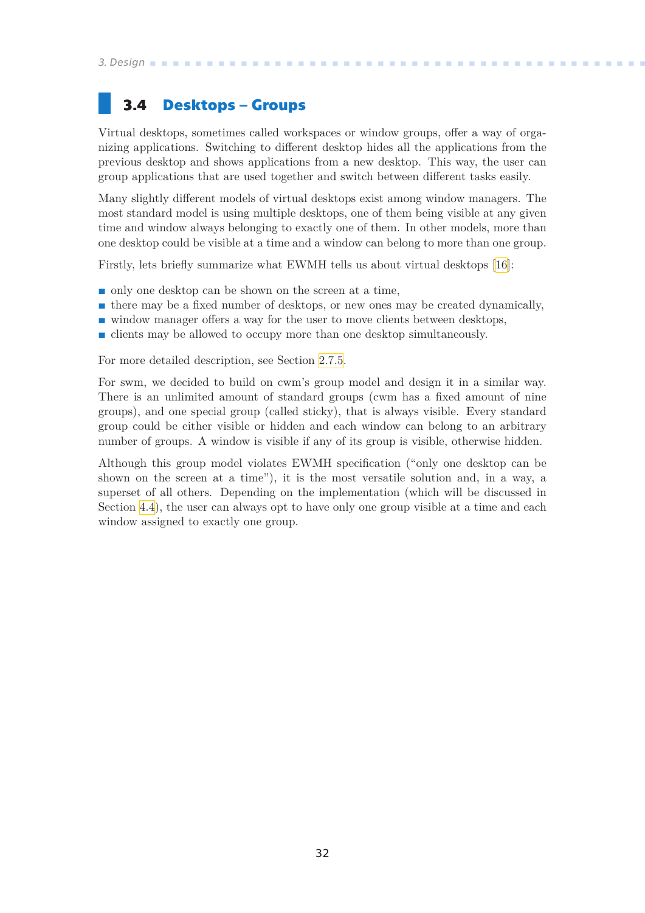## 3.4 Desktops – Groups

Virtual desktops, sometimes called workspaces or window groups, offer a way of organizing applications. Switching to different desktop hides all the applications from the previous desktop and shows applications from a new desktop. This way, the user can group applications that are used together and switch between different tasks easily.

Many slightly different models of virtual desktops exist among window managers. The most standard model is using multiple desktops, one of them being visible at any given time and window always belonging to exactly one of them. In other models, more than one desktop could be visible at a time and a window can belong to more than one group.

Firstly, lets briefly summarize what EWMH tells us about virtual desktops [16]:

- only one desktop can be shown on the screen at a time,
- there may be a fixed number of desktops, or new ones may be created dynamically,
- window manager offers a way for the user to move clients between desktops,
- clients may be allowed to occupy more than one desktop simultaneously.

For more detailed description, see Section 2.7.5.

For swm, we decided to build on cwm's group model and design it in a similar way. There is an unlimited amount of standard groups (cwm has a fixed amount of nine groups), and one special group (called sticky), that is always visible. Every standard group could be either visible or hidden and each window can belong to an arbitrary number of groups. A window is visible if any of its group is visible, otherwise hidden.

Although this group model violates EWMH specification ("only one desktop can be shown on the screen at a time"), it is the most versatile solution and, in a way, a superset of all others. Depending on the implementation (which will be discussed in Section 4.4), the user can always opt to have only one group visible at a time and each window assigned to exactly one group.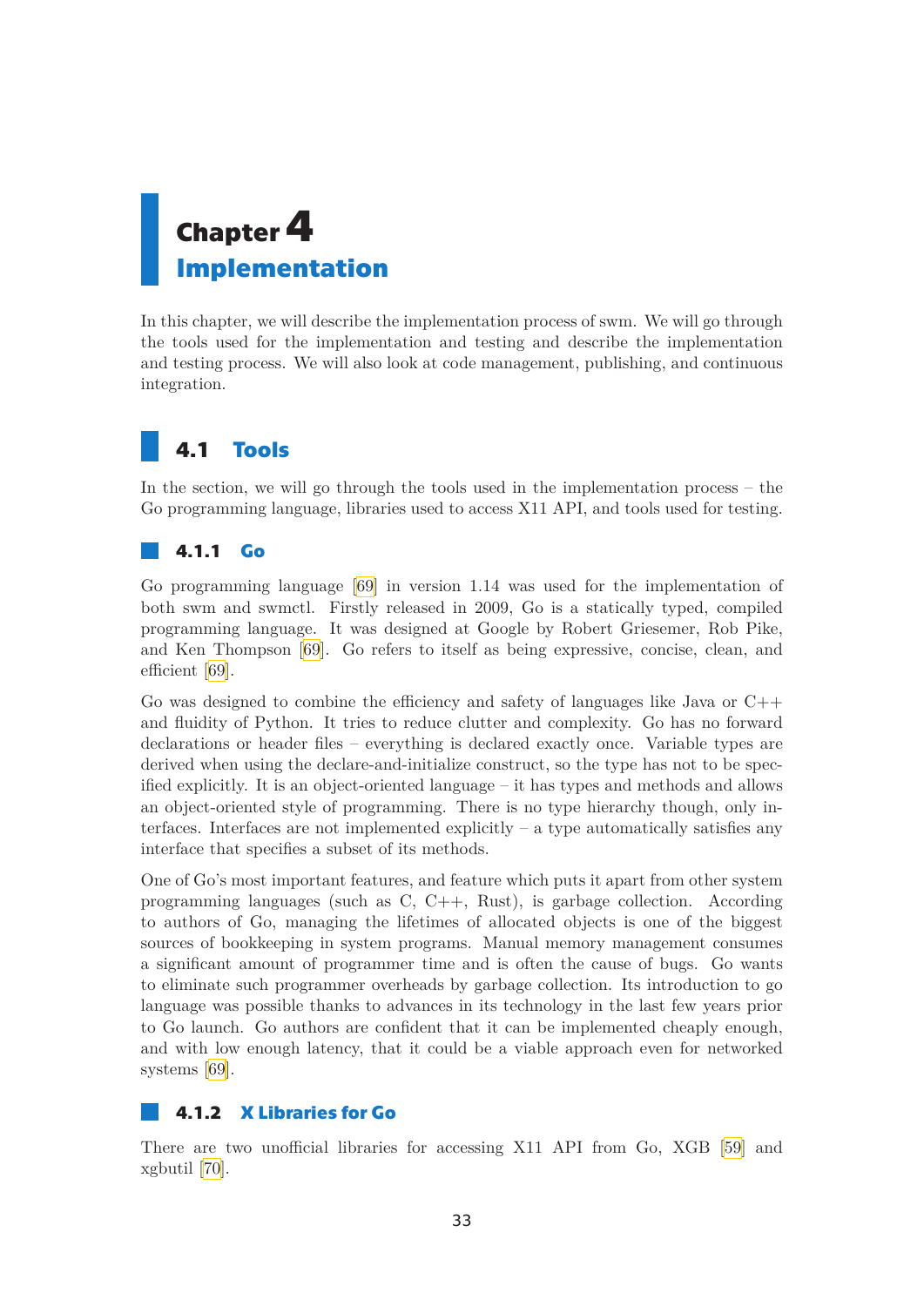# Chapter 4 Implementation

In this chapter, we will describe the implementation process of swm. We will go through the tools used for the implementation and testing and describe the implementation and testing process. We will also look at code management, publishing, and continuous integration.

## 4.1 Tools

In the section, we will go through the tools used in the implementation process – the Go programming language, libraries used to access X11 API, and tools used for testing.

### 4.1.1 Go

Go programming language [69] in version 1.14 was used for the implementation of both swm and swmctl. Firstly released in 2009, Go is a statically typed, compiled programming language. It was designed at Google by Robert Griesemer, Rob Pike, and Ken Thompson [69]. Go refers to itself as being expressive, concise, clean, and efficient [69].

Go was designed to combine the efficiency and safety of languages like Java or C++ and fluidity of Python. It tries to reduce clutter and complexity. Go has no forward declarations or header files – everything is declared exactly once. Variable types are derived when using the declare-and-initialize construct, so the type has not to be specified explicitly. It is an object-oriented language – it has types and methods and allows an object-oriented style of programming. There is no type hierarchy though, only interfaces. Interfaces are not implemented explicitly – a type automatically satisfies any interface that specifies a subset of its methods.

One of Go's most important features, and feature which puts it apart from other system programming languages (such as C, C++, Rust), is garbage collection. According to authors of Go, managing the lifetimes of allocated objects is one of the biggest sources of bookkeeping in system programs. Manual memory management consumes a significant amount of programmer time and is often the cause of bugs. Go wants to eliminate such programmer overheads by garbage collection. Its introduction to go language was possible thanks to advances in its technology in the last few years prior to Go launch. Go authors are confident that it can be implemented cheaply enough, and with low enough latency, that it could be a viable approach even for networked systems [69].

### 4.1.2 X Libraries for Go

There are two unofficial libraries for accessing X11 API from Go, XGB [59] and xgbutil [70].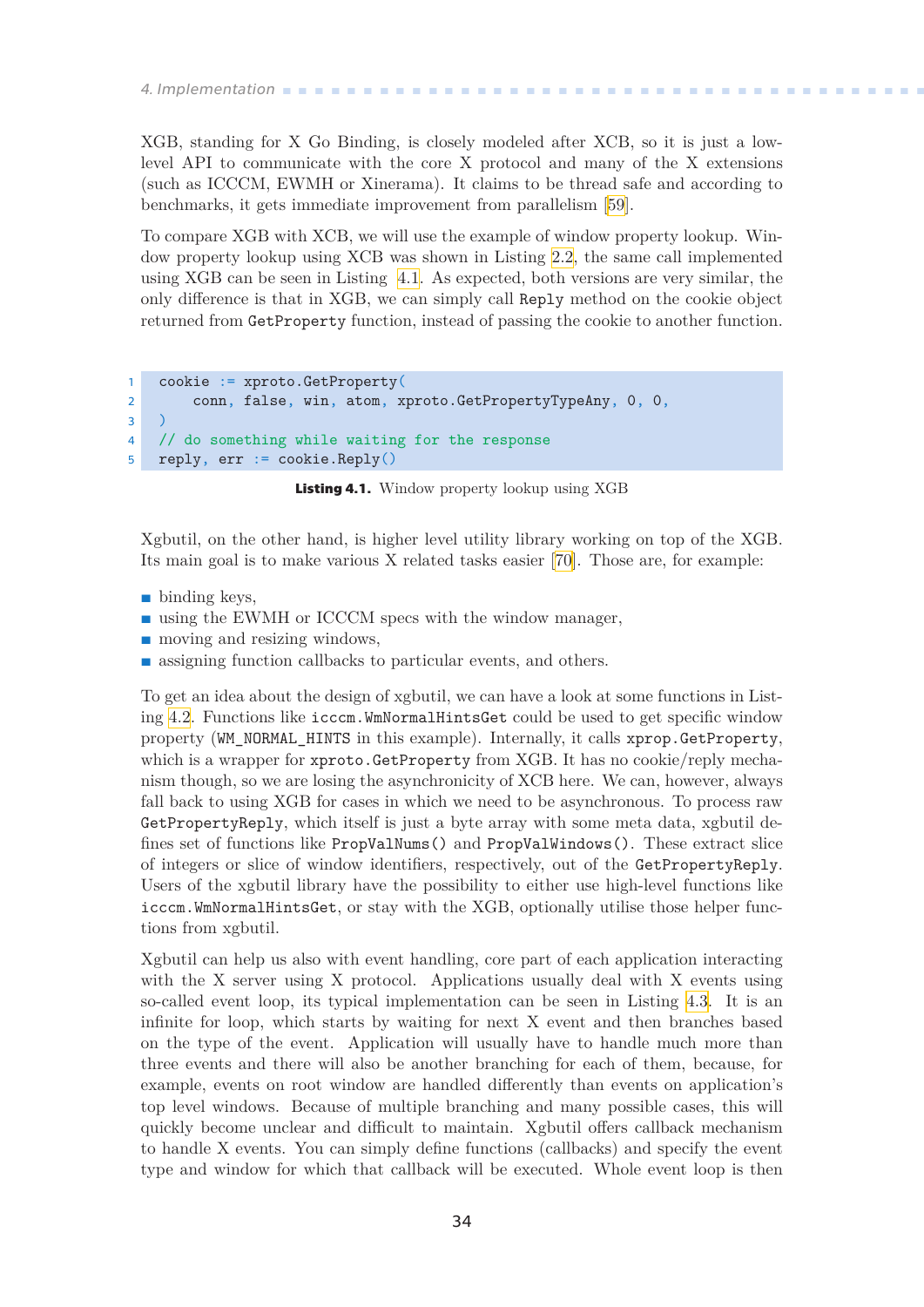XGB, standing for X Go Binding, is closely modeled after XCB, so it is just a low-level API to communicate with the core X protocol and many of the X extensions (such as ICCCM, EWMH or Xinerama). It claims to be thread safe and according to benchmarks, it gets immediate improvement from parallelism [59].

To compare XGB with XCB, we will use the example of window property lookup. Window property lookup using XCB was shown in Listing 2.2, the same call implemented using XGB can be seen in Listing 4.1. As expected, both versions are very similar, the only difference is that in XGB, we can simply call `Reply` method on the cookie object returned from `GetProperty` function, instead of passing the cookie to another function.

```
cookie := xproto.GetProperty(
    conn, false, win, atom, xproto.GetPropertyTypeAny, 0, 0,
)
// do something while waiting for the response
reply, err := cookie.Reply()
```

**Listing 4.1.** Window property lookup using XGB

Xgbutil, on the other hand, is higher level utility library working on top of the XGB. Its main goal is to make various X related tasks easier [70]. Those are, for example:

- binding keys,
- using the EWMH or ICCCM specs with the window manager,
- moving and resizing windows,
- assigning function callbacks to particular events, and others.

To get an idea about the design of xgbutil, we can have a look at some functions in Listing 4.2. Functions like `icccm.WmNormalHintsGet` could be used to get specific window property (`WM_NORMAL_HINTS` in this example). Internally, it calls `xprop.GetProperty`, which is a wrapper for `xproto.GetProperty` from XGB. It has no cookie/reply mechanism though, so we are losing the asynchronicity of XCB here. We can, however, always fall back to using XGB for cases in which we need to be asynchronous. To process raw `GetPropertyReply`, which itself is just a byte array with some meta data, xgbutil defines set of functions like `PropValNums()` and `PropValWindows()`. These extract slice of integers or slice of window identifiers, respectively, out of the `GetPropertyReply`. Users of the xgbutil library have the possibility to either use high-level functions like `icccm.WmNormalHintsGet`, or stay with the XGB, optionally utilise those helper functions from xgbutil.

Xgbutil can help us also with event handling, core part of each application interacting with the X server using X protocol. Applications usually deal with X events using so-called event loop, its typical implementation can be seen in Listing 4.3. It is an infinite for loop, which starts by waiting for next X event and then branches based on the type of the event. Application will usually have to handle much more than three events and there will also be another branching for each of them, because, for example, events on root window are handled differently than events on application's top level windows. Because of multiple branching and many possible cases, this will quickly become unclear and difficult to maintain. Xgbutil offers callback mechanism to handle X events. You can simply define functions (callbacks) and specify the event type and window for which that callback will be executed. Whole event loop is then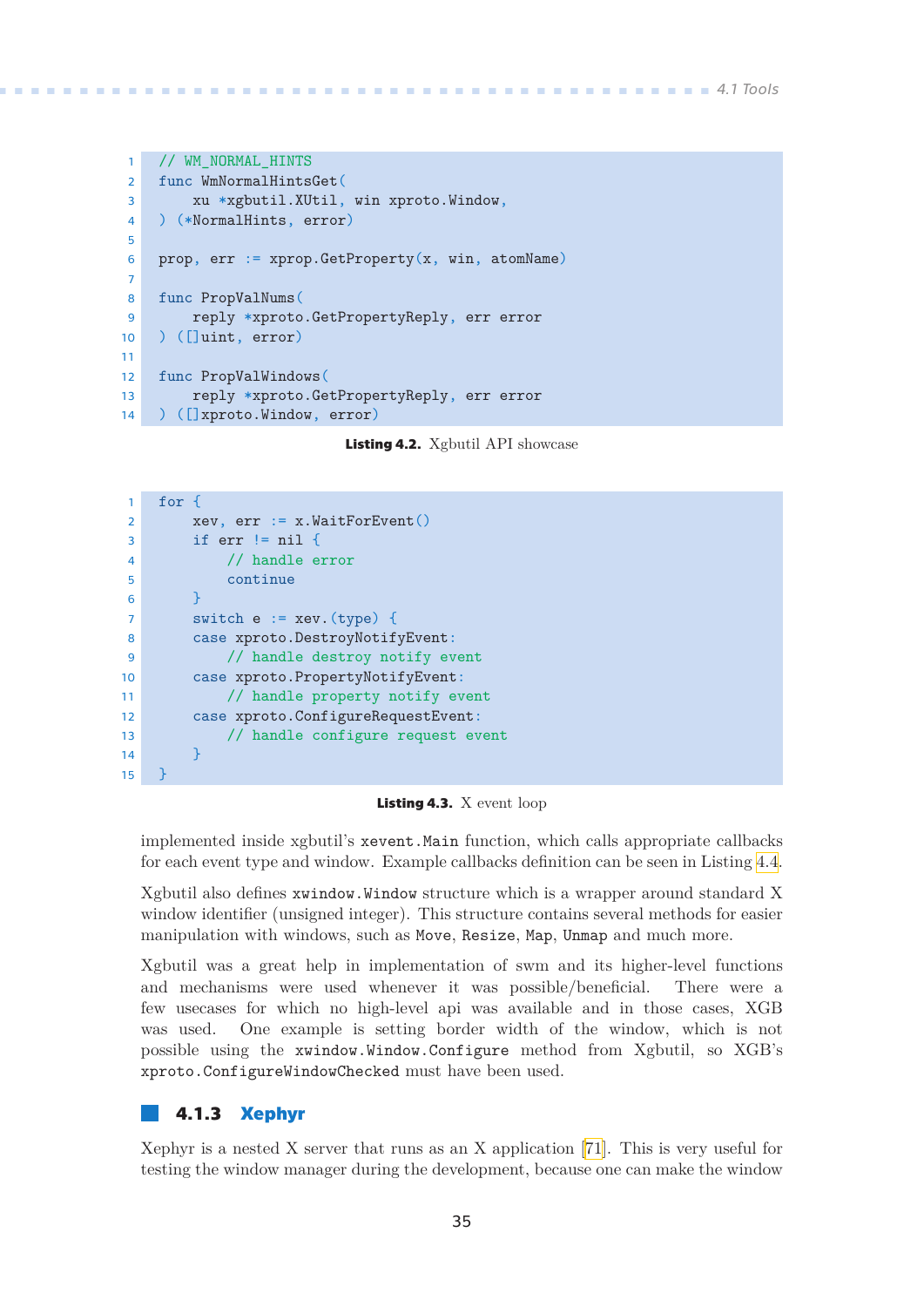```go
// WM_NORMAL_HINTS
func WmNormalHintsGet(
    xu *xgbutil.XUtil, win xproto.Window,
) (*NormalHints, error)

prop, err := xprop.GetProperty(x, win, atomName)

func PropValNums(
    reply *xproto.GetPropertyReply, err error
) ([]uint, error)

func PropValWindows(
    reply *xproto.GetPropertyReply, err error
) ([]xproto.Window, error)
```

**Listing 4.2.** Xgbutil API showcase

```go
for {
    xev, err := x.WaitForEvent()
    if err != nil {
        // handle error
        continue
    }
    switch e := xev.(type) {
    case xproto.DestroyNotifyEvent:
        // handle destroy notify event
    case xproto.PropertyNotifyEvent:
        // handle property notify event
    case xproto.ConfigureRequestEvent:
        // handle configure request event
    }
}
```

**Listing 4.3.** X event loop

implemented inside xgbutil's `xevent.Main` function, which calls appropriate callbacks for each event type and window. Example callbacks definition can be seen in Listing 4.4.

Xgbutil also defines `xwindow.Window` structure which is a wrapper around standard X window identifier (unsigned integer). This structure contains several methods for easier manipulation with windows, such as `Move`, `Resize`, `Map`, `Unmap` and much more.

Xgbutil was a great help in implementation of swm and its higher-level functions and mechanisms were used whenever it was possible/beneficial. There were a few usecases for which no high-level api was available and in those cases, XGB was used. One example is setting border width of the window, which is not possible using the `xwindow.Window.Configure` method from Xgbutil, so XGB's `xproto.ConfigureWindowChecked` must have been used.

### 4.1.3 Xephyr

Xephyr is a nested X server that runs as an X application [71]. This is very useful for testing the window manager during the development, because one can make the window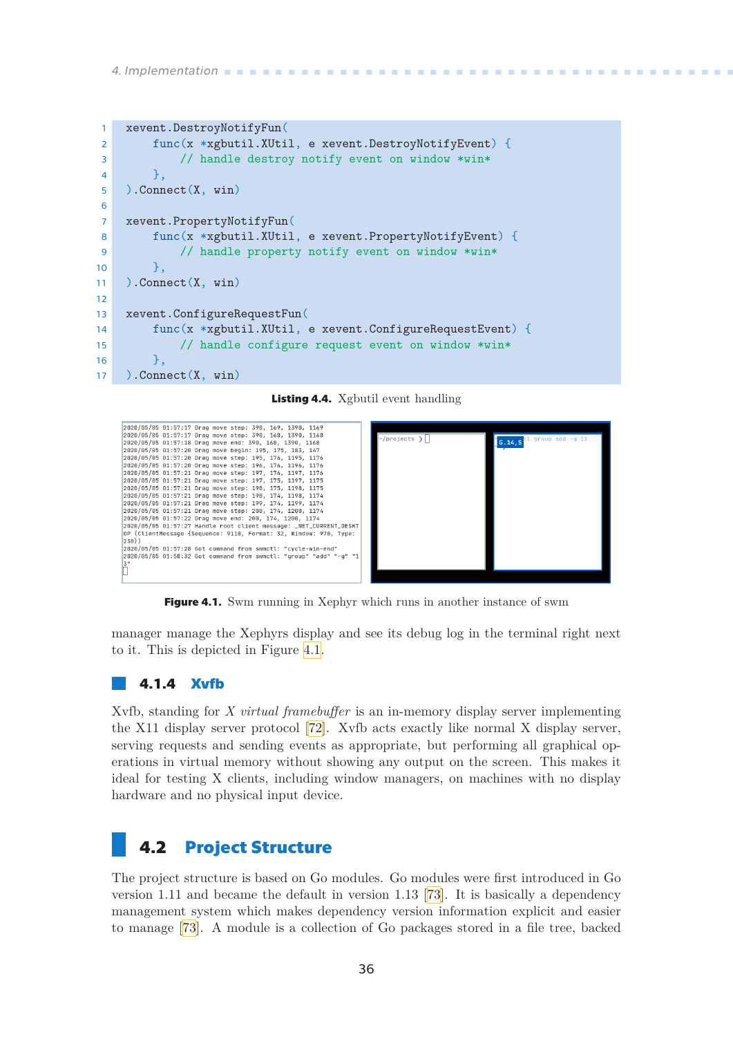```go
xevent.DestroyNotifyFun(
    func(x *xgbutil.XUtil, e xevent.DestroyNotifyEvent) {
        // handle destroy notify event on window *win*
    },
).Connect(X, win)

xevent.PropertyNotifyFun(
    func(x *xgbutil.XUtil, e xevent.PropertyNotifyEvent) {
        // handle property notify event on window *win*
    },
).Connect(X, win)

xevent.ConfigureRequestFun(
    func(x *xgbutil.XUtil, e xevent.ConfigureRequestEvent) {
        // handle configure request event on window *win*
    },
).Connect(X, win)
```

**Listing 4.4.** Xgbutil event handling

**Figure 4.1.** Swm running in Xephyr which runs in another instance of swm

manager manage the Xephyrs display and see its debug log in the terminal right next to it. This is depicted in Figure 4.1.

### 4.1.4 Xvfb

Xvfb, standing for *X virtual framebuffer* is an in-memory display server implementing the X11 display server protocol [72]. Xvfb acts exactly like normal X display server, serving requests and sending events as appropriate, but performing all graphical operations in virtual memory without showing any output on the screen. This makes it ideal for testing X clients, including window managers, on machines with no display hardware and no physical input device.

## 4.2 Project Structure

The project structure is based on Go modules. Go modules were first introduced in Go version 1.11 and became the default in version 1.13 [73]. It is basically a dependency management system which makes dependency version information explicit and easier to manage [73]. A module is a collection of Go packages stored in a file tree, backed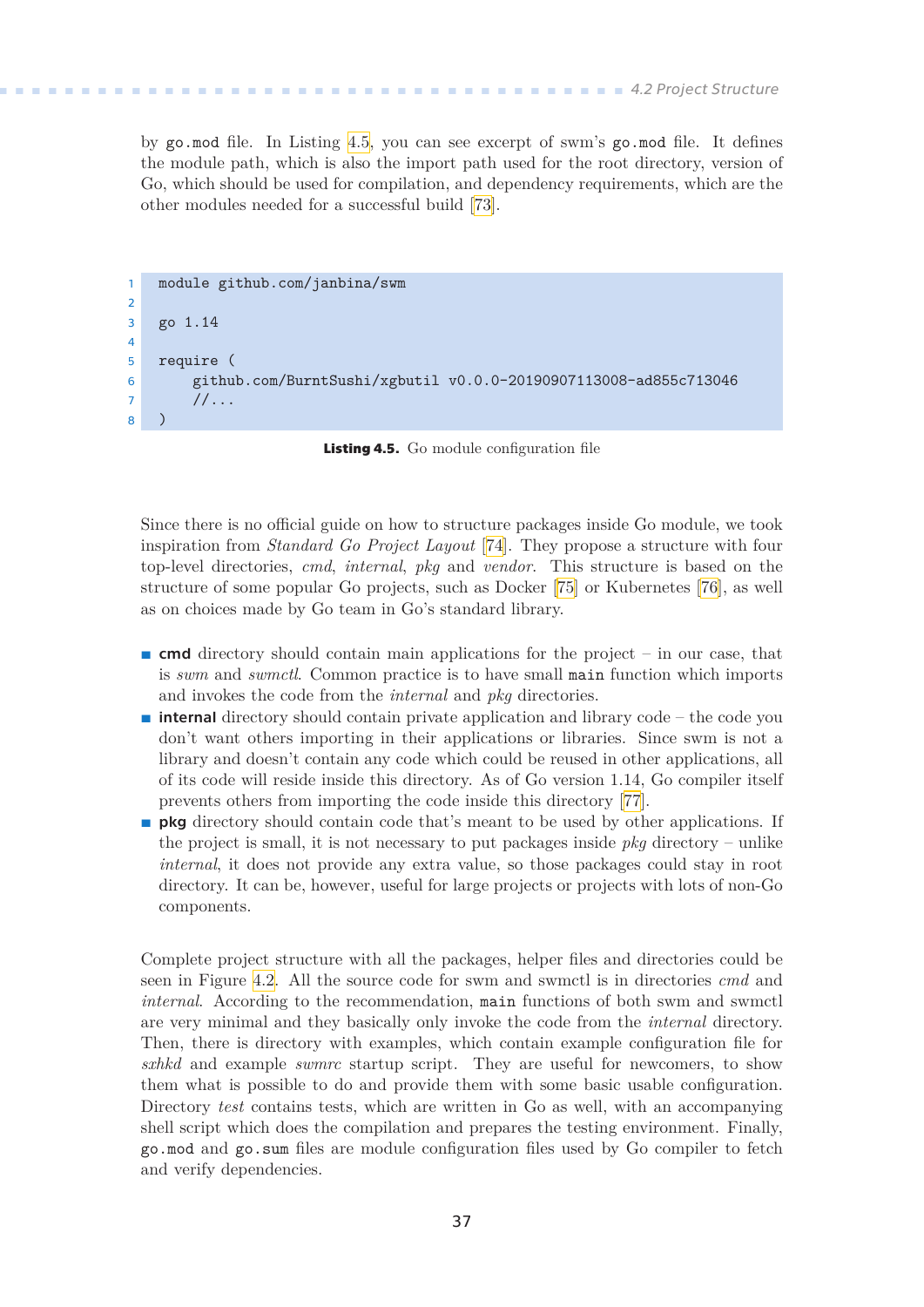by go.mod file. In Listing 4.5, you can see excerpt of swm's go.mod file. It defines the module path, which is also the import path used for the root directory, version of Go, which should be used for compilation, and dependency requirements, which are the other modules needed for a successful build [73].

```
module github.com/janbina/swm

go 1.14

require (
    github.com/BurntSushi/xgbutil v0.0.0-20190907113008-ad855c713046
    //...
)
```

**Listing 4.5.** Go module configuration file

Since there is no official guide on how to structure packages inside Go module, we took inspiration from *Standard Go Project Layout* [74]. They propose a structure with four top-level directories, *cmd*, *internal*, *pkg* and *vendor*. This structure is based on the structure of some popular Go projects, such as Docker [75] or Kubernetes [76], as well as on choices made by Go team in Go's standard library.

- **cmd** directory should contain main applications for the project – in our case, that is *swm* and *swmctl*. Common practice is to have small `main` function which imports and invokes the code from the *internal* and *pkg* directories.
- **internal** directory should contain private application and library code – the code you don't want others importing in their applications or libraries. Since swm is not a library and doesn't contain any code which could be reused in other applications, all of its code will reside inside this directory. As of Go version 1.14, Go compiler itself prevents others from importing the code inside this directory [77].
- **pkg** directory should contain code that's meant to be used by other applications. If the project is small, it is not necessary to put packages inside *pkg* directory – unlike *internal*, it does not provide any extra value, so those packages could stay in root directory. It can be, however, useful for large projects or projects with lots of non-Go components.

Complete project structure with all the packages, helper files and directories could be seen in Figure 4.2. All the source code for swm and swmctl is in directories *cmd* and *internal*. According to the recommendation, `main` functions of both swm and swmctl are very minimal and they basically only invoke the code from the *internal* directory. Then, there is directory with examples, which contain example configuration file for *sxhkd* and example *swmrc* startup script. They are useful for newcomers, to show them what is possible to do and provide them with some basic usable configuration. Directory *test* contains tests, which are written in Go as well, with an accompanying shell script which does the compilation and prepares the testing environment. Finally, go.mod and go.sum files are module configuration files used by Go compiler to fetch and verify dependencies.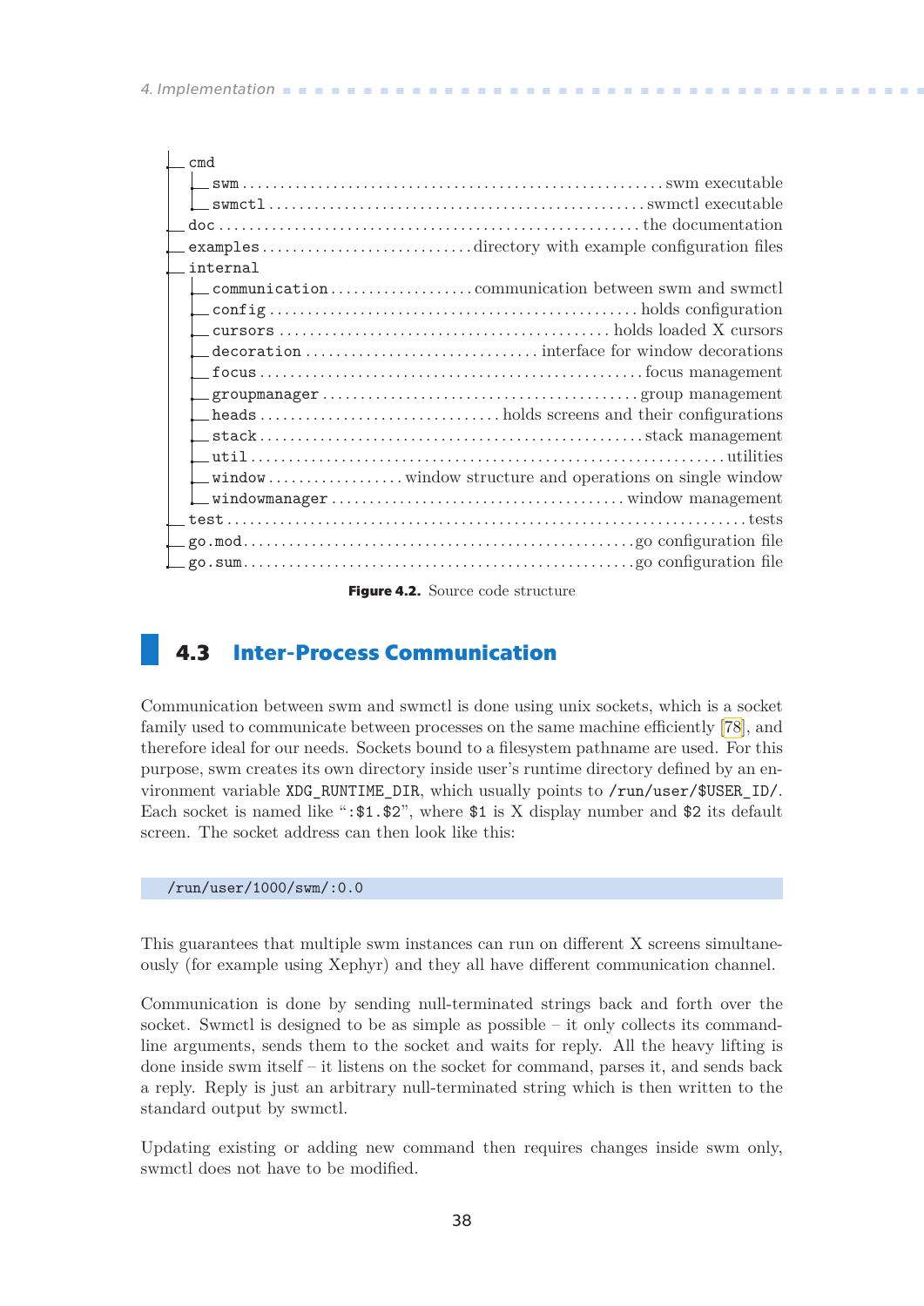- cmd
  - swm ........ swm executable
  - swmctl ........ swmctl executable
- doc ........ the documentation
- examples ........ directory with example configuration files
- internal
  - communication ........ communication between swm and swmctl
  - config ........ holds configuration
  - cursors ........ holds loaded X cursors
  - decoration ........ interface for window decorations
  - focus ........ focus management
  - groupmanager ........ group management
  - heads ........ holds screens and their configurations
  - stack ........ stack management
  - util ........ utilities
  - window ........ window structure and operations on single window
  - windowmanager ........ window management
- test ........ tests
- go.mod ........ go configuration file
- go.sum ........ go configuration file

**Figure 4.2.** Source code structure

## 4.3 Inter-Process Communication

Communication between swm and swmctl is done using unix sockets, which is a socket family used to communicate between processes on the same machine efficiently [78], and therefore ideal for our needs. Sockets bound to a filesystem pathname are used. For this purpose, swm creates its own directory inside user's runtime directory defined by an environment variable `XDG_RUNTIME_DIR`, which usually points to `/run/user/$USER_ID/`. Each socket is named like "`:$1.$2`", where `$1` is X display number and `$2` its default screen. The socket address can then look like this:

```
/run/user/1000/swm/:0.0
```

This guarantees that multiple swm instances can run on different X screens simultaneously (for example using Xephyr) and they all have different communication channel.

Communication is done by sending null-terminated strings back and forth over the socket. Swmctl is designed to be as simple as possible – it only collects its command-line arguments, sends them to the socket and waits for reply. All the heavy lifting is done inside swm itself – it listens on the socket for command, parses it, and sends back a reply. Reply is just an arbitrary null-terminated string which is then written to the standard output by swmctl.

Updating existing or adding new command then requires changes inside swm only, swmctl does not have to be modified.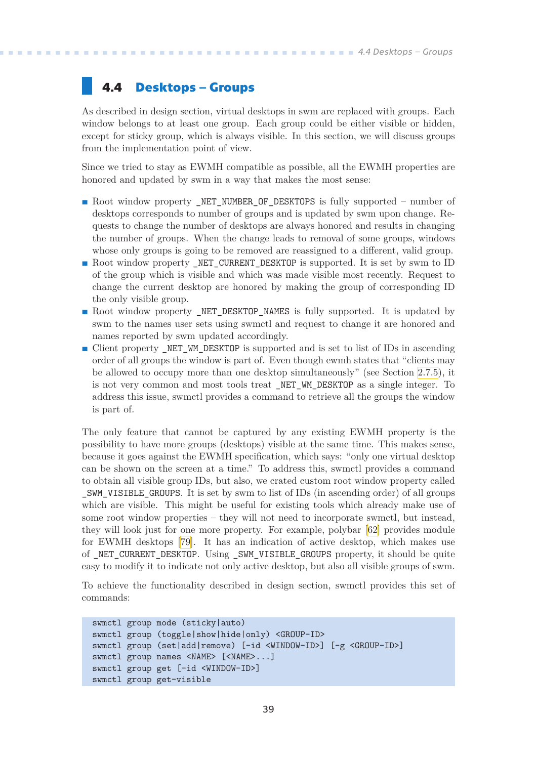## 4.4 Desktops – Groups

As described in design section, virtual desktops in swm are replaced with groups. Each window belongs to at least one group. Each group could be either visible or hidden, except for sticky group, which is always visible. In this section, we will discuss groups from the implementation point of view.

Since we tried to stay as EWMH compatible as possible, all the EWMH properties are honored and updated by swm in a way that makes the most sense:

- Root window property `_NET_NUMBER_OF_DESKTOPS` is fully supported – number of desktops corresponds to number of groups and is updated by swm upon change. Requests to change the number of desktops are always honored and results in changing the number of groups. When the change leads to removal of some groups, windows whose only groups is going to be removed are reassigned to a different, valid group.
- Root window property `_NET_CURRENT_DESKTOP` is supported. It is set by swm to ID of the group which is visible and which was made visible most recently. Request to change the current desktop are honored by making the group of corresponding ID the only visible group.
- Root window property `_NET_DESKTOP_NAMES` is fully supported. It is updated by swm to the names user sets using swmctl and request to change it are honored and names reported by swm updated accordingly.
- Client property `_NET_WM_DESKTOP` is supported and is set to list of IDs in ascending order of all groups the window is part of. Even though ewmh states that "clients may be allowed to occupy more than one desktop simultaneously" (see Section 2.7.5), it is not very common and most tools treat `_NET_WM_DESKTOP` as a single integer. To address this issue, swmctl provides a command to retrieve all the groups the window is part of.

The only feature that cannot be captured by any existing EWMH property is the possibility to have more groups (desktops) visible at the same time. This makes sense, because it goes against the EWMH specification, which says: "only one virtual desktop can be shown on the screen at a time." To address this, swmctl provides a command to obtain all visible group IDs, but also, we crated custom root window property called `_SWM_VISIBLE_GROUPS`. It is set by swm to list of IDs (in ascending order) of all groups which are visible. This might be useful for existing tools which already make use of some root window properties – they will not need to incorporate swmctl, but instead, they will look just for one more property. For example, polybar [62] provides module for EWMH desktops [79]. It has an indication of active desktop, which makes use of `_NET_CURRENT_DESKTOP`. Using `_SWM_VISIBLE_GROUPS` property, it should be quite easy to modify it to indicate not only active desktop, but also all visible groups of swm.

To achieve the functionality described in design section, swmctl provides this set of commands:

```
swmctl group mode (sticky|auto)
swmctl group (toggle|show|hide|only) <GROUP-ID>
swmctl group (set|add|remove) [-id <WINDOW-ID>] [-g <GROUP-ID>]
swmctl group names <NAME> [<NAME>...]
swmctl group get [-id <WINDOW-ID>]
swmctl group get-visible
```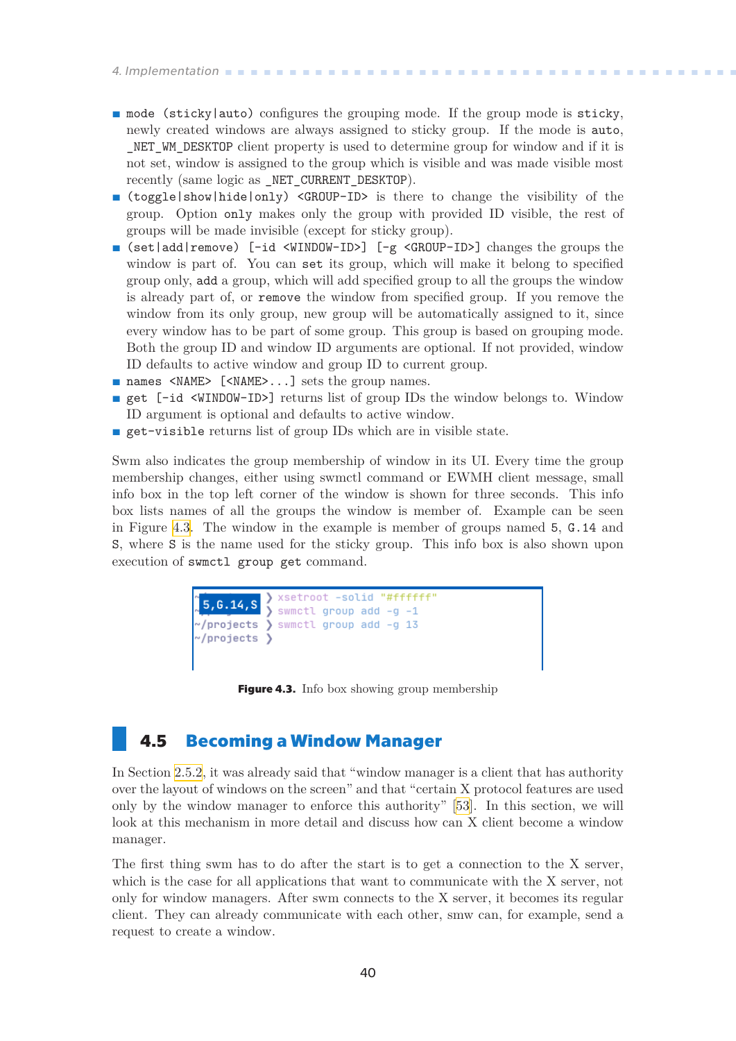- `mode (sticky|auto)` configures the grouping mode. If the group mode is `sticky`, newly created windows are always assigned to sticky group. If the mode is `auto`, `_NET_WM_DESKTOP` client property is used to determine group for window and if it is not set, window is assigned to the group which is visible and was made visible most recently (same logic as `_NET_CURRENT_DESKTOP`).
- `(toggle|show|hide|only) <GROUP-ID>` is there to change the visibility of the group. Option `only` makes only the group with provided ID visible, the rest of groups will be made invisible (except for sticky group).
- `(set|add|remove) [-id <WINDOW-ID>] [-g <GROUP-ID>]` changes the groups the window is part of. You can `set` its group, which will make it belong to specified group only, `add` a group, which will add specified group to all the groups the window is already part of, or `remove` the window from specified group. If you remove the window from its only group, new group will be automatically assigned to it, since every window has to be part of some group. This group is based on grouping mode. Both the group ID and window ID arguments are optional. If not provided, window ID defaults to active window and group ID to current group.
- `names <NAME> [<NAME>...]` sets the group names.
- `get [-id <WINDOW-ID>]` returns list of group IDs the window belongs to. Window ID argument is optional and defaults to active window.
- `get-visible` returns list of group IDs which are in visible state.

Swm also indicates the group membership of window in its UI. Every time the group membership changes, either using swmctl command or EWMH client message, small info box in the top left corner of the window is shown for three seconds. This info box lists names of all the groups the window is member of. Example can be seen in Figure 4.3. The window in the example is member of groups named `5`, `G.14` and `S`, where `S` is the name used for the sticky group. This info box is also shown upon execution of `swmctl group get` command.

```
5,G.14,S ❯ xsetroot -solid "#ffffff"
         ❯ swmctl group add -g -1
~/projects ❯ swmctl group add -g 13
~/projects ❯
```

**Figure 4.3.** Info box showing group membership

## 4.5 Becoming a Window Manager

In Section 2.5.2, it was already said that “window manager is a client that has authority over the layout of windows on the screen” and that “certain X protocol features are used only by the window manager to enforce this authority” [53]. In this section, we will look at this mechanism in more detail and discuss how can X client become a window manager.

The first thing swm has to do after the start is to get a connection to the X server, which is the case for all applications that want to communicate with the X server, not only for window managers. After swm connects to the X server, it becomes its regular client. They can already communicate with each other, smw can, for example, send a request to create a window.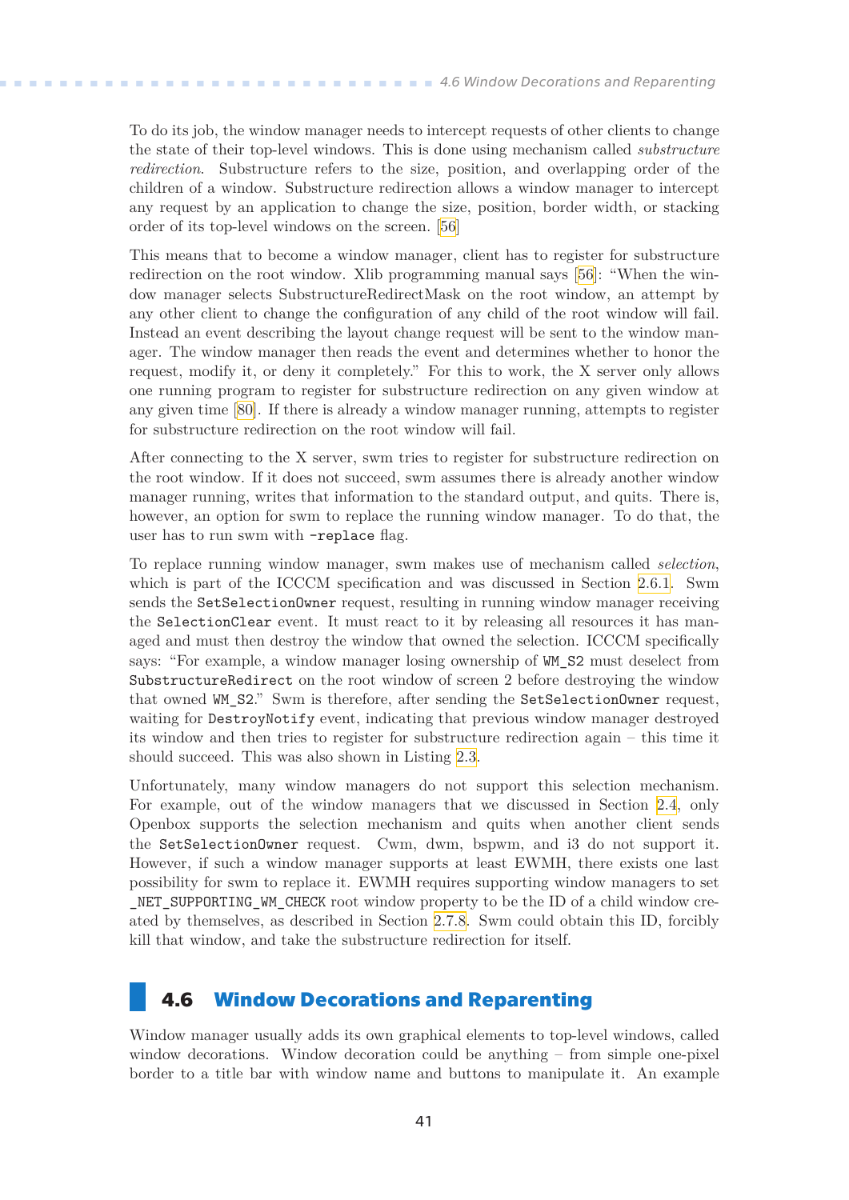To do its job, the window manager needs to intercept requests of other clients to change the state of their top-level windows. This is done using mechanism called *substructure redirection*. Substructure refers to the size, position, and overlapping order of the children of a window. Substructure redirection allows a window manager to intercept any request by an application to change the size, position, border width, or stacking order of its top-level windows on the screen. [56]

This means that to become a window manager, client has to register for substructure redirection on the root window. Xlib programming manual says [56]: "When the window manager selects SubstructureRedirectMask on the root window, an attempt by any other client to change the configuration of any child of the root window will fail. Instead an event describing the layout change request will be sent to the window manager. The window manager then reads the event and determines whether to honor the request, modify it, or deny it completely." For this to work, the X server only allows one running program to register for substructure redirection on any given window at any given time [80]. If there is already a window manager running, attempts to register for substructure redirection on the root window will fail.

After connecting to the X server, swm tries to register for substructure redirection on the root window. If it does not succeed, swm assumes there is already another window manager running, writes that information to the standard output, and quits. There is, however, an option for swm to replace the running window manager. To do that, the user has to run swm with `-replace` flag.

To replace running window manager, swm makes use of mechanism called *selection*, which is part of the ICCCM specification and was discussed in Section 2.6.1. Swm sends the `SetSelectionOwner` request, resulting in running window manager receiving the `SelectionClear` event. It must react to it by releasing all resources it has managed and must then destroy the window that owned the selection. ICCCM specifically says: "For example, a window manager losing ownership of `WM_S2` must deselect from `SubstructureRedirect` on the root window of screen 2 before destroying the window that owned `WM_S2`." Swm is therefore, after sending the `SetSelectionOwner` request, waiting for `DestroyNotify` event, indicating that previous window manager destroyed its window and then tries to register for substructure redirection again – this time it should succeed. This was also shown in Listing 2.3.

Unfortunately, many window managers do not support this selection mechanism. For example, out of the window managers that we discussed in Section 2.4, only Openbox supports the selection mechanism and quits when another client sends the `SetSelectionOwner` request. Cwm, dwm, bspwm, and i3 do not support it. However, if such a window manager supports at least EWMH, there exists one last possibility for swm to replace it. EWMH requires supporting window managers to set `_NET_SUPPORTING_WM_CHECK` root window property to be the ID of a child window created by themselves, as described in Section 2.7.8. Swm could obtain this ID, forcibly kill that window, and take the substructure redirection for itself.

## 4.6 Window Decorations and Reparenting

Window manager usually adds its own graphical elements to top-level windows, called window decorations. Window decoration could be anything – from simple one-pixel border to a title bar with window name and buttons to manipulate it. An example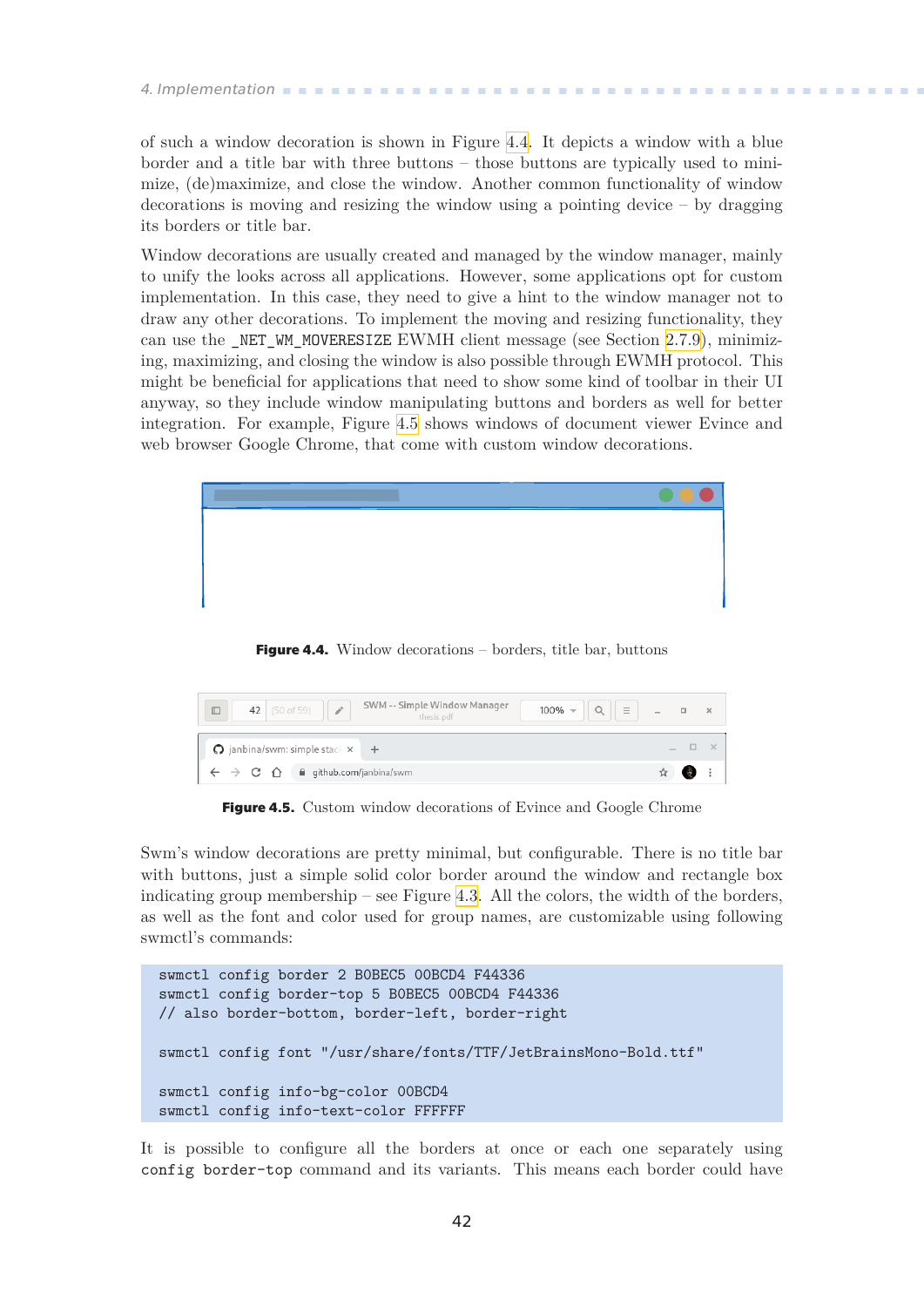of such a window decoration is shown in Figure 4.4. It depicts a window with a blue border and a title bar with three buttons – those buttons are typically used to minimize, (de)maximize, and close the window. Another common functionality of window decorations is moving and resizing the window using a pointing device – by dragging its borders or title bar.

Window decorations are usually created and managed by the window manager, mainly to unify the looks across all applications. However, some applications opt for custom implementation. In this case, they need to give a hint to the window manager not to draw any other decorations. To implement the moving and resizing functionality, they can use the `_NET_WM_MOVERESIZE` EWMH client message (see Section 2.7.9), minimizing, maximizing, and closing the window is also possible through EWMH protocol. This might be beneficial for applications that need to show some kind of toolbar in their UI anyway, so they include window manipulating buttons and borders as well for better integration. For example, Figure 4.5 shows windows of document viewer Evince and web browser Google Chrome, that come with custom window decorations.

**Figure 4.4.** Window decorations – borders, title bar, buttons

**Figure 4.5.** Custom window decorations of Evince and Google Chrome

Swm's window decorations are pretty minimal, but configurable. There is no title bar with buttons, just a simple solid color border around the window and rectangle box indicating group membership – see Figure 4.3. All the colors, the width of the borders, as well as the font and color used for group names, are customizable using following swmctl's commands:

```
swmctl config border 2 B0BEC5 00BCD4 F44336
swmctl config border-top 5 B0BEC5 00BCD4 F44336
// also border-bottom, border-left, border-right

swmctl config font "/usr/share/fonts/TTF/JetBrainsMono-Bold.ttf"

swmctl config info-bg-color 00BCD4
swmctl config info-text-color FFFFFF
```

It is possible to configure all the borders at once or each one separately using `config border-top` command and its variants. This means each border could have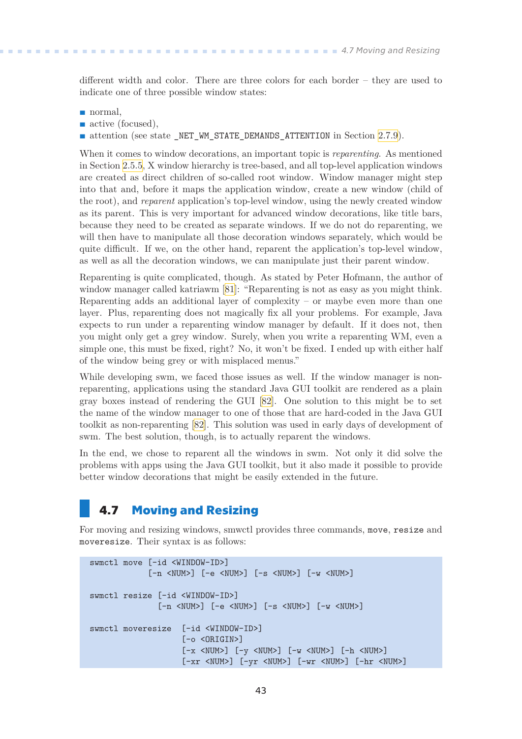different width and color. There are three colors for each border – they are used to indicate one of three possible window states:

- normal,
- active (focused),
- attention (see state `_NET_WM_STATE_DEMANDS_ATTENTION` in Section 2.7.9).

When it comes to window decorations, an important topic is *reparenting*. As mentioned in Section 2.5.5, X window hierarchy is tree-based, and all top-level application windows are created as direct children of so-called root window. Window manager might step into that and, before it maps the application window, create a new window (child of the root), and *reparent* application's top-level window, using the newly created window as its parent. This is very important for advanced window decorations, like title bars, because they need to be created as separate windows. If we do not do reparenting, we will then have to manipulate all those decoration windows separately, which would be quite difficult. If we, on the other hand, reparent the application's top-level window, as well as all the decoration windows, we can manipulate just their parent window.

Reparenting is quite complicated, though. As stated by Peter Hofmann, the author of window manager called katriawm [81]: "Reparenting is not as easy as you might think. Reparenting adds an additional layer of complexity – or maybe even more than one layer. Plus, reparenting does not magically fix all your problems. For example, Java expects to run under a reparenting window manager by default. If it does not, then you might only get a grey window. Surely, when you write a reparenting WM, even a simple one, this must be fixed, right? No, it won't be fixed. I ended up with either half of the window being grey or with misplaced menus."

While developing swm, we faced those issues as well. If the window manager is non-reparenting, applications using the standard Java GUI toolkit are rendered as a plain gray boxes instead of rendering the GUI [82]. One solution to this might be to set the name of the window manager to one of those that are hard-coded in the Java GUI toolkit as non-reparenting [82]. This solution was used in early days of development of swm. The best solution, though, is to actually reparent the windows.

In the end, we chose to reparent all the windows in swm. Not only it did solve the problems with apps using the Java GUI toolkit, but it also made it possible to provide better window decorations that might be easily extended in the future.

## 4.7 Moving and Resizing

For moving and resizing windows, smwctl provides three commands, `move`, `resize` and `moveresize`. Their syntax is as follows:

```
swmctl move [-id <WINDOW-ID>]
            [-n <NUM>] [-e <NUM>] [-s <NUM>] [-w <NUM>]

swmctl resize [-id <WINDOW-ID>]
              [-n <NUM>] [-e <NUM>] [-s <NUM>] [-w <NUM>]

swmctl moveresize  [-id <WINDOW-ID>]
                   [-o <ORIGIN>]
                   [-x <NUM>] [-y <NUM>] [-w <NUM>] [-h <NUM>]
                   [-xr <NUM>] [-yr <NUM>] [-wr <NUM>] [-hr <NUM>]
```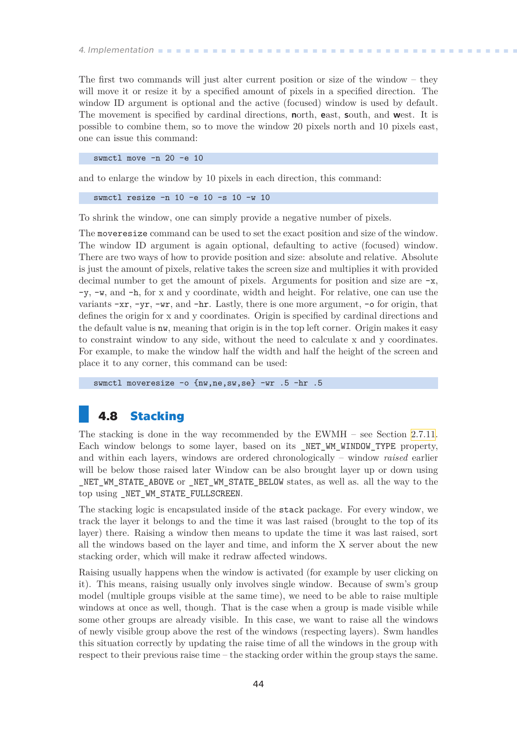The first two commands will just alter current position or size of the window – they will move it or resize it by a specified amount of pixels in a specified direction. The window ID argument is optional and the active (focused) window is used by default. The movement is specified by cardinal directions, **n**orth, **e**ast, **s**outh, and **w**est. It is possible to combine them, so to move the window 20 pixels north and 10 pixels east, one can issue this command:

```
swmctl move -n 20 -e 10
```

and to enlarge the window by 10 pixels in each direction, this command:

```
swmctl resize -n 10 -e 10 -s 10 -w 10
```

To shrink the window, one can simply provide a negative number of pixels.

The `moveresize` command can be used to set the exact position and size of the window. The window ID argument is again optional, defaulting to active (focused) window. There are two ways of how to provide position and size: absolute and relative. Absolute is just the amount of pixels, relative takes the screen size and multiplies it with provided decimal number to get the amount of pixels. Arguments for position and size are `-x`, `-y`, `-w`, and `-h`, for x and y coordinate, width and height. For relative, one can use the variants `-xr`, `-yr`, `-wr`, and `-hr`. Lastly, there is one more argument, `-o` for origin, that defines the origin for x and y coordinates. Origin is specified by cardinal directions and the default value is `nw`, meaning that origin is in the top left corner. Origin makes it easy to constraint window to any side, without the need to calculate x and y coordinates. For example, to make the window half the width and half the height of the screen and place it to any corner, this command can be used:

```
swmctl moveresize -o {nw,ne,sw,se} -wr .5 -hr .5
```

## 4.8 Stacking

The stacking is done in the way recommended by the EWMH – see Section 2.7.11. Each window belongs to some layer, based on its `_NET_WM_WINDOW_TYPE` property, and within each layers, windows are ordered chronologically – window *raised* earlier will be below those raised later Window can be also brought layer up or down using `_NET_WM_STATE_ABOVE` or `_NET_WM_STATE_BELOW` states, as well as. all the way to the top using `_NET_WM_STATE_FULLSCREEN`.

The stacking logic is encapsulated inside of the `stack` package. For every window, we track the layer it belongs to and the time it was last raised (brought to the top of its layer) there. Raising a window then means to update the time it was last raised, sort all the windows based on the layer and time, and inform the X server about the new stacking order, which will make it redraw affected windows.

Raising usually happens when the window is activated (for example by user clicking on it). This means, raising usually only involves single window. Because of swm's group model (multiple groups visible at the same time), we need to be able to raise multiple windows at once as well, though. That is the case when a group is made visible while some other groups are already visible. In this case, we want to raise all the windows of newly visible group above the rest of the windows (respecting layers). Swm handles this situation correctly by updating the raise time of all the windows in the group with respect to their previous raise time – the stacking order within the group stays the same.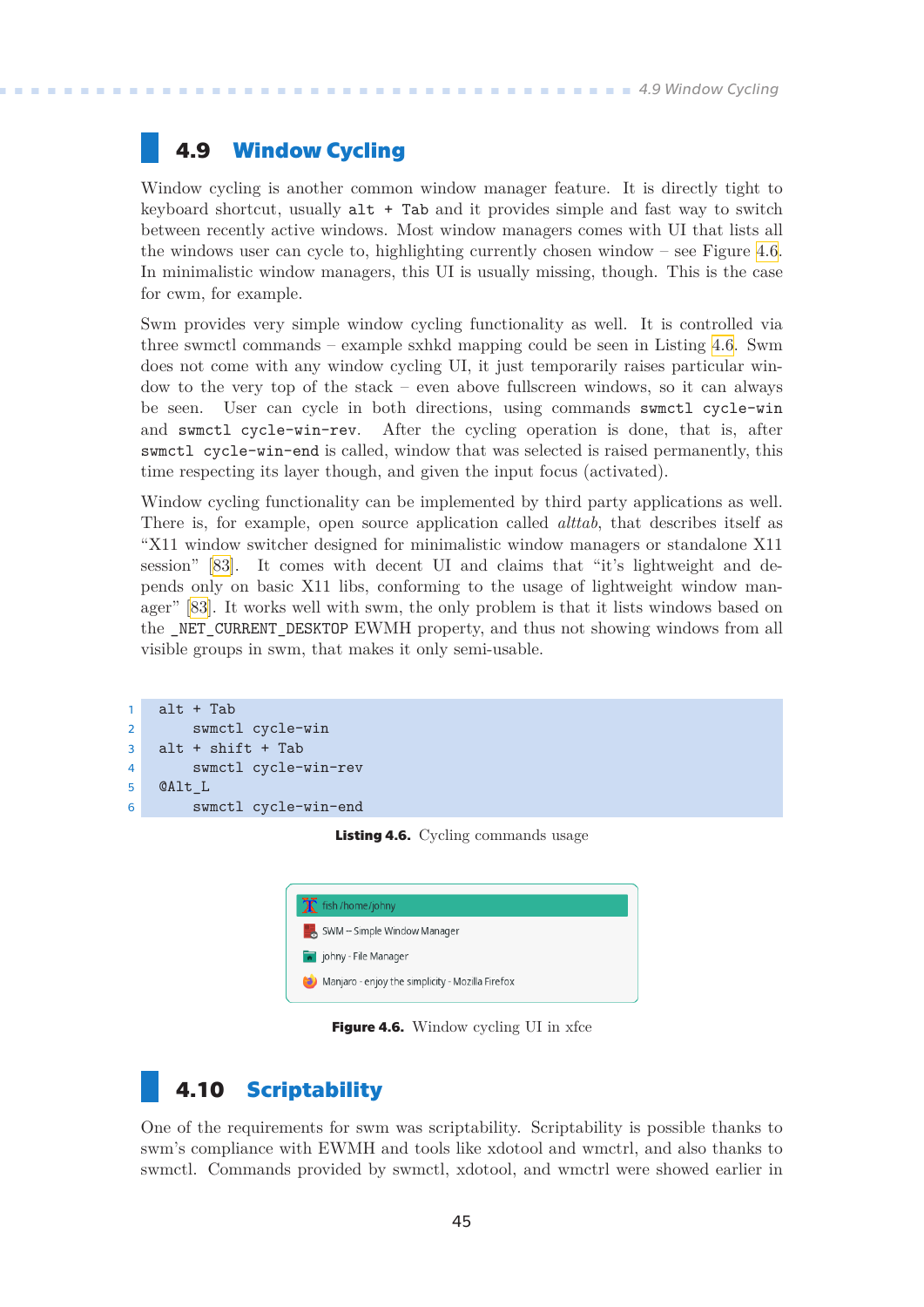## 4.9 Window Cycling

Window cycling is another common window manager feature. It is directly tight to keyboard shortcut, usually `alt + Tab` and it provides simple and fast way to switch between recently active windows. Most window managers comes with UI that lists all the windows user can cycle to, highlighting currently chosen window – see Figure 4.6. In minimalistic window managers, this UI is usually missing, though. This is the case for cwm, for example.

Swm provides very simple window cycling functionality as well. It is controlled via three swmctl commands – example sxhkd mapping could be seen in Listing 4.6. Swm does not come with any window cycling UI, it just temporarily raises particular window to the very top of the stack – even above fullscreen windows, so it can always be seen. User can cycle in both directions, using commands `swmctl cycle-win` and `swmctl cycle-win-rev`. After the cycling operation is done, that is, after `swmctl cycle-win-end` is called, window that was selected is raised permanently, this time respecting its layer though, and given the input focus (activated).

Window cycling functionality can be implemented by third party applications as well. There is, for example, open source application called *alttab*, that describes itself as "X11 window switcher designed for minimalistic window managers or standalone X11 session" [83]. It comes with decent UI and claims that "it's lightweight and depends only on basic X11 libs, conforming to the usage of lightweight window manager" [83]. It works well with swm, the only problem is that it lists windows based on the `_NET_CURRENT_DESKTOP` EWMH property, and thus not showing windows from all visible groups in swm, that makes it only semi-usable.

```
alt + Tab
    swmctl cycle-win
alt + shift + Tab
    swmctl cycle-win-rev
@Alt_L
    swmctl cycle-win-end
```

**Listing 4.6.** Cycling commands usage

fish /home/johny
SWM – Simple Window Manager
johny - File Manager
Manjaro - enjoy the simplicity - Mozilla Firefox

**Figure 4.6.** Window cycling UI in xfce

## 4.10 Scriptability

One of the requirements for swm was scriptability. Scriptability is possible thanks to swm's compliance with EWMH and tools like xdotool and wmctrl, and also thanks to swmctl. Commands provided by swmctl, xdotool, and wmctrl were showed earlier in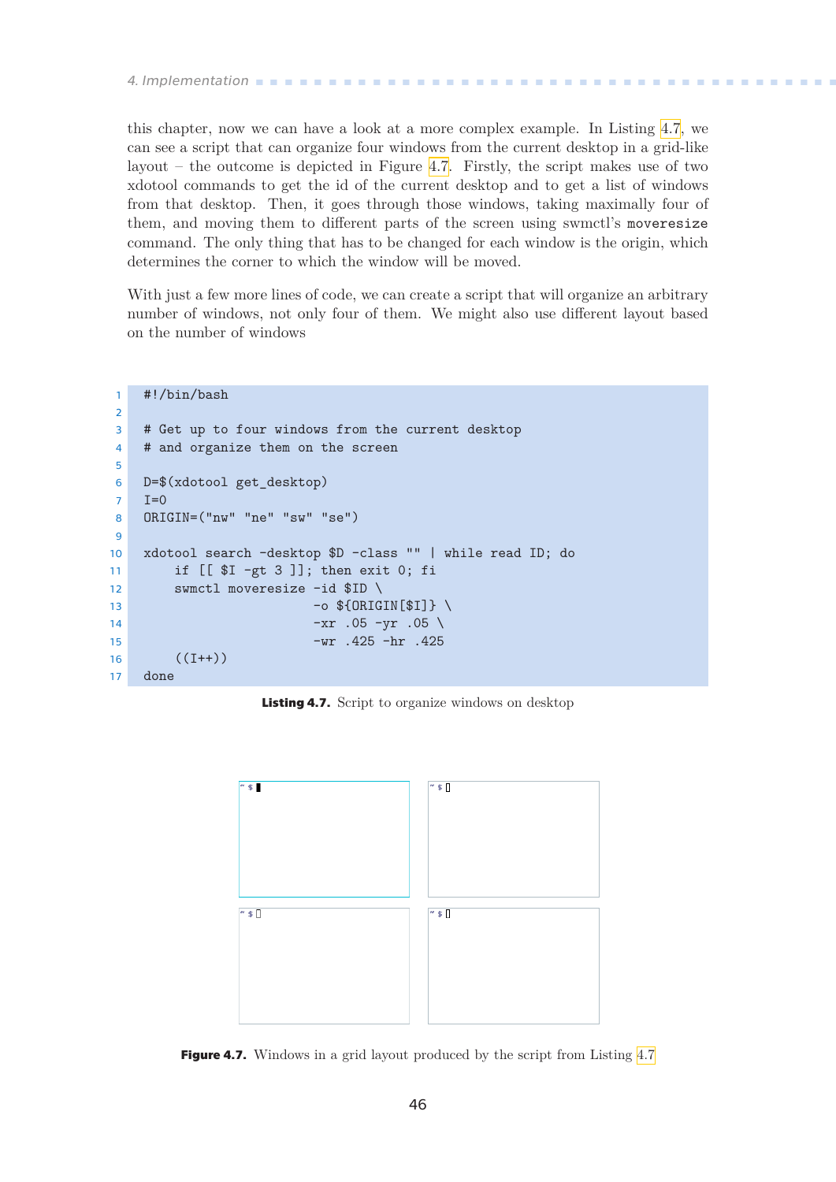this chapter, now we can have a look at a more complex example. In Listing 4.7, we can see a script that can organize four windows from the current desktop in a grid-like layout – the outcome is depicted in Figure 4.7. Firstly, the script makes use of two xdotool commands to get the id of the current desktop and to get a list of windows from that desktop. Then, it goes through those windows, taking maximally four of them, and moving them to different parts of the screen using swmctl's `moveresize` command. The only thing that has to be changed for each window is the origin, which determines the corner to which the window will be moved.

With just a few more lines of code, we can create a script that will organize an arbitrary number of windows, not only four of them. We might also use different layout based on the number of windows

```
#!/bin/bash

# Get up to four windows from the current desktop
# and organize them on the screen

D=$(xdotool get_desktop)
I=0
ORIGIN=("nw" "ne" "sw" "se")

xdotool search -desktop $D -class "" | while read ID; do
    if [[ $I -gt 3 ]]; then exit 0; fi
    swmctl moveresize -id $ID \
                      -o ${ORIGIN[$I]} \
                      -xr .05 -yr .05 \
                      -wr .425 -hr .425
    ((I++))
done
```

**Listing 4.7.** Script to organize windows on desktop

**Figure 4.7.** Windows in a grid layout produced by the script from Listing 4.7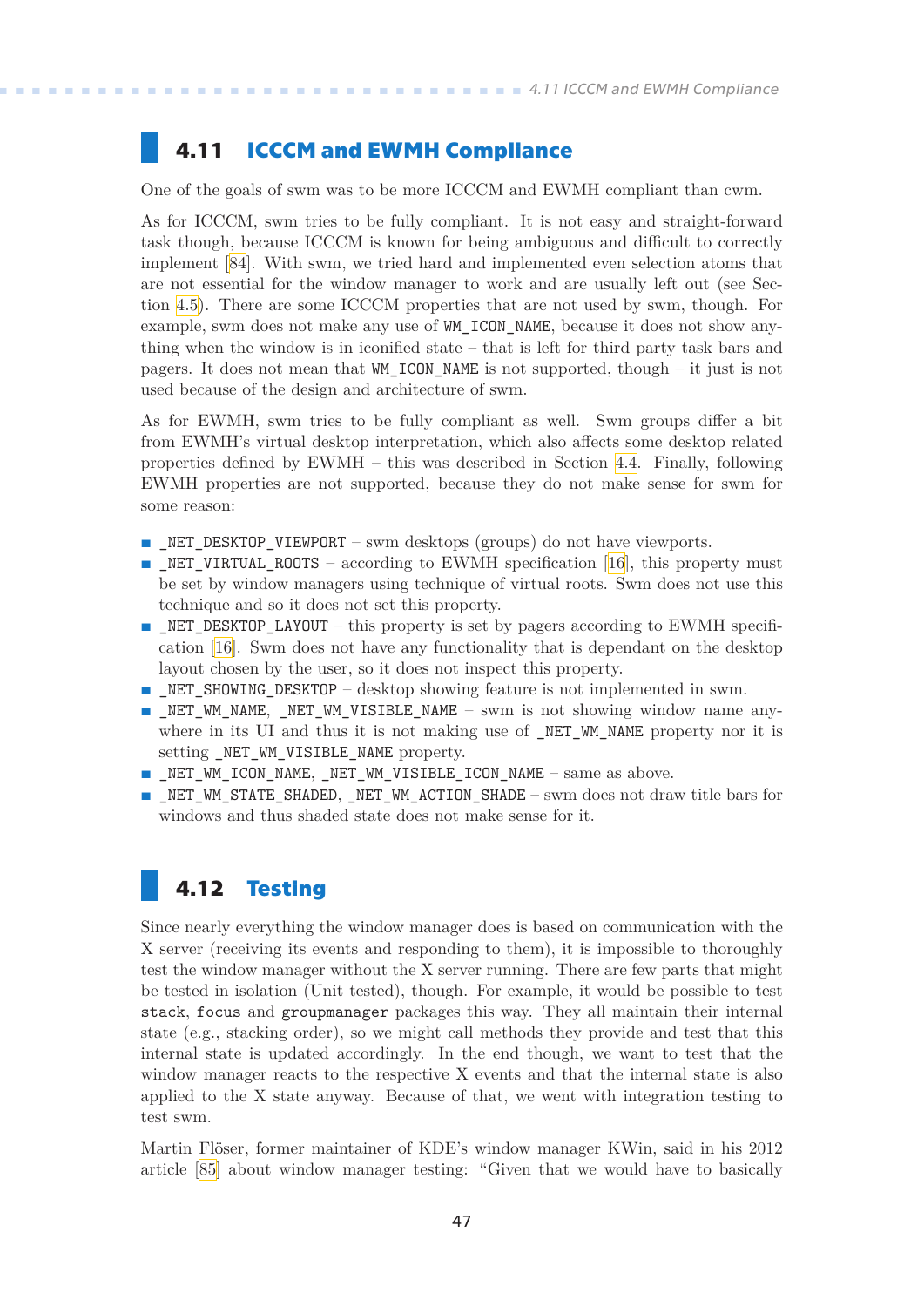## 4.11 ICCCM and EWMH Compliance

One of the goals of swm was to be more ICCCM and EWMH compliant than cwm.

As for ICCCM, swm tries to be fully compliant. It is not easy and straight-forward task though, because ICCCM is known for being ambiguous and difficult to correctly implement [84]. With swm, we tried hard and implemented even selection atoms that are not essential for the window manager to work and are usually left out (see Section 4.5). There are some ICCCM properties that are not used by swm, though. For example, swm does not make any use of `WM_ICON_NAME`, because it does not show anything when the window is in iconified state – that is left for third party task bars and pagers. It does not mean that `WM_ICON_NAME` is not supported, though – it just is not used because of the design and architecture of swm.

As for EWMH, swm tries to be fully compliant as well. Swm groups differ a bit from EWMH's virtual desktop interpretation, which also affects some desktop related properties defined by EWMH – this was described in Section 4.4. Finally, following EWMH properties are not supported, because they do not make sense for swm for some reason:

- `_NET_DESKTOP_VIEWPORT` – swm desktops (groups) do not have viewports.
- `_NET_VIRTUAL_ROOTS` – according to EWMH specification [16], this property must be set by window managers using technique of virtual roots. Swm does not use this technique and so it does not set this property.
- `_NET_DESKTOP_LAYOUT` – this property is set by pagers according to EWMH specification [16]. Swm does not have any functionality that is dependant on the desktop layout chosen by the user, so it does not inspect this property.
- `_NET_SHOWING_DESKTOP` – desktop showing feature is not implemented in swm.
- `_NET_WM_NAME`, `_NET_WM_VISIBLE_NAME` – swm is not showing window name anywhere in its UI and thus it is not making use of `_NET_WM_NAME` property nor it is setting `_NET_WM_VISIBLE_NAME` property.
- `_NET_WM_ICON_NAME`, `_NET_WM_VISIBLE_ICON_NAME` – same as above.
- `_NET_WM_STATE_SHADED`, `_NET_WM_ACTION_SHADE` – swm does not draw title bars for windows and thus shaded state does not make sense for it.

## 4.12 Testing

Since nearly everything the window manager does is based on communication with the X server (receiving its events and responding to them), it is impossible to thoroughly test the window manager without the X server running. There are few parts that might be tested in isolation (Unit tested), though. For example, it would be possible to test `stack`, `focus` and `groupmanager` packages this way. They all maintain their internal state (e.g., stacking order), so we might call methods they provide and test that this internal state is updated accordingly. In the end though, we want to test that the window manager reacts to the respective X events and that the internal state is also applied to the X state anyway. Because of that, we went with integration testing to test swm.

Martin Flöser, former maintainer of KDE's window manager KWin, said in his 2012 article [85] about window manager testing: "Given that we would have to basically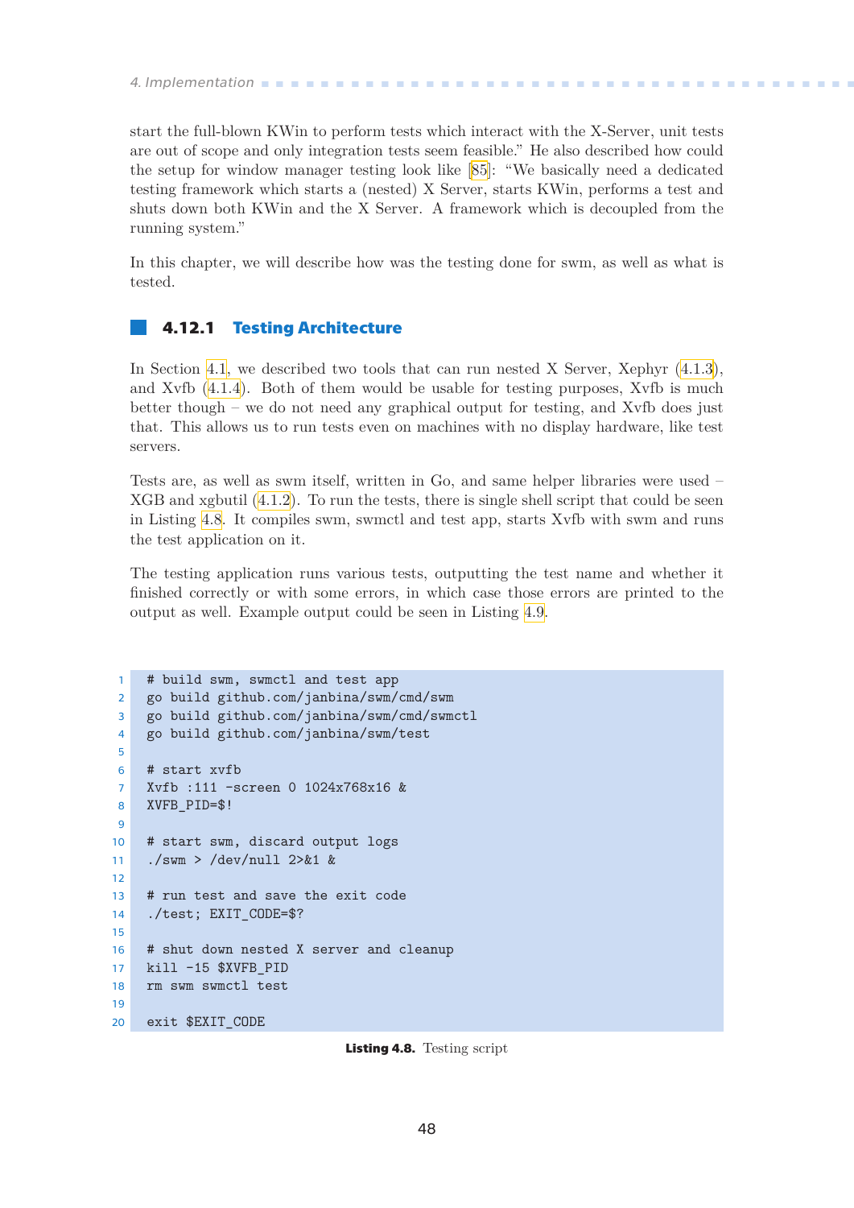start the full-blown KWin to perform tests which interact with the X-Server, unit tests are out of scope and only integration tests seem feasible." He also described how could the setup for window manager testing look like [85]: "We basically need a dedicated testing framework which starts a (nested) X Server, starts KWin, performs a test and shuts down both KWin and the X Server. A framework which is decoupled from the running system."

In this chapter, we will describe how was the testing done for swm, as well as what is tested.

### 4.12.1 Testing Architecture

In Section 4.1, we described two tools that can run nested X Server, Xephyr (4.1.3), and Xvfb (4.1.4). Both of them would be usable for testing purposes, Xvfb is much better though – we do not need any graphical output for testing, and Xvfb does just that. This allows us to run tests even on machines with no display hardware, like test servers.

Tests are, as well as swm itself, written in Go, and same helper libraries were used – XGB and xgbutil (4.1.2). To run the tests, there is single shell script that could be seen in Listing 4.8. It compiles swm, swmctl and test app, starts Xvfb with swm and runs the test application on it.

The testing application runs various tests, outputting the test name and whether it finished correctly or with some errors, in which case those errors are printed to the output as well. Example output could be seen in Listing 4.9.

```
# build swm, swmctl and test app
go build github.com/janbina/swm/cmd/swm
go build github.com/janbina/swm/cmd/swmctl
go build github.com/janbina/swm/test

# start xvfb
Xvfb :111 -screen 0 1024x768x16 &
XVFB_PID=$!

# start swm, discard output logs
./swm > /dev/null 2>&1 &

# run test and save the exit code
./test; EXIT_CODE=$?

# shut down nested X server and cleanup
kill -15 $XVFB_PID
rm swm swmctl test

exit $EXIT_CODE
```

**Listing 4.8.** Testing script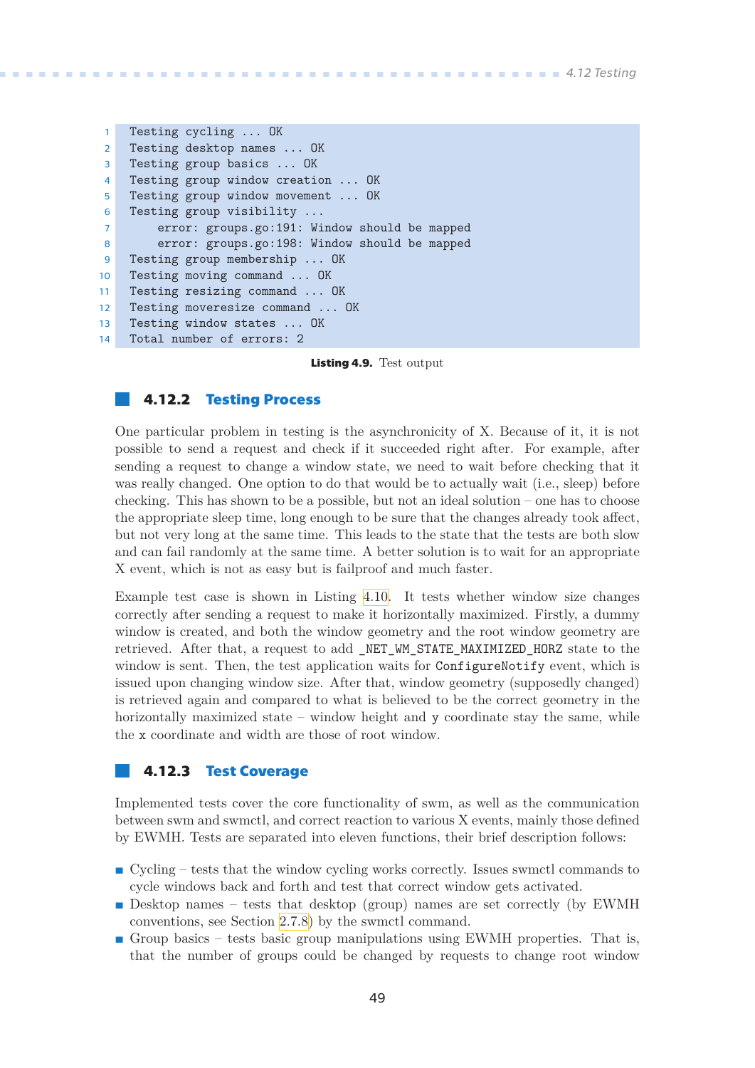```
Testing cycling ... OK
Testing desktop names ... OK
Testing group basics ... OK
Testing group window creation ... OK
Testing group window movement ... OK
Testing group visibility ...
    error: groups.go:191: Window should be mapped
    error: groups.go:198: Window should be mapped
Testing group membership ... OK
Testing moving command ... OK
Testing resizing command ... OK
Testing moveresize command ... OK
Testing window states ... OK
Total number of errors: 2
```

**Listing 4.9.** Test output

### 4.12.2 Testing Process

One particular problem in testing is the asynchronicity of X. Because of it, it is not possible to send a request and check if it succeeded right after. For example, after sending a request to change a window state, we need to wait before checking that it was really changed. One option to do that would be to actually wait (i.e., sleep) before checking. This has shown to be a possible, but not an ideal solution – one has to choose the appropriate sleep time, long enough to be sure that the changes already took affect, but not very long at the same time. This leads to the state that the tests are both slow and can fail randomly at the same time. A better solution is to wait for an appropriate X event, which is not as easy but is failproof and much faster.

Example test case is shown in Listing 4.10. It tests whether window size changes correctly after sending a request to make it horizontally maximized. Firstly, a dummy window is created, and both the window geometry and the root window geometry are retrieved. After that, a request to add `_NET_WM_STATE_MAXIMIZED_HORZ` state to the window is sent. Then, the test application waits for `ConfigureNotify` event, which is issued upon changing window size. After that, window geometry (supposedly changed) is retrieved again and compared to what is believed to be the correct geometry in the horizontally maximized state – window height and `y` coordinate stay the same, while the `x` coordinate and width are those of root window.

### 4.12.3 Test Coverage

Implemented tests cover the core functionality of swm, as well as the communication betweem swm and swmctl, and correct reaction to various X events, mainly those defined by EWMH. Tests are separated into eleven functions, their brief description follows:

- Cycling – tests that the window cycling works correctly. Issues swmctl commands to cycle windows back and forth and test that correct window gets activated.
- Desktop names – tests that desktop (group) names are set correctly (by EWMH conventions, see Section 2.7.8) by the swmctl command.
- Group basics – tests basic group manipulations using EWMH properties. That is, that the number of groups could be changed by requests to change root window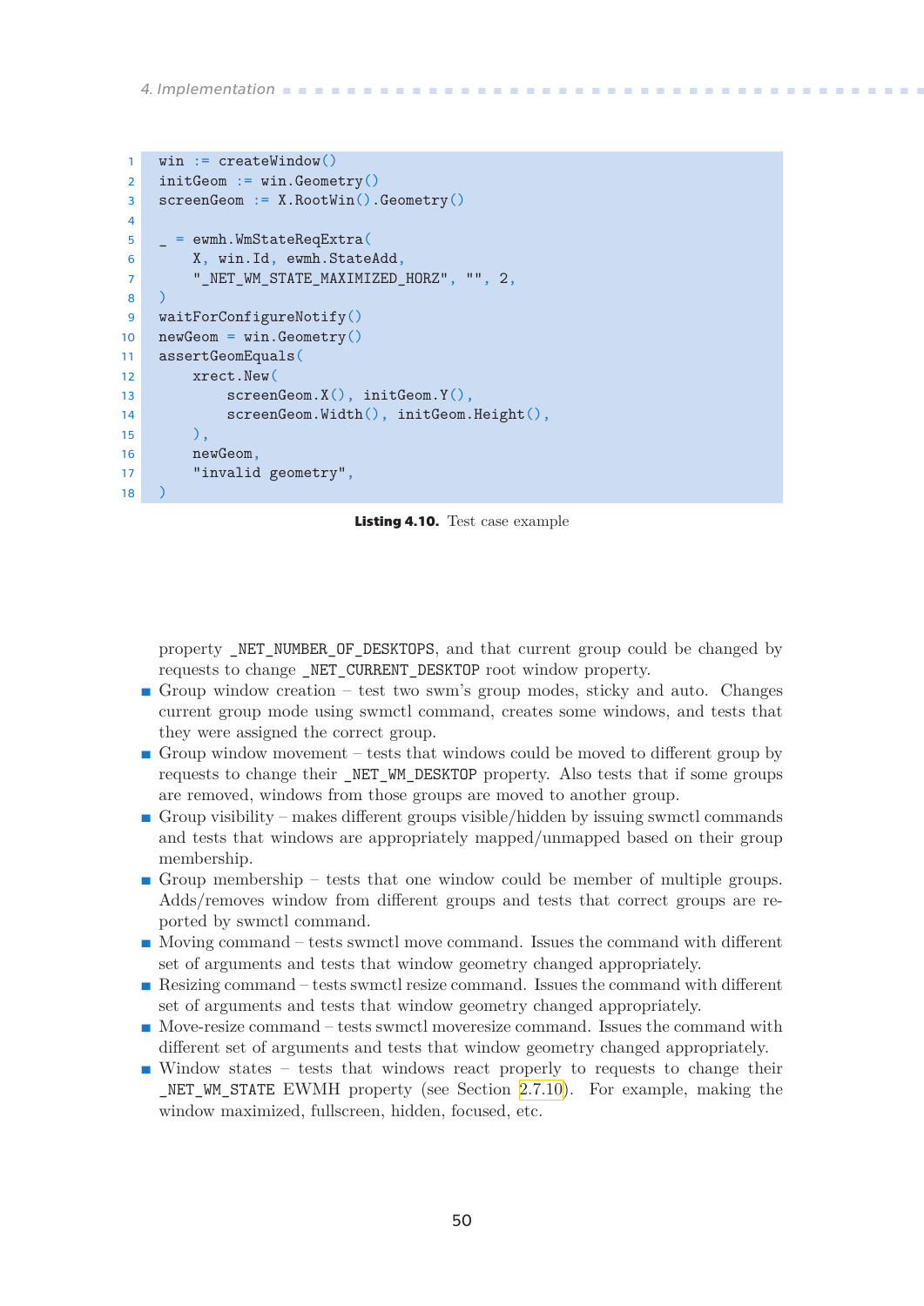```
win := createWindow()
initGeom := win.Geometry()
screenGeom := X.RootWin().Geometry()

_ = ewmh.WmStateReqExtra(
    X, win.Id, ewmh.StateAdd,
    "_NET_WM_STATE_MAXIMIZED_HORZ", "", 2,
)
waitForConfigureNotify()
newGeom = win.Geometry()
assertGeomEquals(
    xrect.New(
        screenGeom.X(), initGeom.Y(),
        screenGeom.Width(), initGeom.Height(),
    ),
    newGeom,
    "invalid geometry",
)
```

**Listing 4.10.** Test case example

property `_NET_NUMBER_OF_DESKTOPS`, and that current group could be changed by requests to change `_NET_CURRENT_DESKTOP` root window property.

- Group window creation – test two swm's group modes, sticky and auto. Changes current group mode using swmctl command, creates some windows, and tests that they were assigned the correct group.
- Group window movement – tests that windows could be moved to different group by requests to change their `_NET_WM_DESKTOP` property. Also tests that if some groups are removed, windows from those groups are moved to another group.
- Group visibility – makes different groups visible/hidden by issuing swmctl commands and tests that windows are appropriately mapped/unmapped based on their group membership.
- Group membership – tests that one window could be member of multiple groups. Adds/removes window from different groups and tests that correct groups are reported by swmctl command.
- Moving command – tests swmctl move command. Issues the command with different set of arguments and tests that window geometry changed appropriately.
- Resizing command – tests swmctl resize command. Issues the command with different set of arguments and tests that window geometry changed appropriately.
- Move-resize command – tests swmctl moveresize command. Issues the command with different set of arguments and tests that window geometry changed appropriately.
- Window states – tests that windows react properly to requests to change their `_NET_WM_STATE` EWMH property (see Section 2.7.10). For example, making the window maximized, fullscreen, hidden, focused, etc.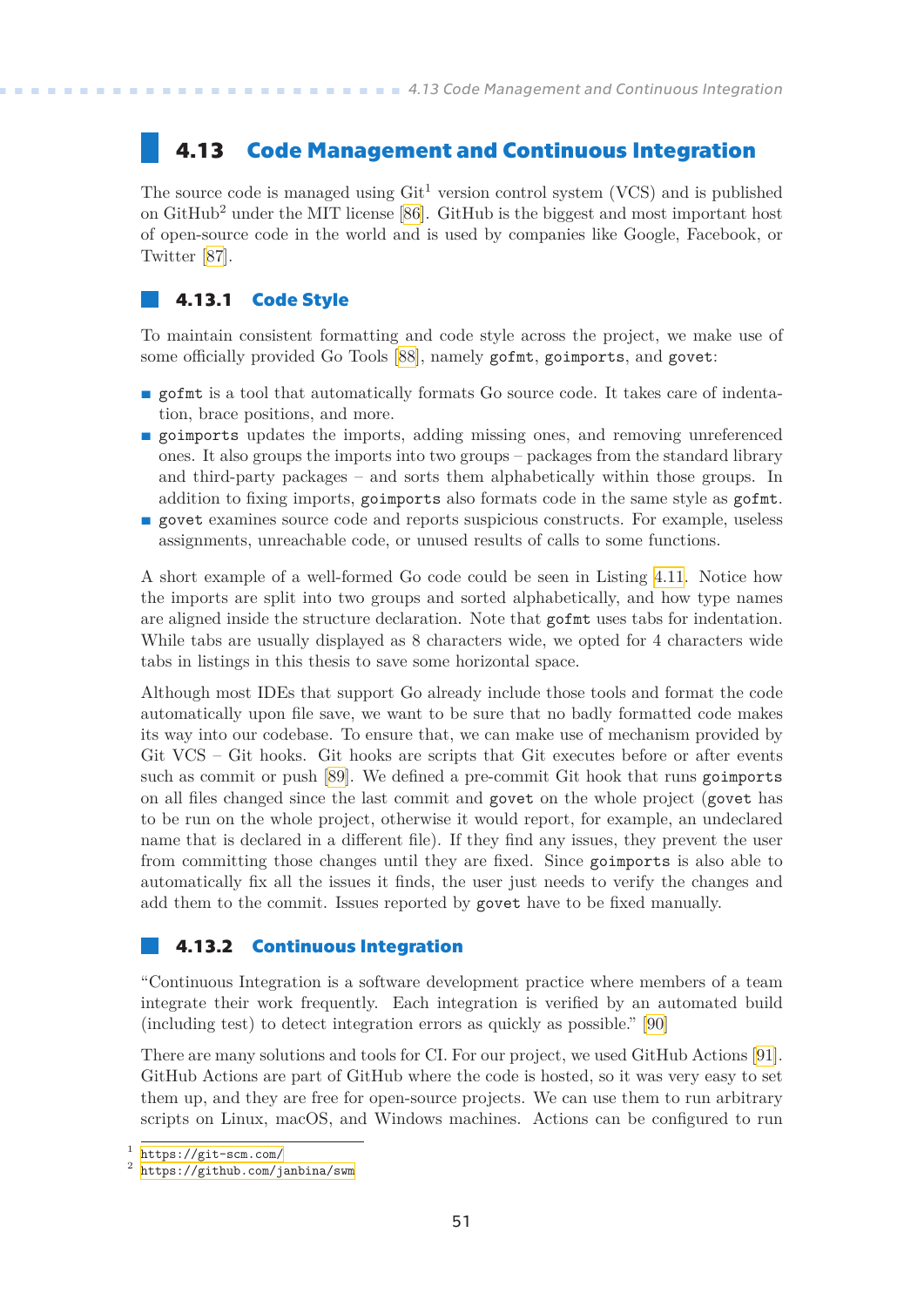## 4.13 Code Management and Continuous Integration

The source code is managed using Git[1] version control system (VCS) and is published on GitHub[2] under the MIT license [86]. GitHub is the biggest and most important host of open-source code in the world and is used by companies like Google, Facebook, or Twitter [87].

### 4.13.1 Code Style

To maintain consistent formatting and code style across the project, we make use of some officially provided Go Tools [88], namely `gofmt`, `goimports`, and `govet`:

- `gofmt` is a tool that automatically formats Go source code. It takes care of indentation, brace positions, and more.
- `goimports` updates the imports, adding missing ones, and removing unreferenced ones. It also groups the imports into two groups – packages from the standard library and third-party packages – and sorts them alphabetically within those groups. In addition to fixing imports, `goimports` also formats code in the same style as `gofmt`.
- `govet` examines source code and reports suspicious constructs. For example, useless assignments, unreachable code, or unused results of calls to some functions.

A short example of a well-formed Go code could be seen in Listing 4.11. Notice how the imports are split into two groups and sorted alphabetically, and how type names are aligned inside the structure declaration. Note that `gofmt` uses tabs for indentation. While tabs are usually displayed as 8 characters wide, we opted for 4 characters wide tabs in listings in this thesis to save some horizontal space.

Although most IDEs that support Go already include those tools and format the code automatically upon file save, we want to be sure that no badly formatted code makes its way into our codebase. To ensure that, we can make use of mechanism provided by Git VCS – Git hooks. Git hooks are scripts that Git executes before or after events such as commit or push [89]. We defined a pre-commit Git hook that runs `goimports` on all files changed since the last commit and `govet` on the whole project (`govet` has to be run on the whole project, otherwise it would report, for example, an undeclared name that is declared in a different file). If they find any issues, they prevent the user from committing those changes until they are fixed. Since `goimports` is also able to automatically fix all the issues it finds, the user just needs to verify the changes and add them to the commit. Issues reported by `govet` have to be fixed manually.

### 4.13.2 Continuous Integration

"Continuous Integration is a software development practice where members of a team integrate their work frequently. Each integration is verified by an automated build (including test) to detect integration errors as quickly as possible." [90]

There are many solutions and tools for CI. For our project, we used GitHub Actions [91]. GitHub Actions are part of GitHub where the code is hosted, so it was very easy to set them up, and they are free for open-source projects. We can use them to run arbitrary scripts on Linux, macOS, and Windows machines. Actions can be configured to run

[1] https://git-scm.com/
[2] https://github.com/janbina/swm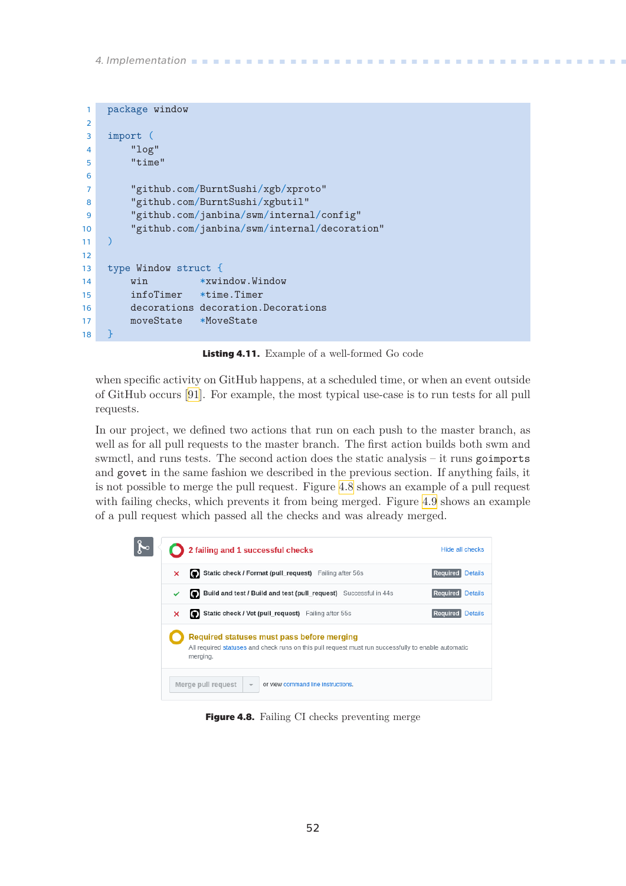```go
package window

import (
	"log"
	"time"

	"github.com/BurntSushi/xgb/xproto"
	"github.com/BurntSushi/xgbutil"
	"github.com/janbina/swm/internal/config"
	"github.com/janbina/swm/internal/decoration"
)

type Window struct {
	win         *xwindow.Window
	infoTimer   *time.Timer
	decorations decoration.Decorations
	moveState   *MoveState
}
```

**Listing 4.11.** Example of a well-formed Go code

when specific activity on GitHub happens, at a scheduled time, or when an event outside of GitHub occurs [91]. For example, the most typical use-case is to run tests for all pull requests.

In our project, we defined two actions that run on each push to the master branch, as well as for all pull requests to the master branch. The first action builds both swm and swmctl, and runs tests. The second action does the static analysis – it runs `goimports` and `govet` in the same fashion we described in the previous section. If anything fails, it is not possible to merge the pull request. Figure 4.8 shows an example of a pull request with failing checks, which prevents it from being merged. Figure 4.9 shows an example of a pull request which passed all the checks and was already merged.

**Figure 4.8.** Failing CI checks preventing merge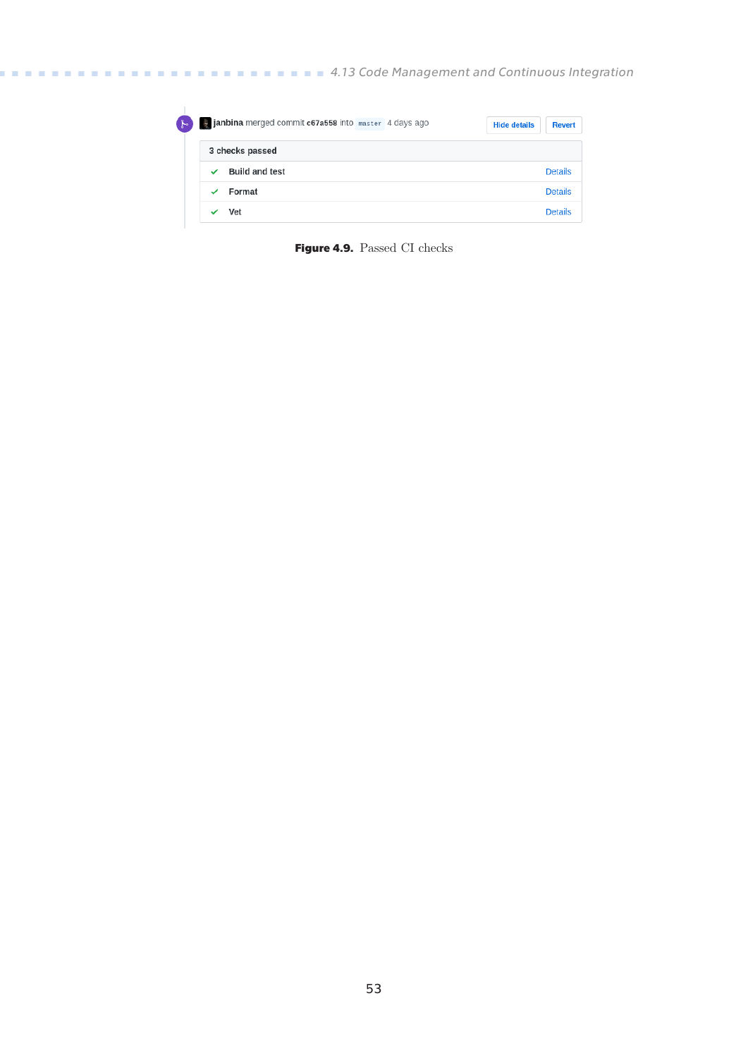janbina merged commit c67a558 into master 4 days ago

Hide details | Revert

3 checks passed

| | | |
|---|---|---|
| ✓ | Build and test | Details |
| ✓ | Format | Details |
| ✓ | Vet | Details |

**Figure 4.9.** Passed CI checks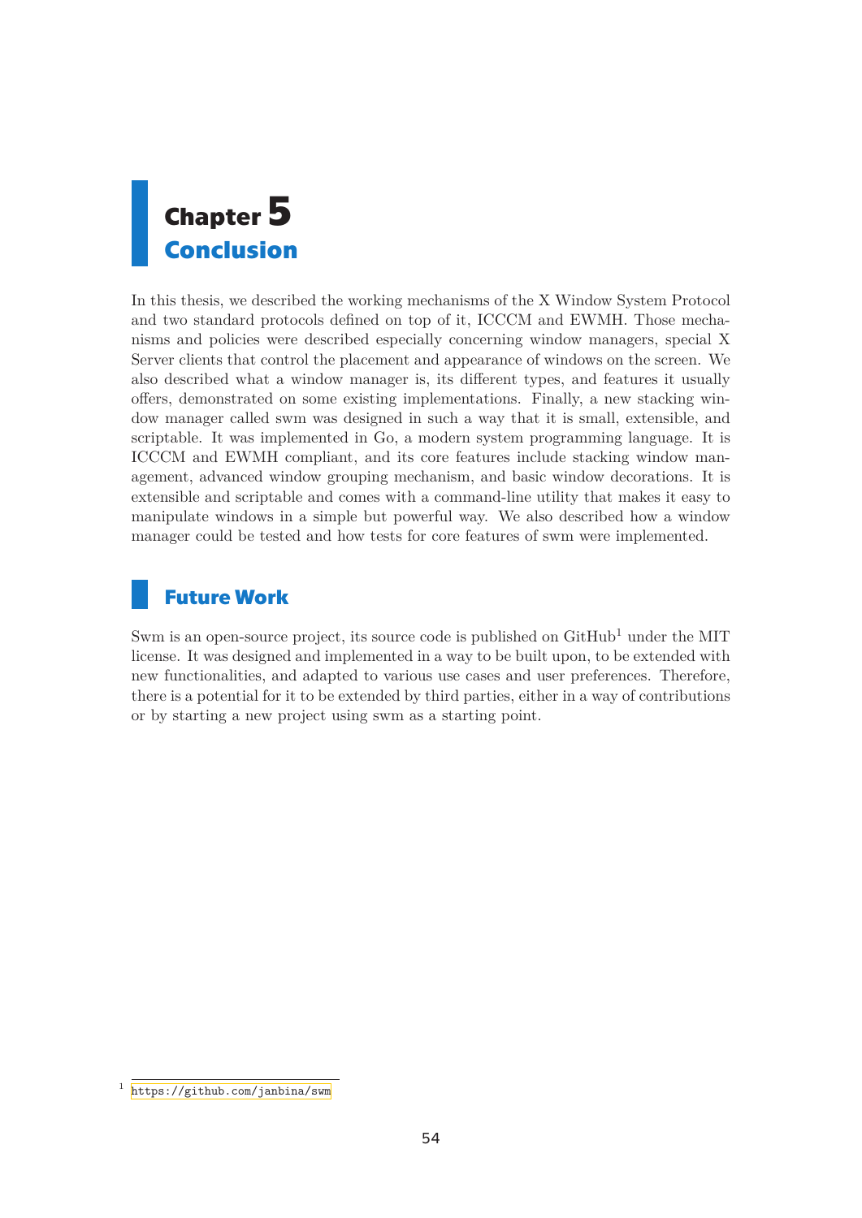# Chapter 5
# Conclusion

In this thesis, we described the working mechanisms of the X Window System Protocol and two standard protocols defined on top of it, ICCCM and EWMH. Those mechanisms and policies were described especially concerning window managers, special X Server clients that control the placement and appearance of windows on the screen. We also described what a window manager is, its different types, and features it usually offers, demonstrated on some existing implementations. Finally, a new stacking window manager called swm was designed in such a way that it is small, extensible, and scriptable. It was implemented in Go, a modern system programming language. It is ICCCM and EWMH compliant, and its core features include stacking window management, advanced window grouping mechanism, and basic window decorations. It is extensible and scriptable and comes with a command-line utility that makes it easy to manipulate windows in a simple but powerful way. We also described how a window manager could be tested and how tests for core features of swm were implemented.

## Future Work

Swm is an open-source project, its source code is published on GitHub[1] under the MIT license. It was designed and implemented in a way to be built upon, to be extended with new functionalities, and adapted to various use cases and user preferences. Therefore, there is a potential for it to be extended by third parties, either in a way of contributions or by starting a new project using swm as a starting point.

[1] https://github.com/janbina/swm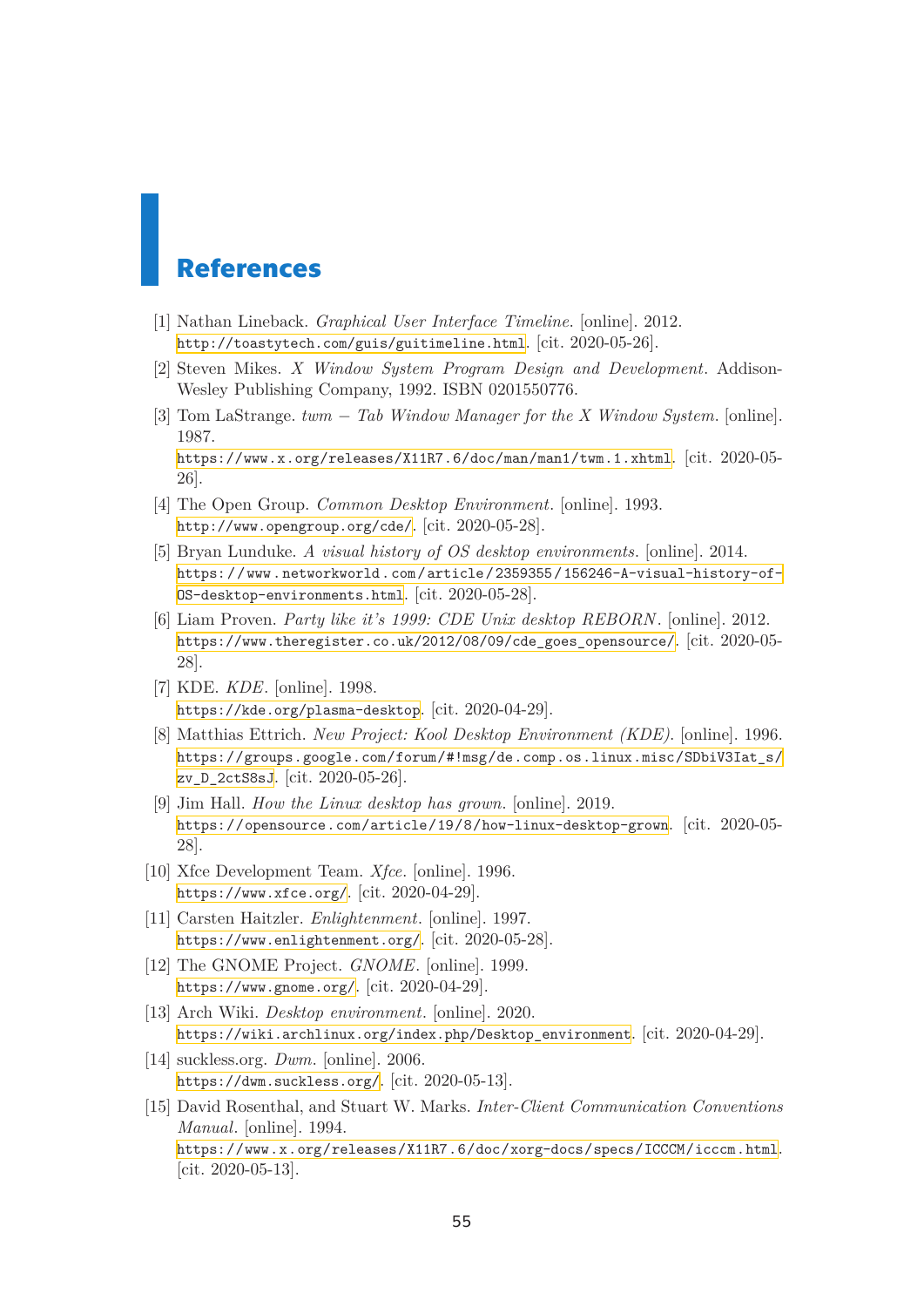# References

[1] Nathan Lineback. *Graphical User Interface Timeline*. [online]. 2012. http://toastytech.com/guis/guitimeline.html. [cit. 2020-05-26].

[2] Steven Mikes. *X Window System Program Design and Development*. Addison-Wesley Publishing Company, 1992. ISBN 0201550776.

[3] Tom LaStrange. *twm – Tab Window Manager for the X Window System*. [online]. 1987. https://www.x.org/releases/X11R7.6/doc/man/man1/twm.1.xhtml. [cit. 2020-05-26].

[4] The Open Group. *Common Desktop Environment*. [online]. 1993. http://www.opengroup.org/cde/. [cit. 2020-05-28].

[5] Bryan Lunduke. *A visual history of OS desktop environments*. [online]. 2014. https://www.networkworld.com/article/2359355/156246-A-visual-history-of-OS-desktop-environments.html. [cit. 2020-05-28].

[6] Liam Proven. *Party like it's 1999: CDE Unix desktop REBORN*. [online]. 2012. https://www.theregister.co.uk/2012/08/09/cde_goes_opensource/. [cit. 2020-05-28].

[7] KDE. *KDE*. [online]. 1998. https://kde.org/plasma-desktop. [cit. 2020-04-29].

[8] Matthias Ettrich. *New Project: Kool Desktop Environment (KDE)*. [online]. 1996. https://groups.google.com/forum/#!msg/de.comp.os.linux.misc/SDbiV3Iat_s/zv_D_2ctS8sJ. [cit. 2020-05-26].

[9] Jim Hall. *How the Linux desktop has grown*. [online]. 2019. https://opensource.com/article/19/8/how-linux-desktop-grown. [cit. 2020-05-28].

[10] Xfce Development Team. *Xfce*. [online]. 1996. https://www.xfce.org/. [cit. 2020-04-29].

[11] Carsten Haitzler. *Enlightenment*. [online]. 1997. https://www.enlightenment.org/. [cit. 2020-05-28].

[12] The GNOME Project. *GNOME*. [online]. 1999. https://www.gnome.org/. [cit. 2020-04-29].

[13] Arch Wiki. *Desktop environment*. [online]. 2020. https://wiki.archlinux.org/index.php/Desktop_environment. [cit. 2020-04-29].

[14] suckless.org. *Dwm*. [online]. 2006. https://dwm.suckless.org/. [cit. 2020-05-13].

[15] David Rosenthal, and Stuart W. Marks. *Inter-Client Communication Conventions Manual*. [online]. 1994. https://www.x.org/releases/X11R7.6/doc/xorg-docs/specs/ICCCM/icccm.html. [cit. 2020-05-13].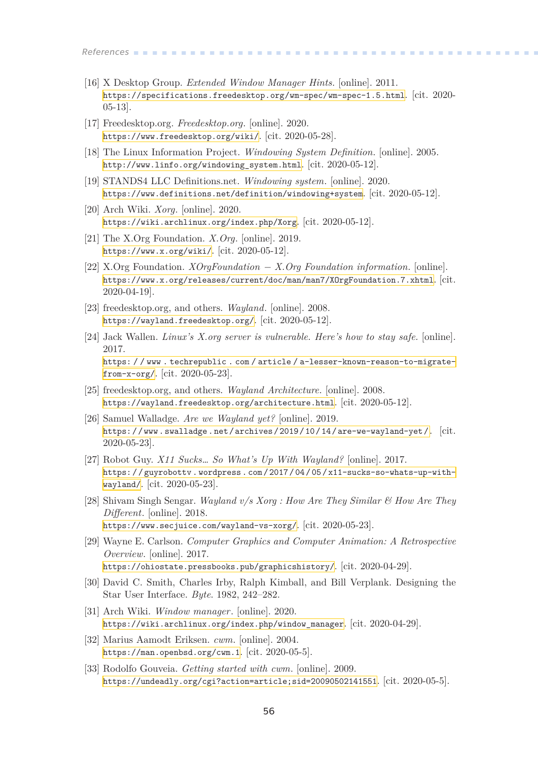[16] X Desktop Group. *Extended Window Manager Hints.* [online]. 2011. https://specifications.freedesktop.org/wm-spec/wm-spec-1.5.html. [cit. 2020-05-13].

[17] Freedesktop.org. *Freedesktop.org.* [online]. 2020. https://www.freedesktop.org/wiki/. [cit. 2020-05-28].

[18] The Linux Information Project. *Windowing System Definition.* [online]. 2005. http://www.linfo.org/windowing_system.html. [cit. 2020-05-12].

[19] STANDS4 LLC Definitions.net. *Windowing system.* [online]. 2020. https://www.definitions.net/definition/windowing+system. [cit. 2020-05-12].

[20] Arch Wiki. *Xorg.* [online]. 2020. https://wiki.archlinux.org/index.php/Xorg. [cit. 2020-05-12].

[21] The X.Org Foundation. *X.Org.* [online]. 2019. https://www.x.org/wiki/. [cit. 2020-05-12].

[22] X.Org Foundation. *XOrgFoundation − X.Org Foundation information.* [online]. https://www.x.org/releases/current/doc/man/man7/XOrgFoundation.7.xhtml. [cit. 2020-04-19].

[23] freedesktop.org, and others. *Wayland.* [online]. 2008. https://wayland.freedesktop.org/. [cit. 2020-05-12].

[24] Jack Wallen. *Linux's X.org server is vulnerable. Here's how to stay safe.* [online]. 2017. https://www.techrepublic.com/article/a-lesser-known-reason-to-migrate-from-x-org/. [cit. 2020-05-23].

[25] freedesktop.org, and others. *Wayland Architecture.* [online]. 2008. https://wayland.freedesktop.org/architecture.html. [cit. 2020-05-12].

[26] Samuel Walladge. *Are we Wayland yet?* [online]. 2019. https://www.swalladge.net/archives/2019/10/14/are-we-wayland-yet/. [cit. 2020-05-23].

[27] Robot Guy. *X11 Sucks... So What's Up With Wayland?* [online]. 2017. https://guyrobottv.wordpress.com/2017/04/05/x11-sucks-so-whats-up-with-wayland/. [cit. 2020-05-23].

[28] Shivam Singh Sengar. *Wayland v/s Xorg : How Are They Similar & How Are They Different.* [online]. 2018. https://www.secjuice.com/wayland-vs-xorg/. [cit. 2020-05-23].

[29] Wayne E. Carlson. *Computer Graphics and Computer Animation: A Retrospective Overview.* [online]. 2017. https://ohiostate.pressbooks.pub/graphicshistory/. [cit. 2020-04-29].

[30] David C. Smith, Charles Irby, Ralph Kimball, and Bill Verplank. Designing the Star User Interface. *Byte.* 1982, 242–282.

[31] Arch Wiki. *Window manager.* [online]. 2020. https://wiki.archlinux.org/index.php/window_manager. [cit. 2020-04-29].

[32] Marius Aamodt Eriksen. *cwm.* [online]. 2004. https://man.openbsd.org/cwm.1. [cit. 2020-05-5].

[33] Rodolfo Gouveia. *Getting started with cwm.* [online]. 2009. https://undeadly.org/cgi?action=article;sid=20090502141551. [cit. 2020-05-5].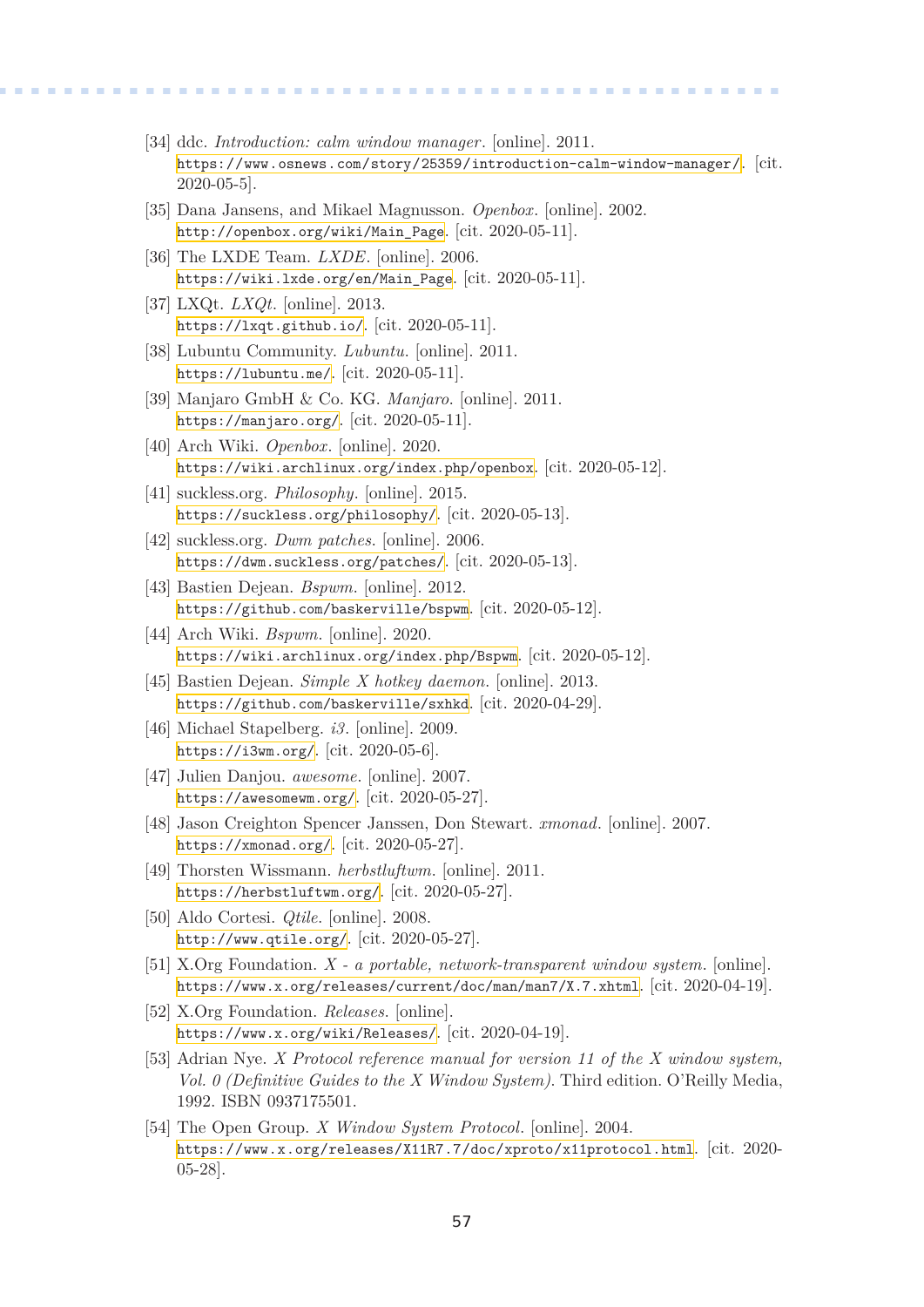[34] ddc. *Introduction: calm window manager*. [online]. 2011. https://www.osnews.com/story/25359/introduction-calm-window-manager/. [cit. 2020-05-5].

[35] Dana Jansens, and Mikael Magnusson. *Openbox*. [online]. 2002. http://openbox.org/wiki/Main_Page. [cit. 2020-05-11].

[36] The LXDE Team. *LXDE*. [online]. 2006. https://wiki.lxde.org/en/Main_Page. [cit. 2020-05-11].

[37] LXQt. *LXQt*. [online]. 2013. https://lxqt.github.io/. [cit. 2020-05-11].

[38] Lubuntu Community. *Lubuntu*. [online]. 2011. https://lubuntu.me/. [cit. 2020-05-11].

[39] Manjaro GmbH & Co. KG. *Manjaro*. [online]. 2011. https://manjaro.org/. [cit. 2020-05-11].

[40] Arch Wiki. *Openbox*. [online]. 2020. https://wiki.archlinux.org/index.php/openbox. [cit. 2020-05-12].

[41] suckless.org. *Philosophy*. [online]. 2015. https://suckless.org/philosophy/. [cit. 2020-05-13].

[42] suckless.org. *Dwm patches*. [online]. 2006. https://dwm.suckless.org/patches/. [cit. 2020-05-13].

[43] Bastien Dejean. *Bspwm*. [online]. 2012. https://github.com/baskerville/bspwm. [cit. 2020-05-12].

[44] Arch Wiki. *Bspwm*. [online]. 2020. https://wiki.archlinux.org/index.php/Bspwm. [cit. 2020-05-12].

[45] Bastien Dejean. *Simple X hotkey daemon*. [online]. 2013. https://github.com/baskerville/sxhkd. [cit. 2020-04-29].

[46] Michael Stapelberg. *i3*. [online]. 2009. https://i3wm.org/. [cit. 2020-05-6].

[47] Julien Danjou. *awesome*. [online]. 2007. https://awesomewm.org/. [cit. 2020-05-27].

[48] Jason Creighton Spencer Janssen, Don Stewart. *xmonad*. [online]. 2007. https://xmonad.org/. [cit. 2020-05-27].

[49] Thorsten Wissmann. *herbstluftwm*. [online]. 2011. https://herbstluftwm.org/. [cit. 2020-05-27].

[50] Aldo Cortesi. *Qtile*. [online]. 2008. http://www.qtile.org/. [cit. 2020-05-27].

[51] X.Org Foundation. *X - a portable, network-transparent window system*. [online]. https://www.x.org/releases/current/doc/man/man7/X.7.xhtml. [cit. 2020-04-19].

[52] X.Org Foundation. *Releases*. [online]. https://www.x.org/wiki/Releases/. [cit. 2020-04-19].

[53] Adrian Nye. *X Protocol reference manual for version 11 of the X window system, Vol. 0 (Definitive Guides to the X Window System)*. Third edition. O'Reilly Media, 1992. ISBN 0937175501.

[54] The Open Group. *X Window System Protocol*. [online]. 2004. https://www.x.org/releases/X11R7.7/doc/xproto/x11protocol.html. [cit. 2020-05-28].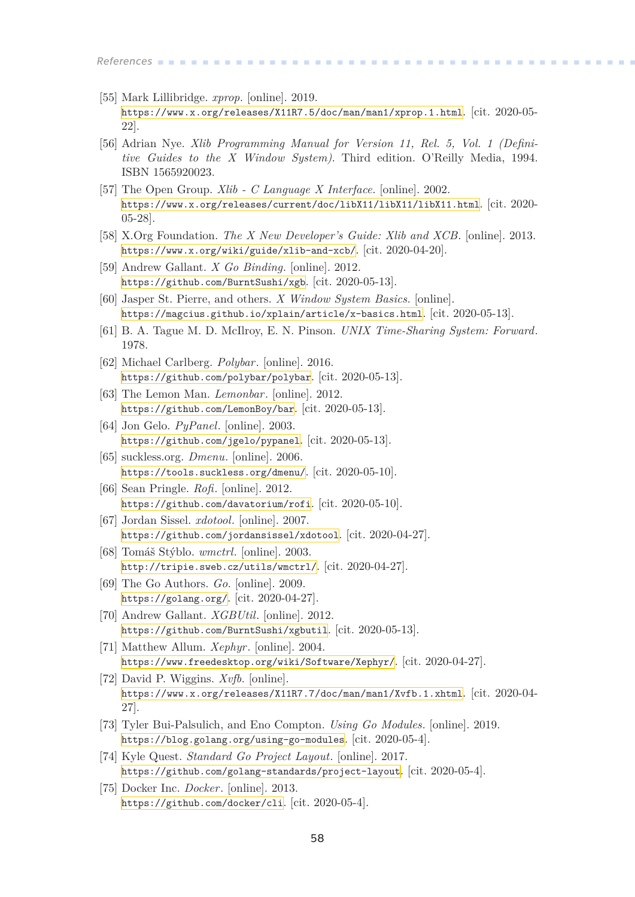[55] Mark Lillibridge. *xprop*. [online]. 2019.
https://www.x.org/releases/X11R7.5/doc/man/man1/xprop.1.html. [cit. 2020-05-22].

[56] Adrian Nye. *Xlib Programming Manual for Version 11, Rel. 5, Vol. 1 (Definitive Guides to the X Window System)*. Third edition. O'Reilly Media, 1994. ISBN 1565920023.

[57] The Open Group. *Xlib - C Language X Interface*. [online]. 2002.
https://www.x.org/releases/current/doc/libX11/libX11/libX11.html. [cit. 2020-05-28].

[58] X.Org Foundation. *The X New Developer's Guide: Xlib and XCB*. [online]. 2013.
https://www.x.org/wiki/guide/xlib-and-xcb/. [cit. 2020-04-20].

[59] Andrew Gallant. *X Go Binding*. [online]. 2012.
https://github.com/BurntSushi/xgb. [cit. 2020-05-13].

[60] Jasper St. Pierre, and others. *X Window System Basics*. [online].
https://magcius.github.io/xplain/article/x-basics.html. [cit. 2020-05-13].

[61] B. A. Tague M. D. McIlroy, E. N. Pinson. *UNIX Time-Sharing System: Forward*. 1978.

[62] Michael Carlberg. *Polybar*. [online]. 2016.
https://github.com/polybar/polybar. [cit. 2020-05-13].

[63] The Lemon Man. *Lemonbar*. [online]. 2012.
https://github.com/LemonBoy/bar. [cit. 2020-05-13].

[64] Jon Gelo. *PyPanel*. [online]. 2003.
https://github.com/jgelo/pypanel. [cit. 2020-05-13].

[65] suckless.org. *Dmenu*. [online]. 2006.
https://tools.suckless.org/dmenu/. [cit. 2020-05-10].

[66] Sean Pringle. *Rofi*. [online]. 2012.
https://github.com/davatorium/rofi. [cit. 2020-05-10].

[67] Jordan Sissel. *xdotool*. [online]. 2007.
https://github.com/jordansissel/xdotool. [cit. 2020-04-27].

[68] Tomáš Stýblo. *wmctrl*. [online]. 2003.
http://tripie.sweb.cz/utils/wmctrl/. [cit. 2020-04-27].

[69] The Go Authors. *Go*. [online]. 2009.
https://golang.org/. [cit. 2020-04-27].

[70] Andrew Gallant. *XGBUtil*. [online]. 2012.
https://github.com/BurntSushi/xgbutil. [cit. 2020-05-13].

[71] Matthew Allum. *Xephyr*. [online]. 2004.
https://www.freedesktop.org/wiki/Software/Xephyr/. [cit. 2020-04-27].

[72] David P. Wiggins. *Xvfb*. [online].
https://www.x.org/releases/X11R7.7/doc/man/man1/Xvfb.1.xhtml. [cit. 2020-04-27].

[73] Tyler Bui-Palsulich, and Eno Compton. *Using Go Modules*. [online]. 2019.
https://blog.golang.org/using-go-modules. [cit. 2020-05-4].

[74] Kyle Quest. *Standard Go Project Layout*. [online]. 2017.
https://github.com/golang-standards/project-layout. [cit. 2020-05-4].

[75] Docker Inc. *Docker*. [online]. 2013.
https://github.com/docker/cli. [cit. 2020-05-4].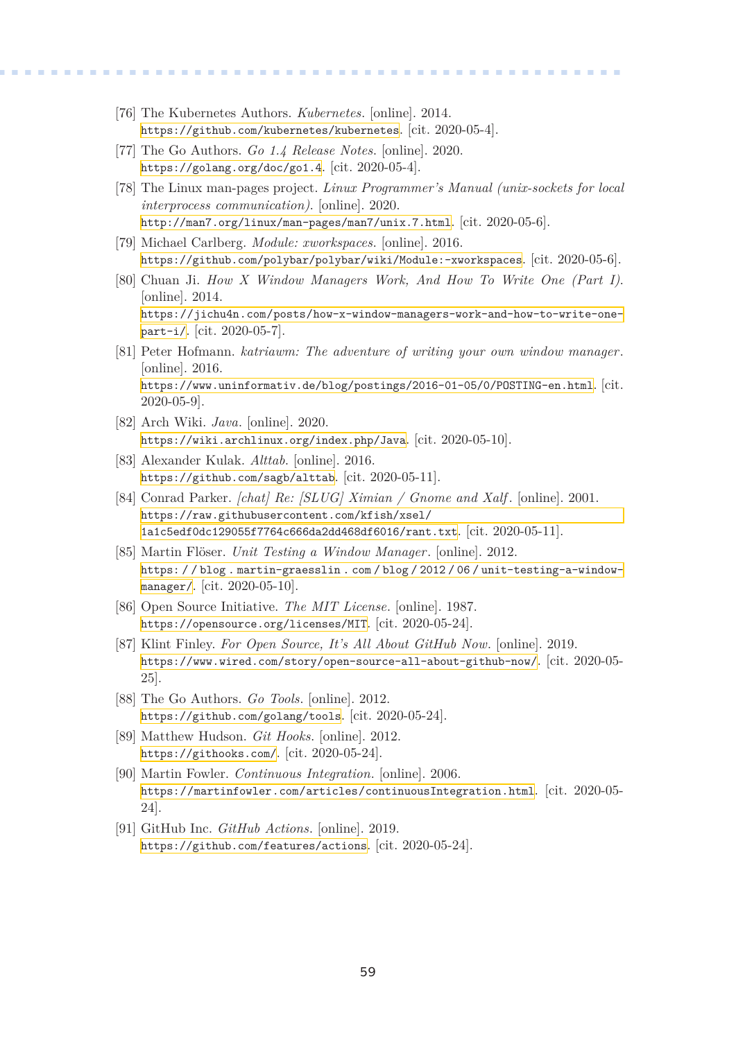[76] The Kubernetes Authors. *Kubernetes*. [online]. 2014. https://github.com/kubernetes/kubernetes. [cit. 2020-05-4].

[77] The Go Authors. *Go 1.4 Release Notes*. [online]. 2020. https://golang.org/doc/go1.4. [cit. 2020-05-4].

[78] The Linux man-pages project. *Linux Programmer's Manual (unix-sockets for local interprocess communication)*. [online]. 2020. http://man7.org/linux/man-pages/man7/unix.7.html. [cit. 2020-05-6].

[79] Michael Carlberg. *Module: xworkspaces*. [online]. 2016. https://github.com/polybar/polybar/wiki/Module:-xworkspaces. [cit. 2020-05-6].

[80] Chuan Ji. *How X Window Managers Work, And How To Write One (Part I)*. [online]. 2014. https://jichu4n.com/posts/how-x-window-managers-work-and-how-to-write-one-part-i/. [cit. 2020-05-7].

[81] Peter Hofmann. *katriawm: The adventure of writing your own window manager*. [online]. 2016. https://www.uninformativ.de/blog/postings/2016-01-05/0/POSTING-en.html. [cit. 2020-05-9].

[82] Arch Wiki. *Java*. [online]. 2020. https://wiki.archlinux.org/index.php/Java. [cit. 2020-05-10].

[83] Alexander Kulak. *Alttab*. [online]. 2016. https://github.com/sagb/alttab. [cit. 2020-05-11].

[84] Conrad Parker. *[chat] Re: [SLUG] Ximian / Gnome and Xalf*. [online]. 2001. https://raw.githubusercontent.com/kfish/xsel/1a1c5edf0dc129055f7764c666da2dd468df6016/rant.txt. [cit. 2020-05-11].

[85] Martin Flöser. *Unit Testing a Window Manager*. [online]. 2012. https://blog.martin-graesslin.com/blog/2012/06/unit-testing-a-window-manager/. [cit. 2020-05-10].

[86] Open Source Initiative. *The MIT License*. [online]. 1987. https://opensource.org/licenses/MIT. [cit. 2020-05-24].

[87] Klint Finley. *For Open Source, It's All About GitHub Now*. [online]. 2019. https://www.wired.com/story/open-source-all-about-github-now/. [cit. 2020-05-25].

[88] The Go Authors. *Go Tools*. [online]. 2012. https://github.com/golang/tools. [cit. 2020-05-24].

[89] Matthew Hudson. *Git Hooks*. [online]. 2012. https://githooks.com/. [cit. 2020-05-24].

[90] Martin Fowler. *Continuous Integration*. [online]. 2006. https://martinfowler.com/articles/continuousIntegration.html. [cit. 2020-05-24].

[91] GitHub Inc. *GitHub Actions*. [online]. 2019. https://github.com/features/actions. [cit. 2020-05-24].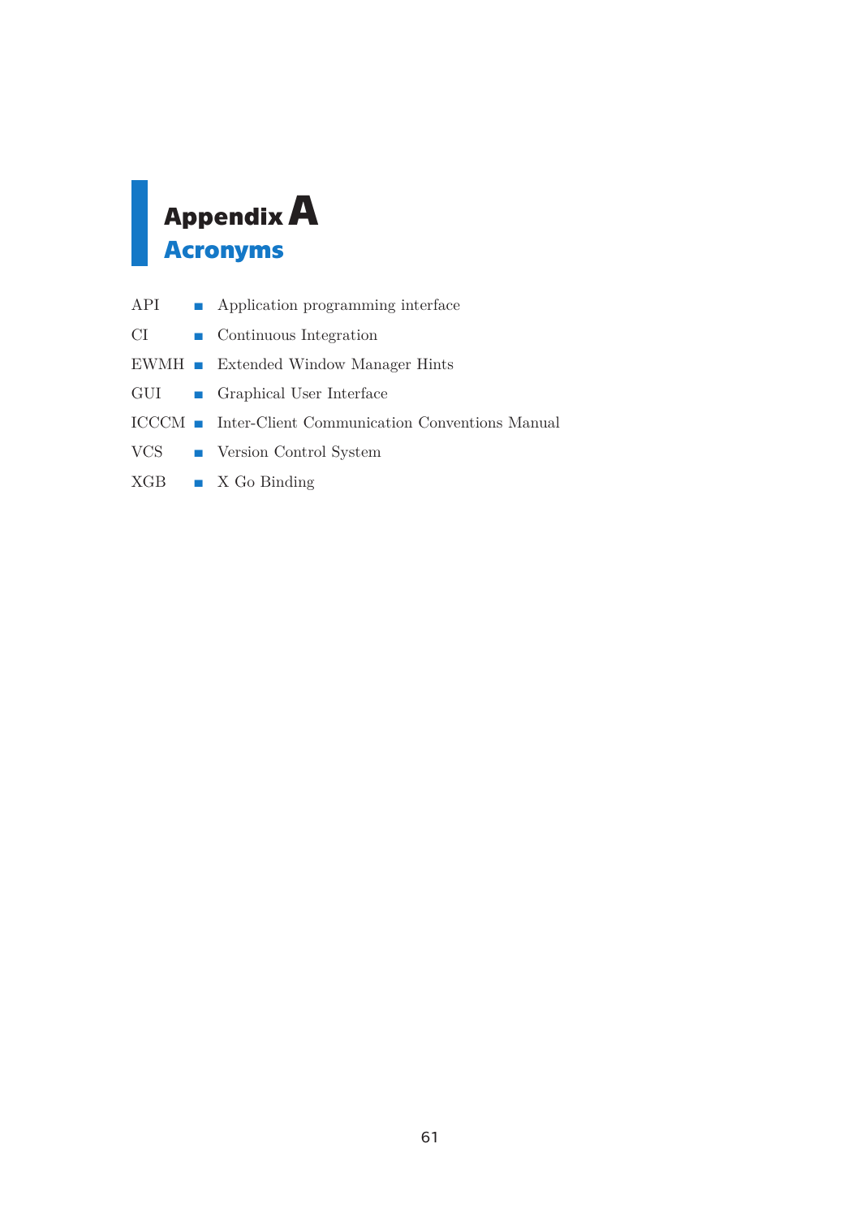# Appendix A
# Acronyms

- **API** ■ Application programming interface
- **CI** ■ Continuous Integration
- **EWMH** ■ Extended Window Manager Hints
- **GUI** ■ Graphical User Interface
- **ICCCM** ■ Inter-Client Communication Conventions Manual
- **VCS** ■ Version Control System
- **XGB** ■ X Go Binding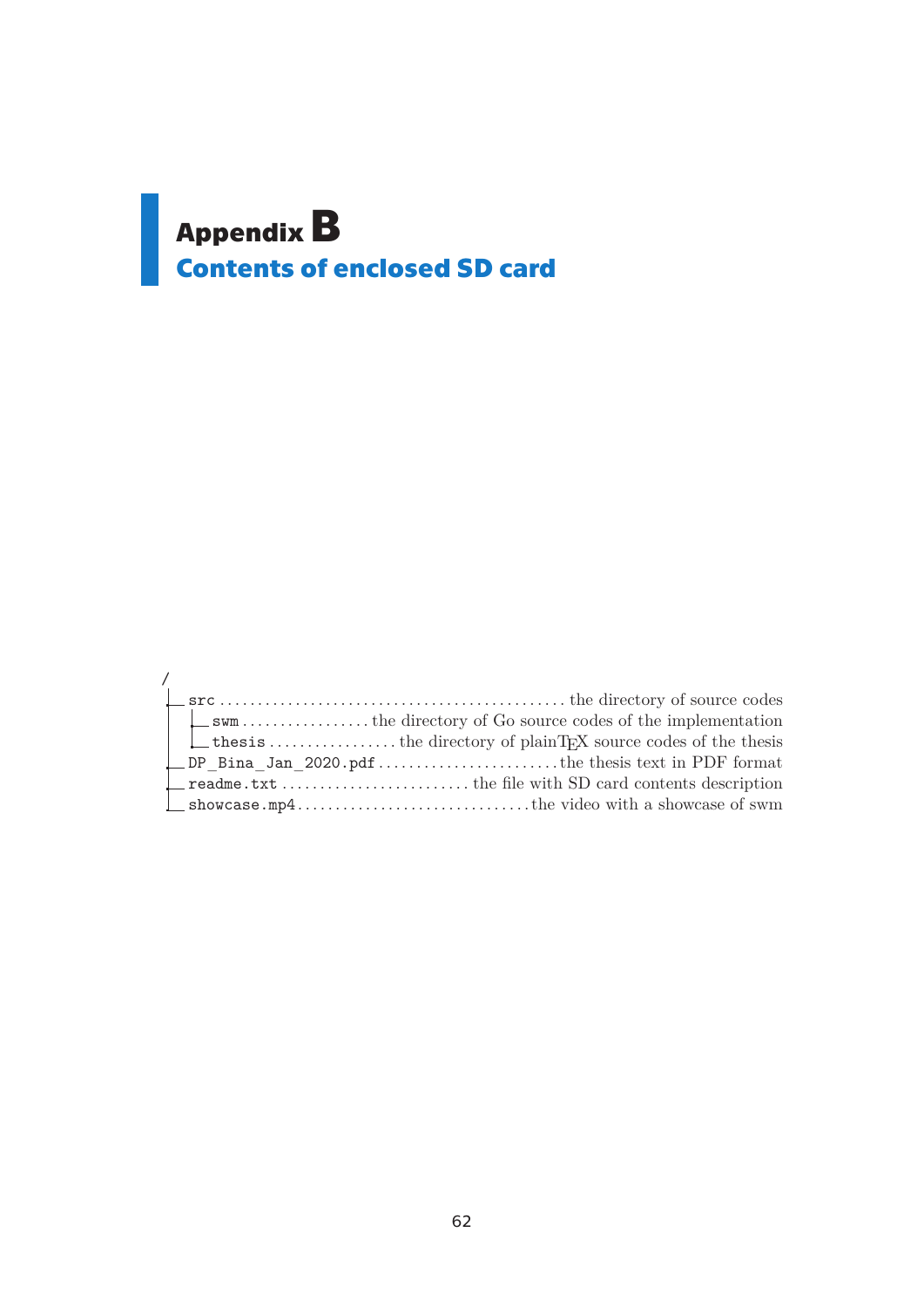# Appendix B
## Contents of enclosed SD card

```
/
├── src ............................................. the directory of source codes
│   ├── swm ................. the directory of Go source codes of the implementation
│   └── thesis ................. the directory of plainTEX source codes of the thesis
├── DP_Bina_Jan_2020.pdf ........................ the thesis text in PDF format
├── readme.txt ......................... the file with SD card contents description
└── showcase.mp4 ............................... the video with a showcase of swm
```